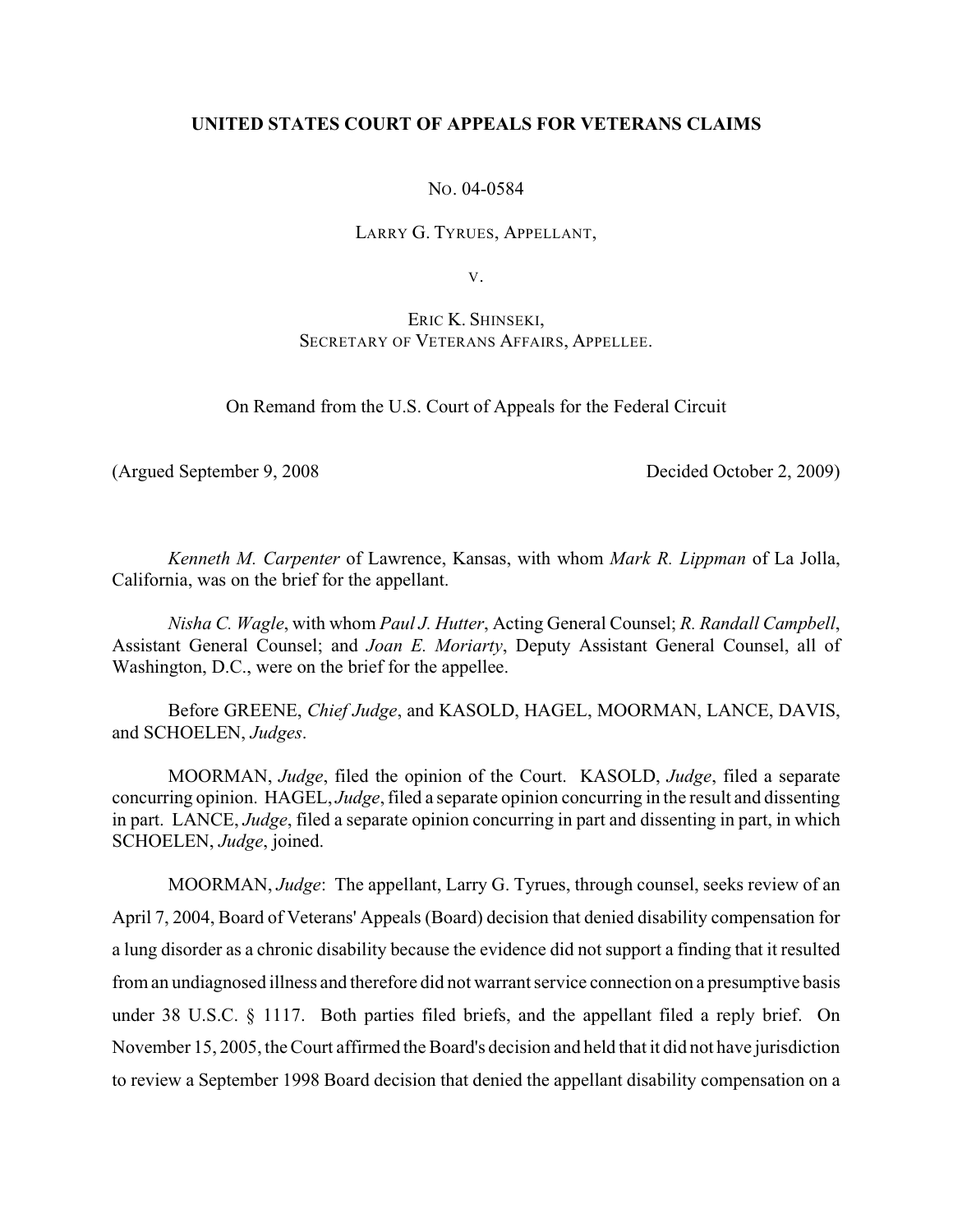**UNITED STATES COURT OF APPEALS FOR VETERANS CLAIMS**

NO. 04-0584

LARRY G. TYRUES, APPELLANT,

V.

ERIC K. SHINSEKI,
SECRETARY OF VETERANS AFFAIRS, APPELLEE.

On Remand from the U.S. Court of Appeals for the Federal Circuit

(Argued September 9, 2008 Decided October 2, 2009)

*Kenneth M. Carpenter* of Lawrence, Kansas, with whom *Mark R. Lippman* of La Jolla, California, was on the brief for the appellant.

*Nisha C. Wagle*, with whom *Paul J. Hutter*, Acting General Counsel; *R. Randall Campbell*, Assistant General Counsel; and *Joan E. Moriarty*, Deputy Assistant General Counsel, all of Washington, D.C., were on the brief for the appellee.

Before GREENE, *Chief Judge*, and KASOLD, HAGEL, MOORMAN, LANCE, DAVIS, and SCHOELEN, *Judges*.

MOORMAN, *Judge*, filed the opinion of the Court. KASOLD, *Judge*, filed a separate concurring opinion. HAGEL, *Judge*, filed a separate opinion concurring in the result and dissenting in part. LANCE, *Judge*, filed a separate opinion concurring in part and dissenting in part, in which SCHOELEN, *Judge*, joined.

MOORMAN, *Judge*: The appellant, Larry G. Tyrues, through counsel, seeks review of an April 7, 2004, Board of Veterans' Appeals (Board) decision that denied disability compensation for a lung disorder as a chronic disability because the evidence did not support a finding that it resulted from an undiagnosed illness and therefore did not warrant service connection on a presumptive basis under 38 U.S.C. § 1117. Both parties filed briefs, and the appellant filed a reply brief. On November 15, 2005, the Court affirmed the Board's decision and held that it did not have jurisdiction to review a September 1998 Board decision that denied the appellant disability compensation on a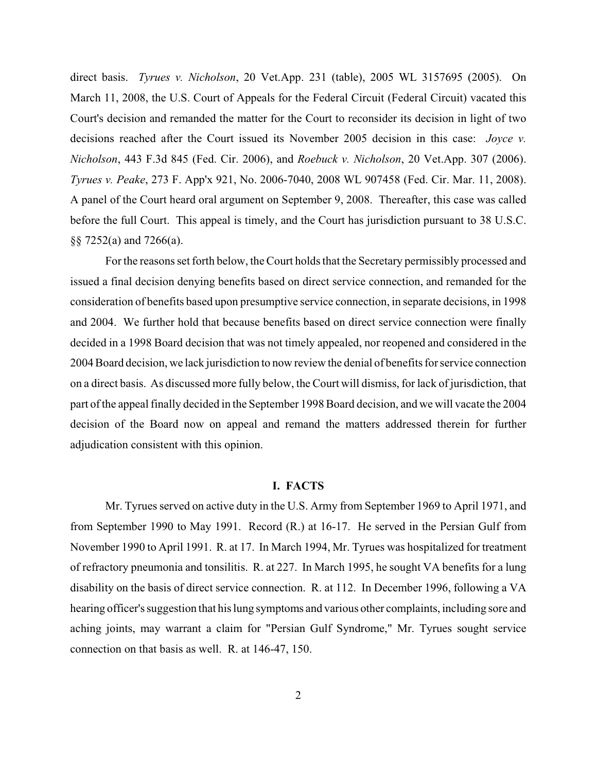direct basis. *Tyrues v. Nicholson*, 20 Vet.App. 231 (table), 2005 WL 3157695 (2005). On March 11, 2008, the U.S. Court of Appeals for the Federal Circuit (Federal Circuit) vacated this Court's decision and remanded the matter for the Court to reconsider its decision in light of two decisions reached after the Court issued its November 2005 decision in this case: *Joyce v. Nicholson*, 443 F.3d 845 (Fed. Cir. 2006), and *Roebuck v. Nicholson*, 20 Vet.App. 307 (2006). *Tyrues v. Peake*, 273 F. App'x 921, No. 2006-7040, 2008 WL 907458 (Fed. Cir. Mar. 11, 2008). A panel of the Court heard oral argument on September 9, 2008. Thereafter, this case was called before the full Court. This appeal is timely, and the Court has jurisdiction pursuant to 38 U.S.C. §§ 7252(a) and 7266(a).

For the reasons set forth below, the Court holds that the Secretary permissibly processed and issued a final decision denying benefits based on direct service connection, and remanded for the consideration of benefits based upon presumptive service connection, in separate decisions, in 1998 and 2004. We further hold that because benefits based on direct service connection were finally decided in a 1998 Board decision that was not timely appealed, nor reopened and considered in the 2004 Board decision, we lack jurisdiction to now review the denial of benefits for service connection on a direct basis. As discussed more fully below, the Court will dismiss, for lack of jurisdiction, that part of the appeal finally decided in the September 1998 Board decision, and we will vacate the 2004 decision of the Board now on appeal and remand the matters addressed therein for further adjudication consistent with this opinion.

## I. FACTS

Mr. Tyrues served on active duty in the U.S. Army from September 1969 to April 1971, and from September 1990 to May 1991. Record (R.) at 16-17. He served in the Persian Gulf from November 1990 to April 1991. R. at 17. In March 1994, Mr. Tyrues was hospitalized for treatment of refractory pneumonia and tonsilitis. R. at 227. In March 1995, he sought VA benefits for a lung disability on the basis of direct service connection. R. at 112. In December 1996, following a VA hearing officer's suggestion that his lung symptoms and various other complaints, including sore and aching joints, may warrant a claim for "Persian Gulf Syndrome," Mr. Tyrues sought service connection on that basis as well. R. at 146-47, 150.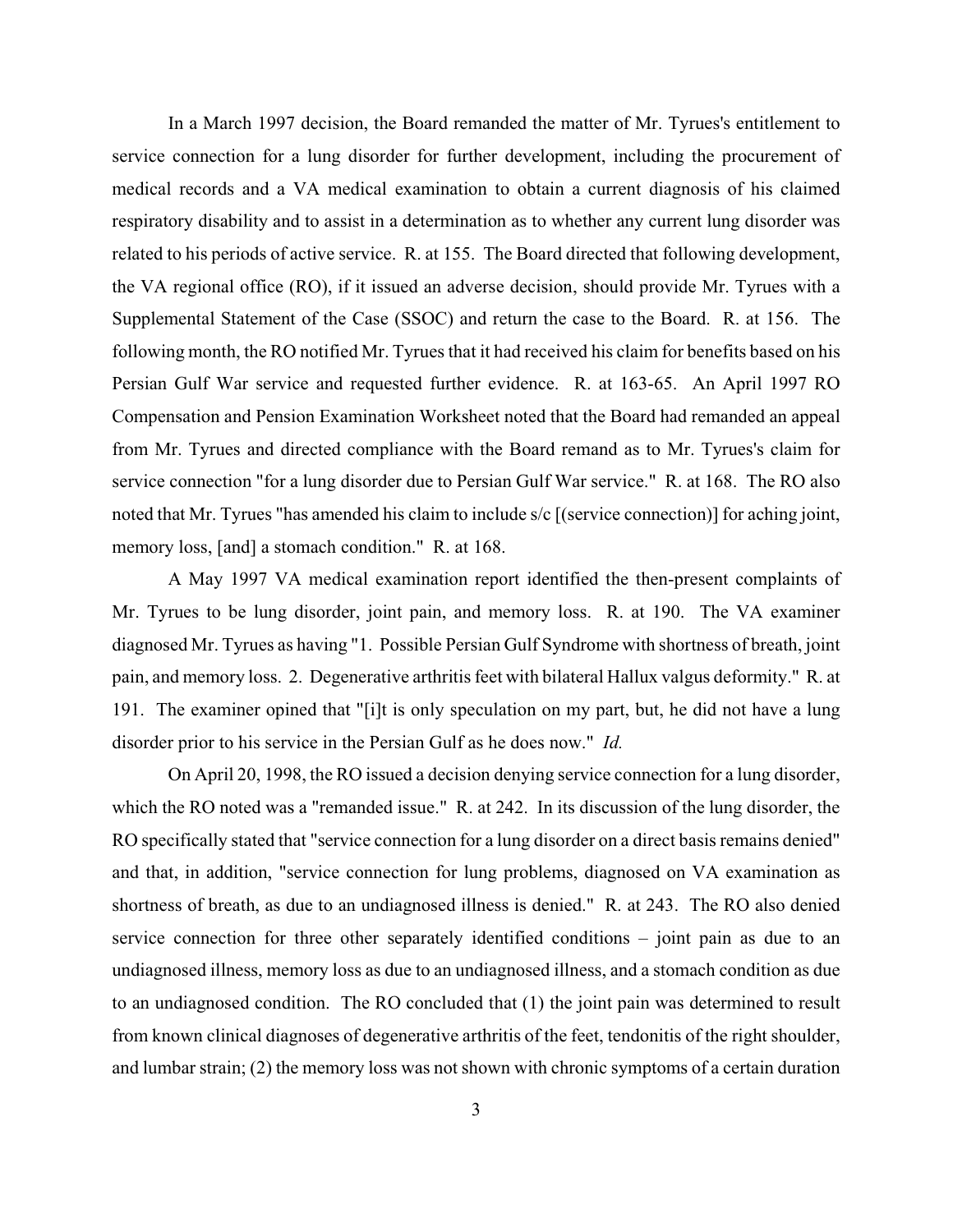In a March 1997 decision, the Board remanded the matter of Mr. Tyrues's entitlement to service connection for a lung disorder for further development, including the procurement of medical records and a VA medical examination to obtain a current diagnosis of his claimed respiratory disability and to assist in a determination as to whether any current lung disorder was related to his periods of active service. R. at 155. The Board directed that following development, the VA regional office (RO), if it issued an adverse decision, should provide Mr. Tyrues with a Supplemental Statement of the Case (SSOC) and return the case to the Board. R. at 156. The following month, the RO notified Mr. Tyrues that it had received his claim for benefits based on his Persian Gulf War service and requested further evidence. R. at 163-65. An April 1997 RO Compensation and Pension Examination Worksheet noted that the Board had remanded an appeal from Mr. Tyrues and directed compliance with the Board remand as to Mr. Tyrues's claim for service connection "for a lung disorder due to Persian Gulf War service." R. at 168. The RO also noted that Mr. Tyrues "has amended his claim to include s/c [(service connection)] for aching joint, memory loss, [and] a stomach condition." R. at 168.

A May 1997 VA medical examination report identified the then-present complaints of Mr. Tyrues to be lung disorder, joint pain, and memory loss. R. at 190. The VA examiner diagnosed Mr. Tyrues as having "1. Possible Persian Gulf Syndrome with shortness of breath, joint pain, and memory loss. 2. Degenerative arthritis feet with bilateral Hallux valgus deformity." R. at 191. The examiner opined that "[i]t is only speculation on my part, but, he did not have a lung disorder prior to his service in the Persian Gulf as he does now." *Id.*

On April 20, 1998, the RO issued a decision denying service connection for a lung disorder, which the RO noted was a "remanded issue." R. at 242. In its discussion of the lung disorder, the RO specifically stated that "service connection for a lung disorder on a direct basis remains denied" and that, in addition, "service connection for lung problems, diagnosed on VA examination as shortness of breath, as due to an undiagnosed illness is denied." R. at 243. The RO also denied service connection for three other separately identified conditions – joint pain as due to an undiagnosed illness, memory loss as due to an undiagnosed illness, and a stomach condition as due to an undiagnosed condition. The RO concluded that (1) the joint pain was determined to result from known clinical diagnoses of degenerative arthritis of the feet, tendonitis of the right shoulder, and lumbar strain; (2) the memory loss was not shown with chronic symptoms of a certain duration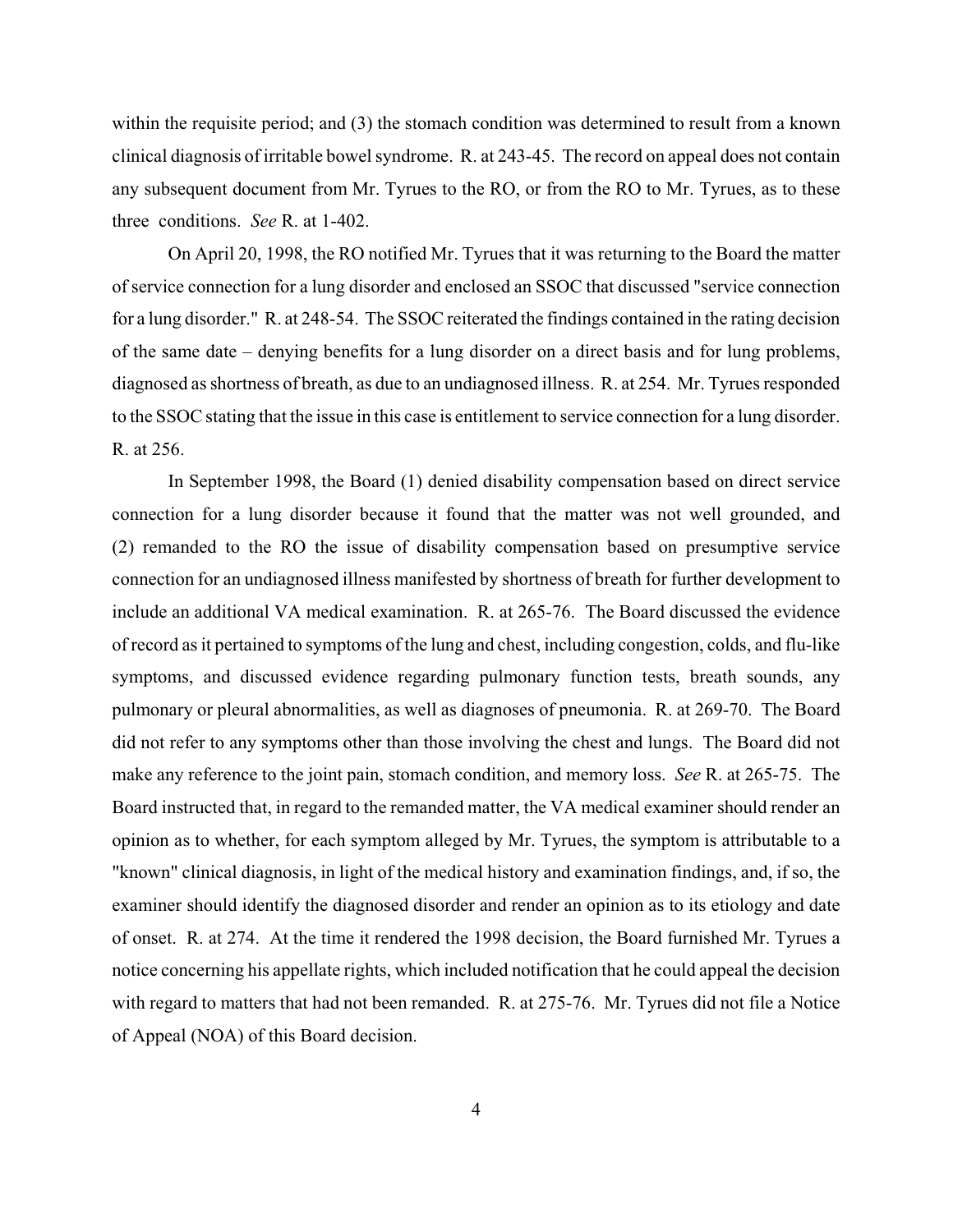within the requisite period; and (3) the stomach condition was determined to result from a known clinical diagnosis of irritable bowel syndrome. R. at 243-45. The record on appeal does not contain any subsequent document from Mr. Tyrues to the RO, or from the RO to Mr. Tyrues, as to these three conditions. *See* R. at 1-402.

On April 20, 1998, the RO notified Mr. Tyrues that it was returning to the Board the matter of service connection for a lung disorder and enclosed an SSOC that discussed "service connection for a lung disorder." R. at 248-54. The SSOC reiterated the findings contained in the rating decision of the same date – denying benefits for a lung disorder on a direct basis and for lung problems, diagnosed as shortness of breath, as due to an undiagnosed illness. R. at 254. Mr. Tyrues responded to the SSOC stating that the issue in this case is entitlement to service connection for a lung disorder. R. at 256.

In September 1998, the Board (1) denied disability compensation based on direct service connection for a lung disorder because it found that the matter was not well grounded, and (2) remanded to the RO the issue of disability compensation based on presumptive service connection for an undiagnosed illness manifested by shortness of breath for further development to include an additional VA medical examination. R. at 265-76. The Board discussed the evidence of record as it pertained to symptoms of the lung and chest, including congestion, colds, and flu-like symptoms, and discussed evidence regarding pulmonary function tests, breath sounds, any pulmonary or pleural abnormalities, as well as diagnoses of pneumonia. R. at 269-70. The Board did not refer to any symptoms other than those involving the chest and lungs. The Board did not make any reference to the joint pain, stomach condition, and memory loss. *See* R. at 265-75. The Board instructed that, in regard to the remanded matter, the VA medical examiner should render an opinion as to whether, for each symptom alleged by Mr. Tyrues, the symptom is attributable to a "known" clinical diagnosis, in light of the medical history and examination findings, and, if so, the examiner should identify the diagnosed disorder and render an opinion as to its etiology and date of onset. R. at 274. At the time it rendered the 1998 decision, the Board furnished Mr. Tyrues a notice concerning his appellate rights, which included notification that he could appeal the decision with regard to matters that had not been remanded. R. at 275-76. Mr. Tyrues did not file a Notice of Appeal (NOA) of this Board decision.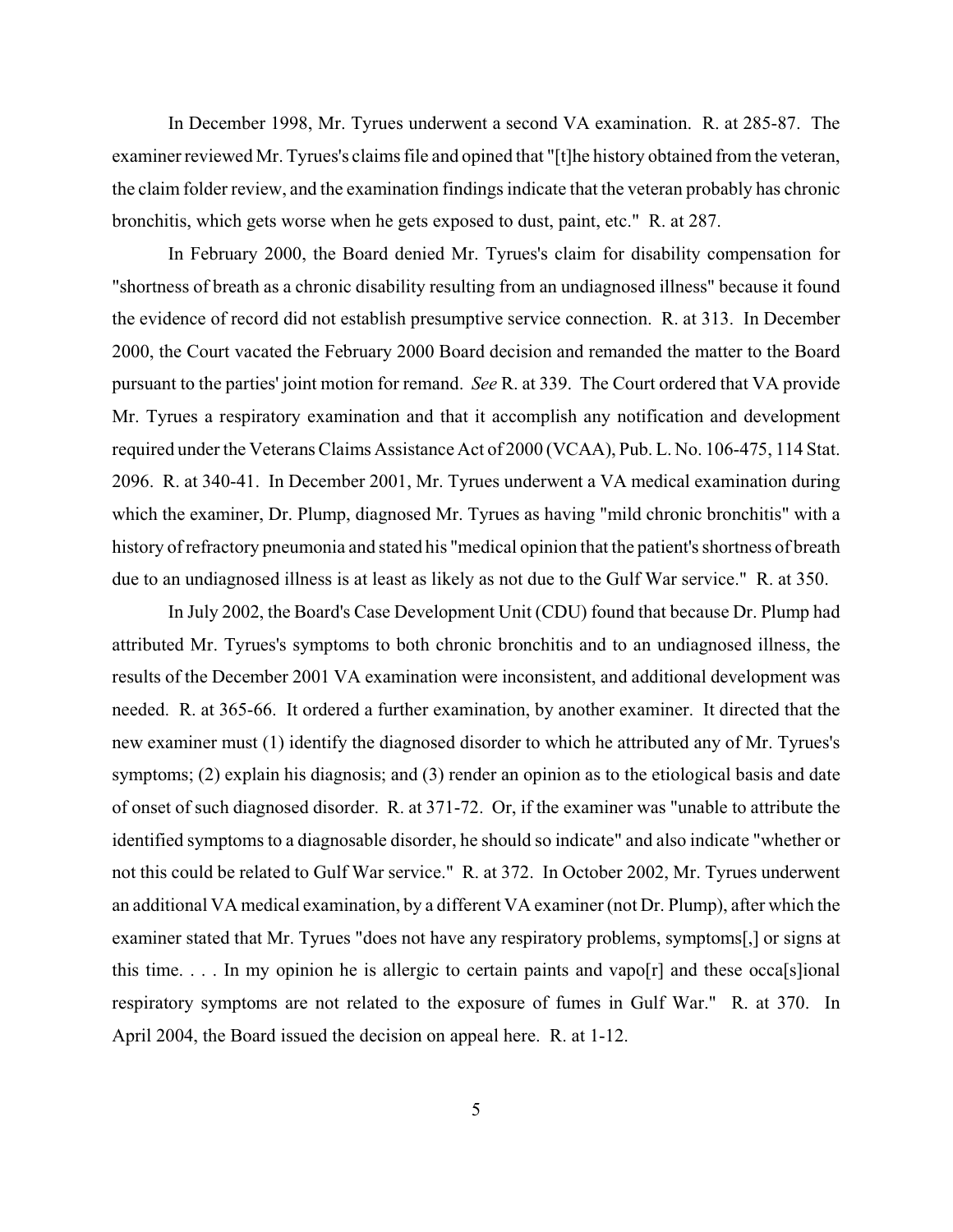In December 1998, Mr. Tyrues underwent a second VA examination. R. at 285-87. The examiner reviewed Mr. Tyrues's claims file and opined that "[t]he history obtained from the veteran, the claim folder review, and the examination findings indicate that the veteran probably has chronic bronchitis, which gets worse when he gets exposed to dust, paint, etc." R. at 287.

In February 2000, the Board denied Mr. Tyrues's claim for disability compensation for "shortness of breath as a chronic disability resulting from an undiagnosed illness" because it found the evidence of record did not establish presumptive service connection. R. at 313. In December 2000, the Court vacated the February 2000 Board decision and remanded the matter to the Board pursuant to the parties' joint motion for remand. *See* R. at 339. The Court ordered that VA provide Mr. Tyrues a respiratory examination and that it accomplish any notification and development required under the Veterans Claims Assistance Act of 2000 (VCAA), Pub. L. No. 106-475, 114 Stat. 2096. R. at 340-41. In December 2001, Mr. Tyrues underwent a VA medical examination during which the examiner, Dr. Plump, diagnosed Mr. Tyrues as having "mild chronic bronchitis" with a history of refractory pneumonia and stated his "medical opinion that the patient's shortness of breath due to an undiagnosed illness is at least as likely as not due to the Gulf War service." R. at 350.

In July 2002, the Board's Case Development Unit (CDU) found that because Dr. Plump had attributed Mr. Tyrues's symptoms to both chronic bronchitis and to an undiagnosed illness, the results of the December 2001 VA examination were inconsistent, and additional development was needed. R. at 365-66. It ordered a further examination, by another examiner. It directed that the new examiner must (1) identify the diagnosed disorder to which he attributed any of Mr. Tyrues's symptoms; (2) explain his diagnosis; and (3) render an opinion as to the etiological basis and date of onset of such diagnosed disorder. R. at 371-72. Or, if the examiner was "unable to attribute the identified symptoms to a diagnosable disorder, he should so indicate" and also indicate "whether or not this could be related to Gulf War service." R. at 372. In October 2002, Mr. Tyrues underwent an additional VA medical examination, by a different VA examiner (not Dr. Plump), after which the examiner stated that Mr. Tyrues "does not have any respiratory problems, symptoms[,] or signs at this time. . . . In my opinion he is allergic to certain paints and vapo[r] and these occa[s]ional respiratory symptoms are not related to the exposure of fumes in Gulf War." R. at 370. In April 2004, the Board issued the decision on appeal here. R. at 1-12.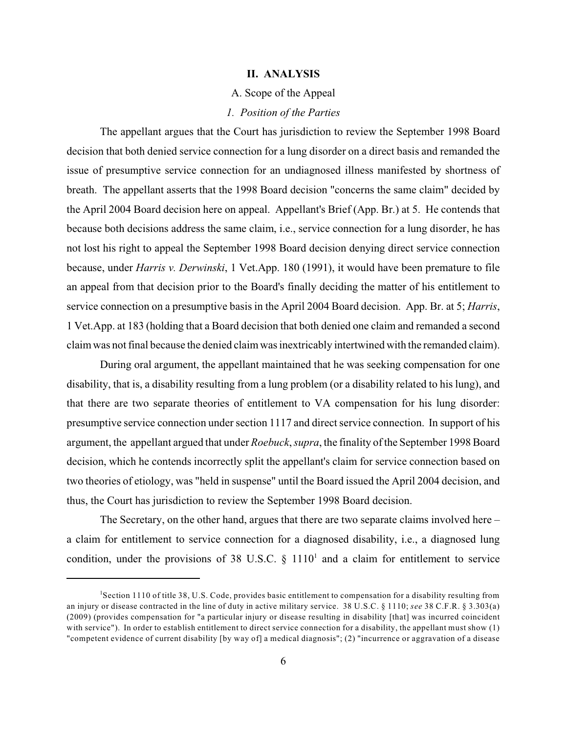## II. ANALYSIS

### A. Scope of the Appeal

#### *1. Position of the Parties*

The appellant argues that the Court has jurisdiction to review the September 1998 Board decision that both denied service connection for a lung disorder on a direct basis and remanded the issue of presumptive service connection for an undiagnosed illness manifested by shortness of breath. The appellant asserts that the 1998 Board decision "concerns the same claim" decided by the April 2004 Board decision here on appeal. Appellant's Brief (App. Br.) at 5. He contends that because both decisions address the same claim, i.e., service connection for a lung disorder, he has not lost his right to appeal the September 1998 Board decision denying direct service connection because, under *Harris v. Derwinski*, 1 Vet.App. 180 (1991), it would have been premature to file an appeal from that decision prior to the Board's finally deciding the matter of his entitlement to service connection on a presumptive basis in the April 2004 Board decision. App. Br. at 5; *Harris*, 1 Vet.App. at 183 (holding that a Board decision that both denied one claim and remanded a second claim was not final because the denied claim was inextricably intertwined with the remanded claim).

During oral argument, the appellant maintained that he was seeking compensation for one disability, that is, a disability resulting from a lung problem (or a disability related to his lung), and that there are two separate theories of entitlement to VA compensation for his lung disorder: presumptive service connection under section 1117 and direct service connection. In support of his argument, the appellant argued that under *Roebuck*, *supra*, the finality of the September 1998 Board decision, which he contends incorrectly split the appellant's claim for service connection based on two theories of etiology, was "held in suspense" until the Board issued the April 2004 decision, and thus, the Court has jurisdiction to review the September 1998 Board decision.

The Secretary, on the other hand, argues that there are two separate claims involved here – a claim for entitlement to service connection for a diagnosed disability, i.e., a diagnosed lung condition, under the provisions of 38 U.S.C. § 1110[1] and a claim for entitlement to service

---

[1]Section 1110 of title 38, U.S. Code, provides basic entitlement to compensation for a disability resulting from an injury or disease contracted in the line of duty in active military service. 38 U.S.C. § 1110; *see* 38 C.F.R. § 3.303(a) (2009) (provides compensation for "a particular injury or disease resulting in disability [that] was incurred coincident with service"). In order to establish entitlement to direct service connection for a disability, the appellant must show (1) "competent evidence of current disability [by way of] a medical diagnosis"; (2) "incurrence or aggravation of a disease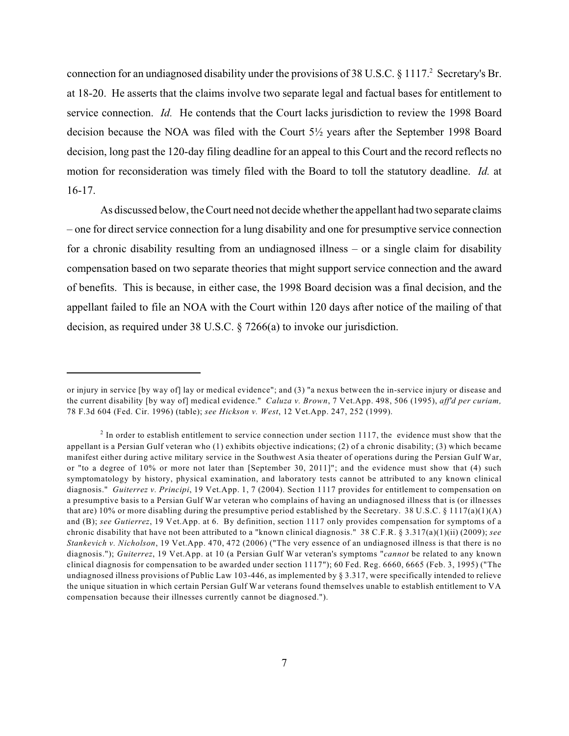connection for an undiagnosed disability under the provisions of 38 U.S.C. § 1117.[2] Secretary's Br. at 18-20. He asserts that the claims involve two separate legal and factual bases for entitlement to service connection. *Id.* He contends that the Court lacks jurisdiction to review the 1998 Board decision because the NOA was filed with the Court 5½ years after the September 1998 Board decision, long past the 120-day filing deadline for an appeal to this Court and the record reflects no motion for reconsideration was timely filed with the Board to toll the statutory deadline. *Id.* at 16-17.

As discussed below, the Court need not decide whether the appellant had two separate claims – one for direct service connection for a lung disability and one for presumptive service connection for a chronic disability resulting from an undiagnosed illness – or a single claim for disability compensation based on two separate theories that might support service connection and the award of benefits. This is because, in either case, the 1998 Board decision was a final decision, and the appellant failed to file an NOA with the Court within 120 days after notice of the mailing of that decision, as required under 38 U.S.C. § 7266(a) to invoke our jurisdiction.

---

or injury in service [by way of] lay or medical evidence"; and (3) "a nexus between the in-service injury or disease and the current disability [by way of] medical evidence." *Caluza v. Brown*, 7 Vet.App. 498, 506 (1995), *aff'd per curiam,* 78 F.3d 604 (Fed. Cir. 1996) (table); *see Hickson v. West*, 12 Vet.App. 247, 252 (1999).

[2] In order to establish entitlement to service connection under section 1117, the evidence must show that the appellant is a Persian Gulf veteran who (1) exhibits objective indications; (2) of a chronic disability; (3) which became manifest either during active military service in the Southwest Asia theater of operations during the Persian Gulf War, or "to a degree of 10% or more not later than [September 30, 2011]"; and the evidence must show that (4) such symptomatology by history, physical examination, and laboratory tests cannot be attributed to any known clinical diagnosis." *Guiterrez v. Principi*, 19 Vet.App. 1, 7 (2004). Section 1117 provides for entitlement to compensation on a presumptive basis to a Persian Gulf War veteran who complains of having an undiagnosed illness that is (or illnesses that are) 10% or more disabling during the presumptive period established by the Secretary. 38 U.S.C. § 1117(a)(1)(A) and (B); *see Gutierrez*, 19 Vet.App. at 6. By definition, section 1117 only provides compensation for symptoms of a chronic disability that have not been attributed to a "known clinical diagnosis." 38 C.F.R. § 3.317(a)(1)(ii) (2009); *see Stankevich v. Nicholson*, 19 Vet.App. 470, 472 (2006) ("The very essence of an undiagnosed illness is that there is no diagnosis."); *Guiterrez*, 19 Vet.App. at 10 (a Persian Gulf War veteran's symptoms "*cannot* be related to any known clinical diagnosis for compensation to be awarded under section 1117"); 60 Fed. Reg. 6660, 6665 (Feb. 3, 1995) ("The undiagnosed illness provisions of Public Law 103-446, as implemented by § 3.317, were specifically intended to relieve the unique situation in which certain Persian Gulf War veterans found themselves unable to establish entitlement to VA compensation because their illnesses currently cannot be diagnosed.").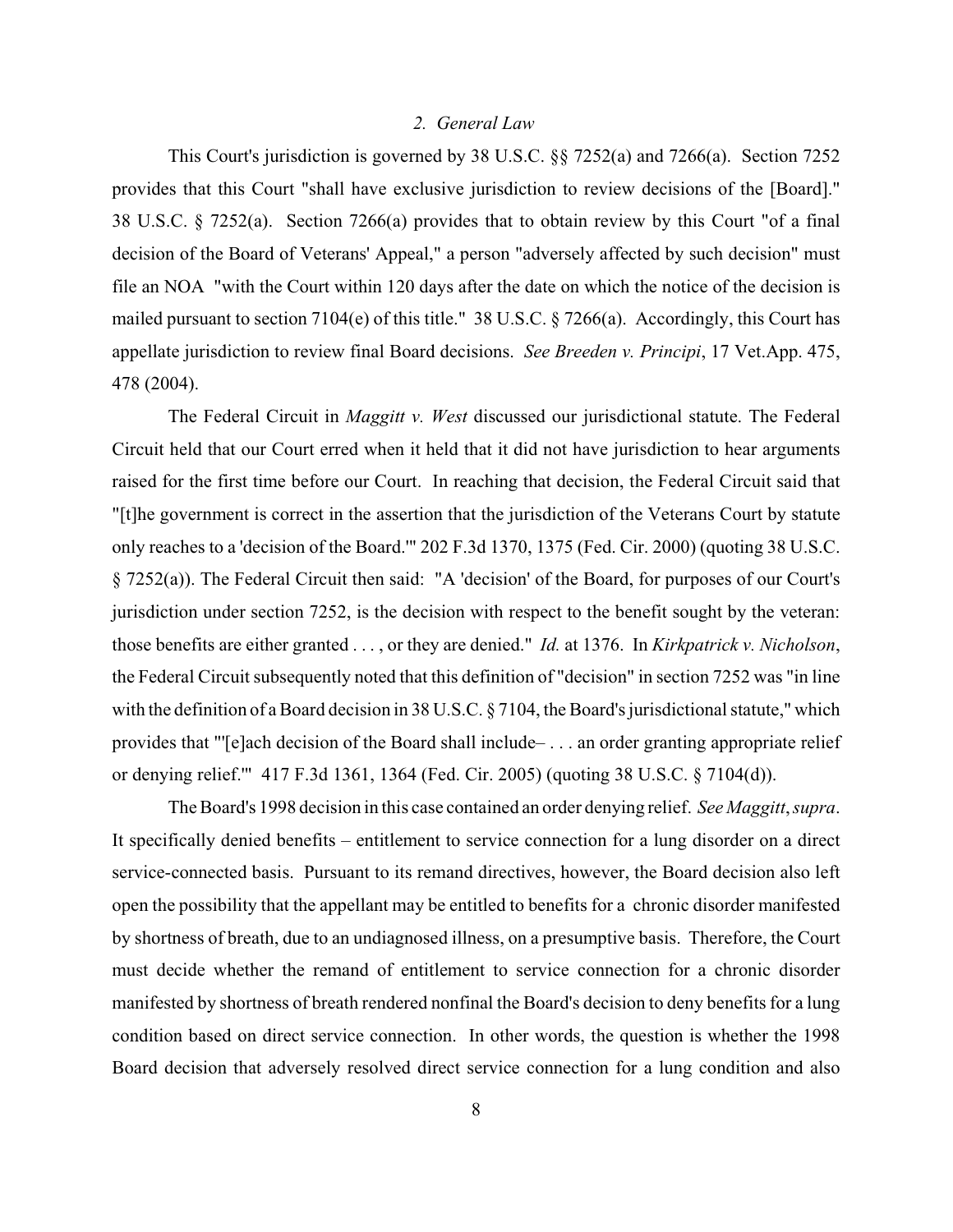### *2. General Law*

This Court's jurisdiction is governed by 38 U.S.C. §§ 7252(a) and 7266(a). Section 7252 provides that this Court "shall have exclusive jurisdiction to review decisions of the [Board]." 38 U.S.C. § 7252(a). Section 7266(a) provides that to obtain review by this Court "of a final decision of the Board of Veterans' Appeal," a person "adversely affected by such decision" must file an NOA "with the Court within 120 days after the date on which the notice of the decision is mailed pursuant to section 7104(e) of this title." 38 U.S.C. § 7266(a). Accordingly, this Court has appellate jurisdiction to review final Board decisions. *See Breeden v. Principi*, 17 Vet.App. 475, 478 (2004).

The Federal Circuit in *Maggitt v. West* discussed our jurisdictional statute. The Federal Circuit held that our Court erred when it held that it did not have jurisdiction to hear arguments raised for the first time before our Court. In reaching that decision, the Federal Circuit said that "[t]he government is correct in the assertion that the jurisdiction of the Veterans Court by statute only reaches to a 'decision of the Board.'" 202 F.3d 1370, 1375 (Fed. Cir. 2000) (quoting 38 U.S.C. § 7252(a)). The Federal Circuit then said: "A 'decision' of the Board, for purposes of our Court's jurisdiction under section 7252, is the decision with respect to the benefit sought by the veteran: those benefits are either granted . . . , or they are denied." *Id.* at 1376. In *Kirkpatrick v. Nicholson*, the Federal Circuit subsequently noted that this definition of "decision" in section 7252 was "in line with the definition of a Board decision in 38 U.S.C. § 7104, the Board's jurisdictional statute," which provides that "'[e]ach decision of the Board shall include– . . . an order granting appropriate relief or denying relief.'" 417 F.3d 1361, 1364 (Fed. Cir. 2005) (quoting 38 U.S.C. § 7104(d)).

The Board's 1998 decision in this case contained an order denying relief. *See Maggitt*, *supra*. It specifically denied benefits – entitlement to service connection for a lung disorder on a direct service-connected basis. Pursuant to its remand directives, however, the Board decision also left open the possibility that the appellant may be entitled to benefits for a chronic disorder manifested by shortness of breath, due to an undiagnosed illness, on a presumptive basis. Therefore, the Court must decide whether the remand of entitlement to service connection for a chronic disorder manifested by shortness of breath rendered nonfinal the Board's decision to deny benefits for a lung condition based on direct service connection. In other words, the question is whether the 1998 Board decision that adversely resolved direct service connection for a lung condition and also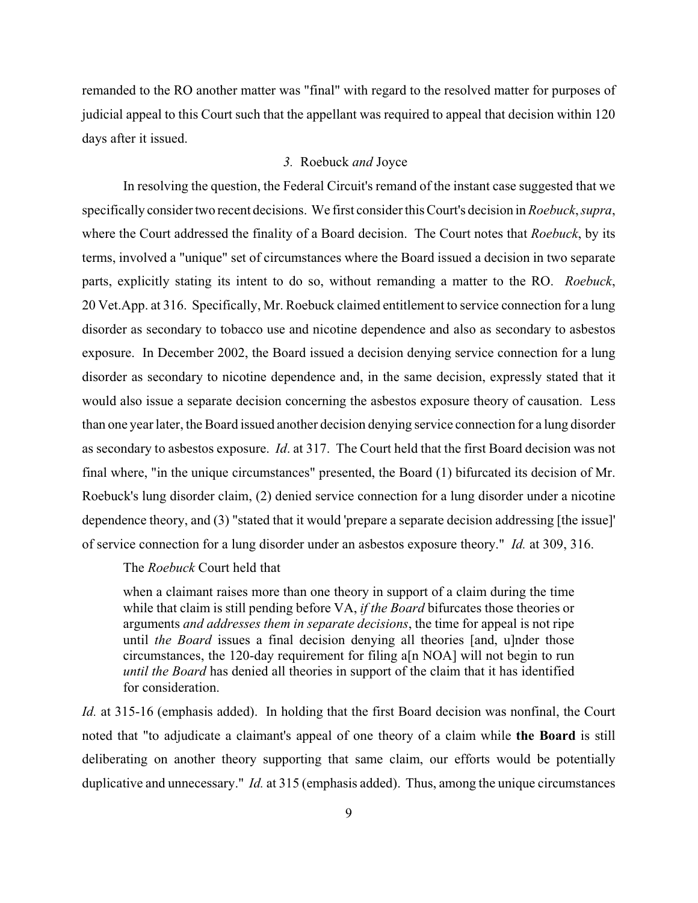remanded to the RO another matter was "final" with regard to the resolved matter for purposes of judicial appeal to this Court such that the appellant was required to appeal that decision within 120 days after it issued.

### *3.* Roebuck *and* Joyce

In resolving the question, the Federal Circuit's remand of the instant case suggested that we specifically consider two recent decisions. We first consider this Court's decision in *Roebuck*, *supra*, where the Court addressed the finality of a Board decision. The Court notes that *Roebuck*, by its terms, involved a "unique" set of circumstances where the Board issued a decision in two separate parts, explicitly stating its intent to do so, without remanding a matter to the RO. *Roebuck*, 20 Vet.App. at 316. Specifically, Mr. Roebuck claimed entitlement to service connection for a lung disorder as secondary to tobacco use and nicotine dependence and also as secondary to asbestos exposure. In December 2002, the Board issued a decision denying service connection for a lung disorder as secondary to nicotine dependence and, in the same decision, expressly stated that it would also issue a separate decision concerning the asbestos exposure theory of causation. Less than one year later, the Board issued another decision denying service connection for a lung disorder as secondary to asbestos exposure. *Id*. at 317. The Court held that the first Board decision was not final where, "in the unique circumstances" presented, the Board (1) bifurcated its decision of Mr. Roebuck's lung disorder claim, (2) denied service connection for a lung disorder under a nicotine dependence theory, and (3) "stated that it would 'prepare a separate decision addressing [the issue]' of service connection for a lung disorder under an asbestos exposure theory." *Id.* at 309, 316.

The *Roebuck* Court held that

> when a claimant raises more than one theory in support of a claim during the time while that claim is still pending before VA, *if the Board* bifurcates those theories or arguments *and addresses them in separate decisions*, the time for appeal is not ripe until *the Board* issues a final decision denying all theories [and, u]nder those circumstances, the 120-day requirement for filing a[n NOA] will not begin to run *until the Board* has denied all theories in support of the claim that it has identified for consideration.

*Id.* at 315-16 (emphasis added). In holding that the first Board decision was nonfinal, the Court noted that "to adjudicate a claimant's appeal of one theory of a claim while **the Board** is still deliberating on another theory supporting that same claim, our efforts would be potentially duplicative and unnecessary." *Id.* at 315 (emphasis added). Thus, among the unique circumstances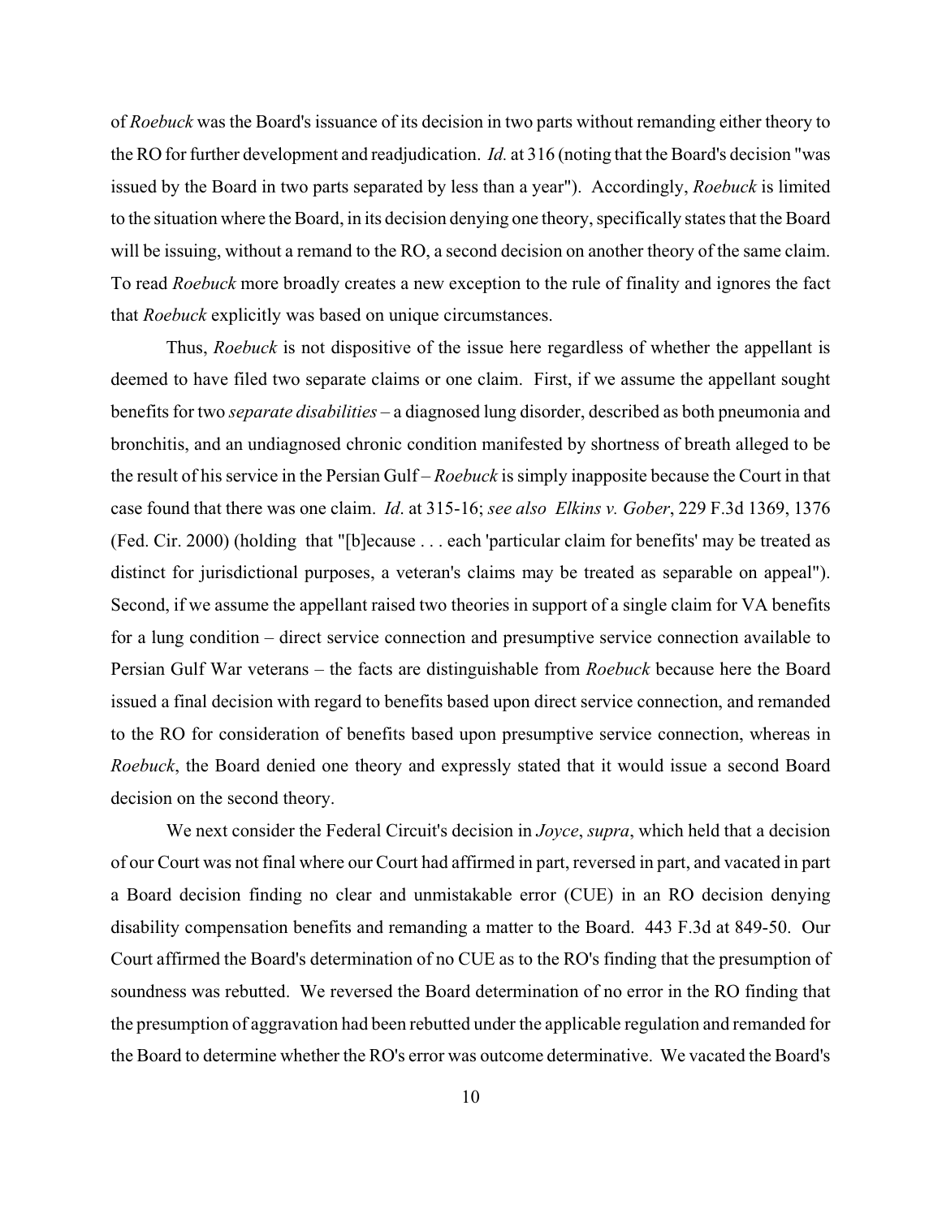of *Roebuck* was the Board's issuance of its decision in two parts without remanding either theory to the RO for further development and readjudication. *Id.* at 316 (noting that the Board's decision "was issued by the Board in two parts separated by less than a year"). Accordingly, *Roebuck* is limited to the situation where the Board, in its decision denying one theory, specifically states that the Board will be issuing, without a remand to the RO, a second decision on another theory of the same claim. To read *Roebuck* more broadly creates a new exception to the rule of finality and ignores the fact that *Roebuck* explicitly was based on unique circumstances.

Thus, *Roebuck* is not dispositive of the issue here regardless of whether the appellant is deemed to have filed two separate claims or one claim. First, if we assume the appellant sought benefits for two *separate disabilities* – a diagnosed lung disorder, described as both pneumonia and bronchitis, and an undiagnosed chronic condition manifested by shortness of breath alleged to be the result of his service in the Persian Gulf – *Roebuck* is simply inapposite because the Court in that case found that there was one claim. *Id*. at 315-16; *see also Elkins v. Gober*, 229 F.3d 1369, 1376 (Fed. Cir. 2000) (holding that "[b]ecause . . . each 'particular claim for benefits' may be treated as distinct for jurisdictional purposes, a veteran's claims may be treated as separable on appeal"). Second, if we assume the appellant raised two theories in support of a single claim for VA benefits for a lung condition – direct service connection and presumptive service connection available to Persian Gulf War veterans – the facts are distinguishable from *Roebuck* because here the Board issued a final decision with regard to benefits based upon direct service connection, and remanded to the RO for consideration of benefits based upon presumptive service connection, whereas in *Roebuck*, the Board denied one theory and expressly stated that it would issue a second Board decision on the second theory.

We next consider the Federal Circuit's decision in *Joyce*, *supra*, which held that a decision of our Court was not final where our Court had affirmed in part, reversed in part, and vacated in part a Board decision finding no clear and unmistakable error (CUE) in an RO decision denying disability compensation benefits and remanding a matter to the Board. 443 F.3d at 849-50. Our Court affirmed the Board's determination of no CUE as to the RO's finding that the presumption of soundness was rebutted. We reversed the Board determination of no error in the RO finding that the presumption of aggravation had been rebutted under the applicable regulation and remanded for the Board to determine whether the RO's error was outcome determinative. We vacated the Board's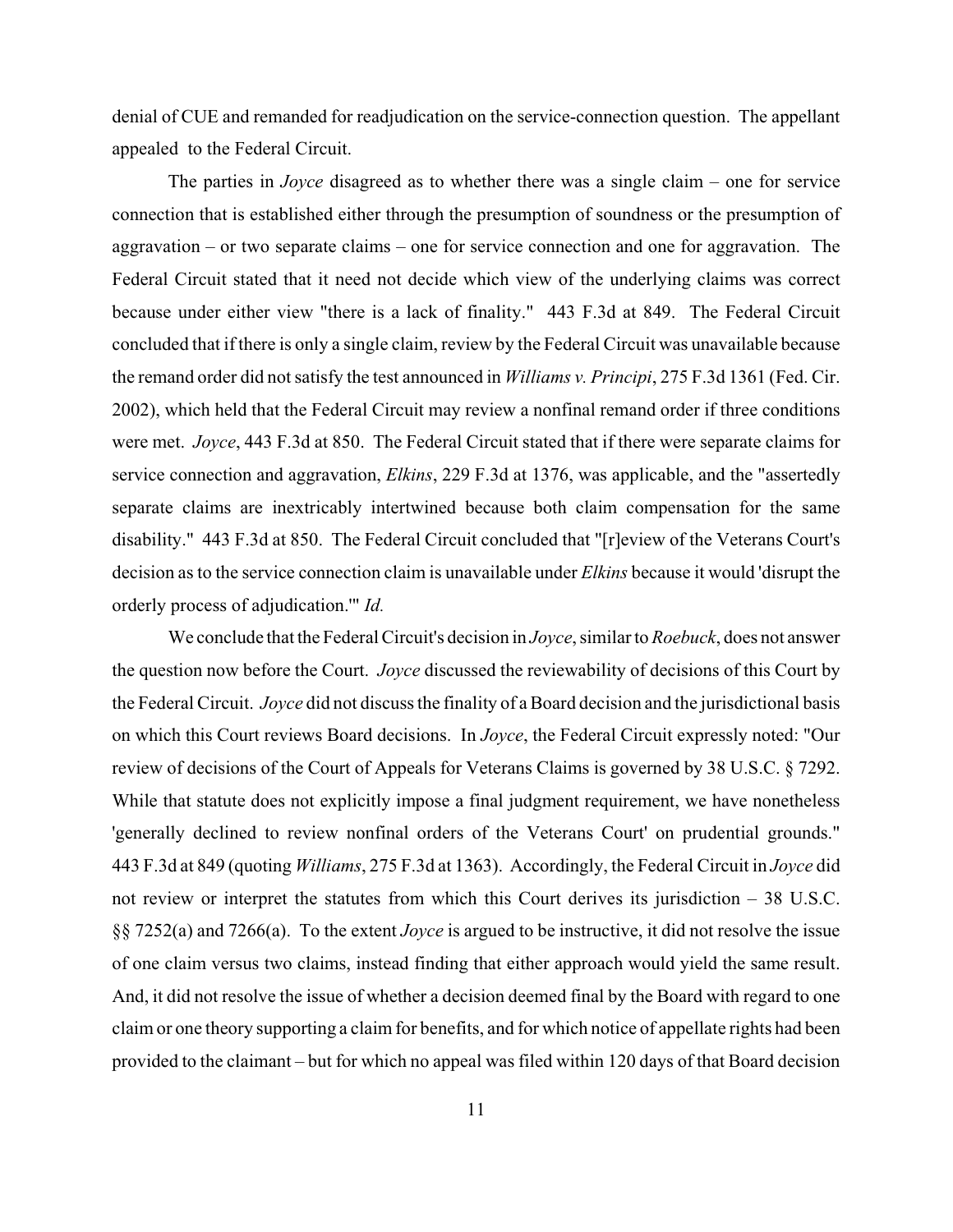denial of CUE and remanded for readjudication on the service-connection question. The appellant appealed to the Federal Circuit.

The parties in *Joyce* disagreed as to whether there was a single claim – one for service connection that is established either through the presumption of soundness or the presumption of aggravation – or two separate claims – one for service connection and one for aggravation. The Federal Circuit stated that it need not decide which view of the underlying claims was correct because under either view "there is a lack of finality." 443 F.3d at 849. The Federal Circuit concluded that if there is only a single claim, review by the Federal Circuit was unavailable because the remand order did not satisfy the test announced in *Williams v. Principi*, 275 F.3d 1361 (Fed. Cir. 2002), which held that the Federal Circuit may review a nonfinal remand order if three conditions were met. *Joyce*, 443 F.3d at 850. The Federal Circuit stated that if there were separate claims for service connection and aggravation, *Elkins*, 229 F.3d at 1376, was applicable, and the "assertedly separate claims are inextricably intertwined because both claim compensation for the same disability." 443 F.3d at 850. The Federal Circuit concluded that "[r]eview of the Veterans Court's decision as to the service connection claim is unavailable under *Elkins* because it would 'disrupt the orderly process of adjudication.'" *Id.*

We conclude that the Federal Circuit's decision in *Joyce*, similar to *Roebuck*, does not answer the question now before the Court. *Joyce* discussed the reviewability of decisions of this Court by the Federal Circuit. *Joyce* did not discuss the finality of a Board decision and the jurisdictional basis on which this Court reviews Board decisions. In *Joyce*, the Federal Circuit expressly noted: "Our review of decisions of the Court of Appeals for Veterans Claims is governed by 38 U.S.C. § 7292. While that statute does not explicitly impose a final judgment requirement, we have nonetheless 'generally declined to review nonfinal orders of the Veterans Court' on prudential grounds." 443 F.3d at 849 (quoting *Williams*, 275 F.3d at 1363). Accordingly, the Federal Circuit in *Joyce* did not review or interpret the statutes from which this Court derives its jurisdiction – 38 U.S.C. §§ 7252(a) and 7266(a). To the extent *Joyce* is argued to be instructive, it did not resolve the issue of one claim versus two claims, instead finding that either approach would yield the same result. And, it did not resolve the issue of whether a decision deemed final by the Board with regard to one claim or one theory supporting a claim for benefits, and for which notice of appellate rights had been provided to the claimant – but for which no appeal was filed within 120 days of that Board decision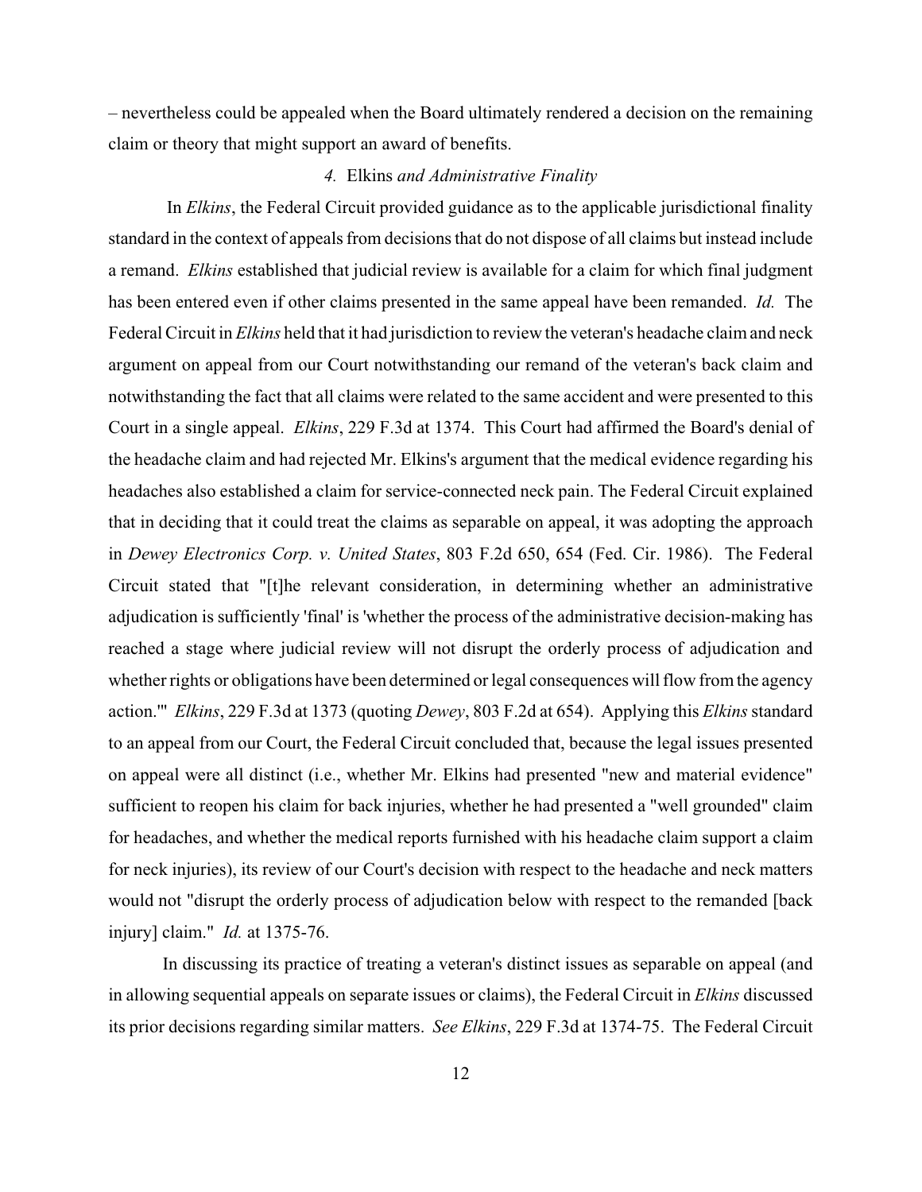– nevertheless could be appealed when the Board ultimately rendered a decision on the remaining claim or theory that might support an award of benefits.

### *4.* Elkins *and Administrative Finality*

In *Elkins*, the Federal Circuit provided guidance as to the applicable jurisdictional finality standard in the context of appeals from decisions that do not dispose of all claims but instead include a remand. *Elkins* established that judicial review is available for a claim for which final judgment has been entered even if other claims presented in the same appeal have been remanded. *Id.* The Federal Circuit in *Elkins* held that it had jurisdiction to review the veteran's headache claim and neck argument on appeal from our Court notwithstanding our remand of the veteran's back claim and notwithstanding the fact that all claims were related to the same accident and were presented to this Court in a single appeal. *Elkins*, 229 F.3d at 1374. This Court had affirmed the Board's denial of the headache claim and had rejected Mr. Elkins's argument that the medical evidence regarding his headaches also established a claim for service-connected neck pain. The Federal Circuit explained that in deciding that it could treat the claims as separable on appeal, it was adopting the approach in *Dewey Electronics Corp. v. United States*, 803 F.2d 650, 654 (Fed. Cir. 1986). The Federal Circuit stated that "[t]he relevant consideration, in determining whether an administrative adjudication is sufficiently 'final' is 'whether the process of the administrative decision-making has reached a stage where judicial review will not disrupt the orderly process of adjudication and whether rights or obligations have been determined or legal consequences will flow from the agency action.'" *Elkins*, 229 F.3d at 1373 (quoting *Dewey*, 803 F.2d at 654). Applying this *Elkins* standard to an appeal from our Court, the Federal Circuit concluded that, because the legal issues presented on appeal were all distinct (i.e., whether Mr. Elkins had presented "new and material evidence" sufficient to reopen his claim for back injuries, whether he had presented a "well grounded" claim for headaches, and whether the medical reports furnished with his headache claim support a claim for neck injuries), its review of our Court's decision with respect to the headache and neck matters would not "disrupt the orderly process of adjudication below with respect to the remanded [back injury] claim." *Id.* at 1375-76.

In discussing its practice of treating a veteran's distinct issues as separable on appeal (and in allowing sequential appeals on separate issues or claims), the Federal Circuit in *Elkins* discussed its prior decisions regarding similar matters. *See Elkins*, 229 F.3d at 1374-75. The Federal Circuit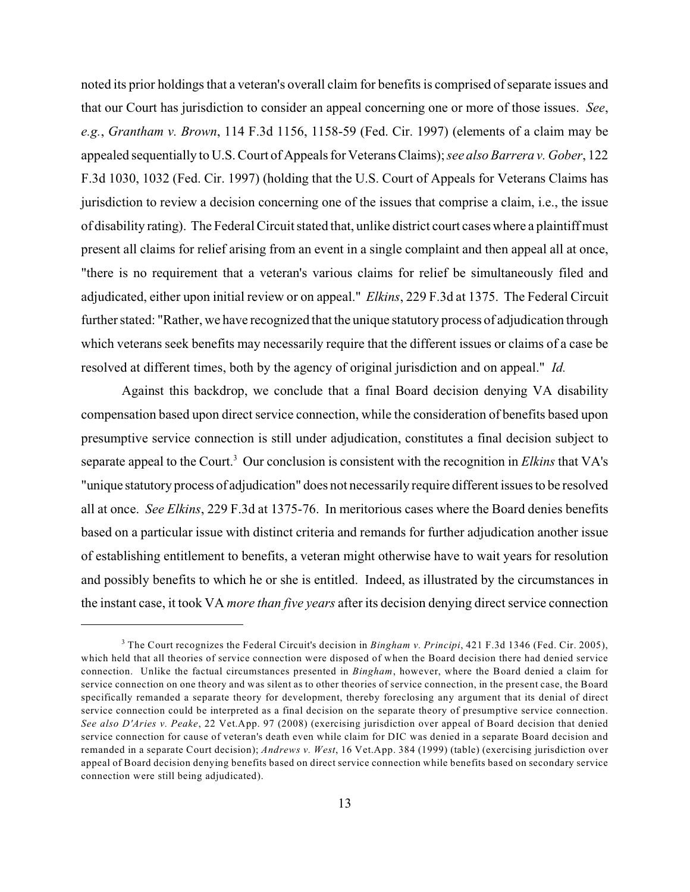noted its prior holdings that a veteran's overall claim for benefits is comprised of separate issues and that our Court has jurisdiction to consider an appeal concerning one or more of those issues. *See*, *e.g.*, *Grantham v. Brown*, 114 F.3d 1156, 1158-59 (Fed. Cir. 1997) (elements of a claim may be appealed sequentially to U.S. Court of Appeals for Veterans Claims); *see also Barrera v. Gober*, 122 F.3d 1030, 1032 (Fed. Cir. 1997) (holding that the U.S. Court of Appeals for Veterans Claims has jurisdiction to review a decision concerning one of the issues that comprise a claim, i.e., the issue of disability rating). The Federal Circuit stated that, unlike district court cases where a plaintiff must present all claims for relief arising from an event in a single complaint and then appeal all at once, "there is no requirement that a veteran's various claims for relief be simultaneously filed and adjudicated, either upon initial review or on appeal." *Elkins*, 229 F.3d at 1375. The Federal Circuit further stated: "Rather, we have recognized that the unique statutory process of adjudication through which veterans seek benefits may necessarily require that the different issues or claims of a case be resolved at different times, both by the agency of original jurisdiction and on appeal." *Id.*

Against this backdrop, we conclude that a final Board decision denying VA disability compensation based upon direct service connection, while the consideration of benefits based upon presumptive service connection is still under adjudication, constitutes a final decision subject to separate appeal to the Court.[3] Our conclusion is consistent with the recognition in *Elkins* that VA's "unique statutory process of adjudication" does not necessarily require different issues to be resolved all at once. *See Elkins*, 229 F.3d at 1375-76. In meritorious cases where the Board denies benefits based on a particular issue with distinct criteria and remands for further adjudication another issue of establishing entitlement to benefits, a veteran might otherwise have to wait years for resolution and possibly benefits to which he or she is entitled. Indeed, as illustrated by the circumstances in the instant case, it took VA *more than five years* after its decision denying direct service connection

[3] The Court recognizes the Federal Circuit's decision in *Bingham v. Principi*, 421 F.3d 1346 (Fed. Cir. 2005), which held that all theories of service connection were disposed of when the Board decision there had denied service connection. Unlike the factual circumstances presented in *Bingham*, however, where the Board denied a claim for service connection on one theory and was silent as to other theories of service connection, in the present case, the Board specifically remanded a separate theory for development, thereby foreclosing any argument that its denial of direct service connection could be interpreted as a final decision on the separate theory of presumptive service connection. *See also D'Aries v. Peake*, 22 Vet.App. 97 (2008) (exercising jurisdiction over appeal of Board decision that denied service connection for cause of veteran's death even while claim for DIC was denied in a separate Board decision and remanded in a separate Court decision); *Andrews v. West*, 16 Vet.App. 384 (1999) (table) (exercising jurisdiction over appeal of Board decision denying benefits based on direct service connection while benefits based on secondary service connection were still being adjudicated).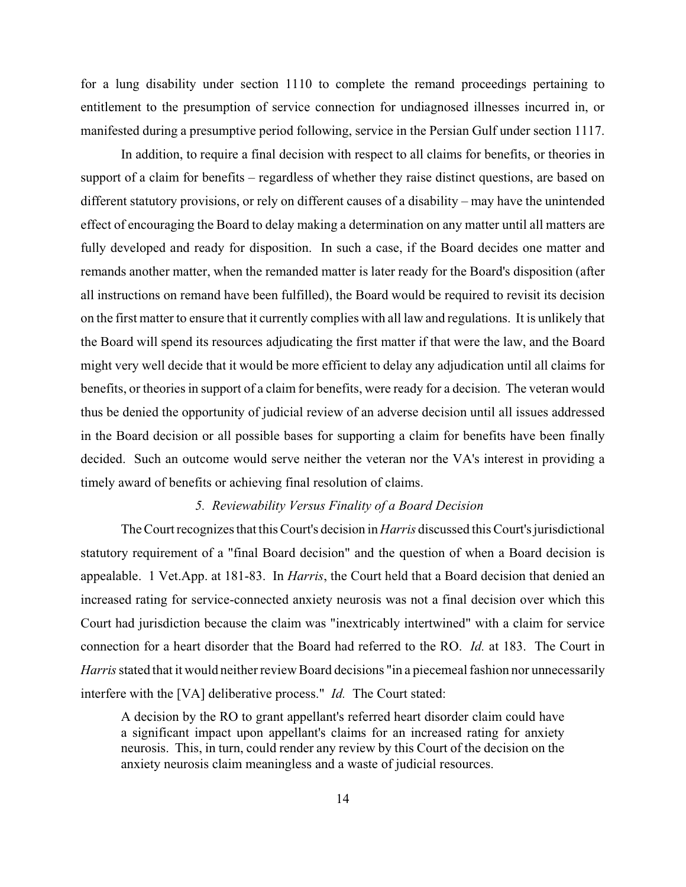for a lung disability under section 1110 to complete the remand proceedings pertaining to entitlement to the presumption of service connection for undiagnosed illnesses incurred in, or manifested during a presumptive period following, service in the Persian Gulf under section 1117.

In addition, to require a final decision with respect to all claims for benefits, or theories in support of a claim for benefits – regardless of whether they raise distinct questions, are based on different statutory provisions, or rely on different causes of a disability – may have the unintended effect of encouraging the Board to delay making a determination on any matter until all matters are fully developed and ready for disposition. In such a case, if the Board decides one matter and remands another matter, when the remanded matter is later ready for the Board's disposition (after all instructions on remand have been fulfilled), the Board would be required to revisit its decision on the first matter to ensure that it currently complies with all law and regulations. It is unlikely that the Board will spend its resources adjudicating the first matter if that were the law, and the Board might very well decide that it would be more efficient to delay any adjudication until all claims for benefits, or theories in support of a claim for benefits, were ready for a decision. The veteran would thus be denied the opportunity of judicial review of an adverse decision until all issues addressed in the Board decision or all possible bases for supporting a claim for benefits have been finally decided. Such an outcome would serve neither the veteran nor the VA's interest in providing a timely award of benefits or achieving final resolution of claims.

*5. Reviewability Versus Finality of a Board Decision*

The Court recognizes that this Court's decision in *Harris* discussed this Court's jurisdictional statutory requirement of a "final Board decision" and the question of when a Board decision is appealable. 1 Vet.App. at 181-83. In *Harris*, the Court held that a Board decision that denied an increased rating for service-connected anxiety neurosis was not a final decision over which this Court had jurisdiction because the claim was "inextricably intertwined" with a claim for service connection for a heart disorder that the Board had referred to the RO. *Id.* at 183. The Court in *Harris* stated that it would neither review Board decisions "in a piecemeal fashion nor unnecessarily interfere with the [VA] deliberative process." *Id.* The Court stated:

> A decision by the RO to grant appellant's referred heart disorder claim could have a significant impact upon appellant's claims for an increased rating for anxiety neurosis. This, in turn, could render any review by this Court of the decision on the anxiety neurosis claim meaningless and a waste of judicial resources.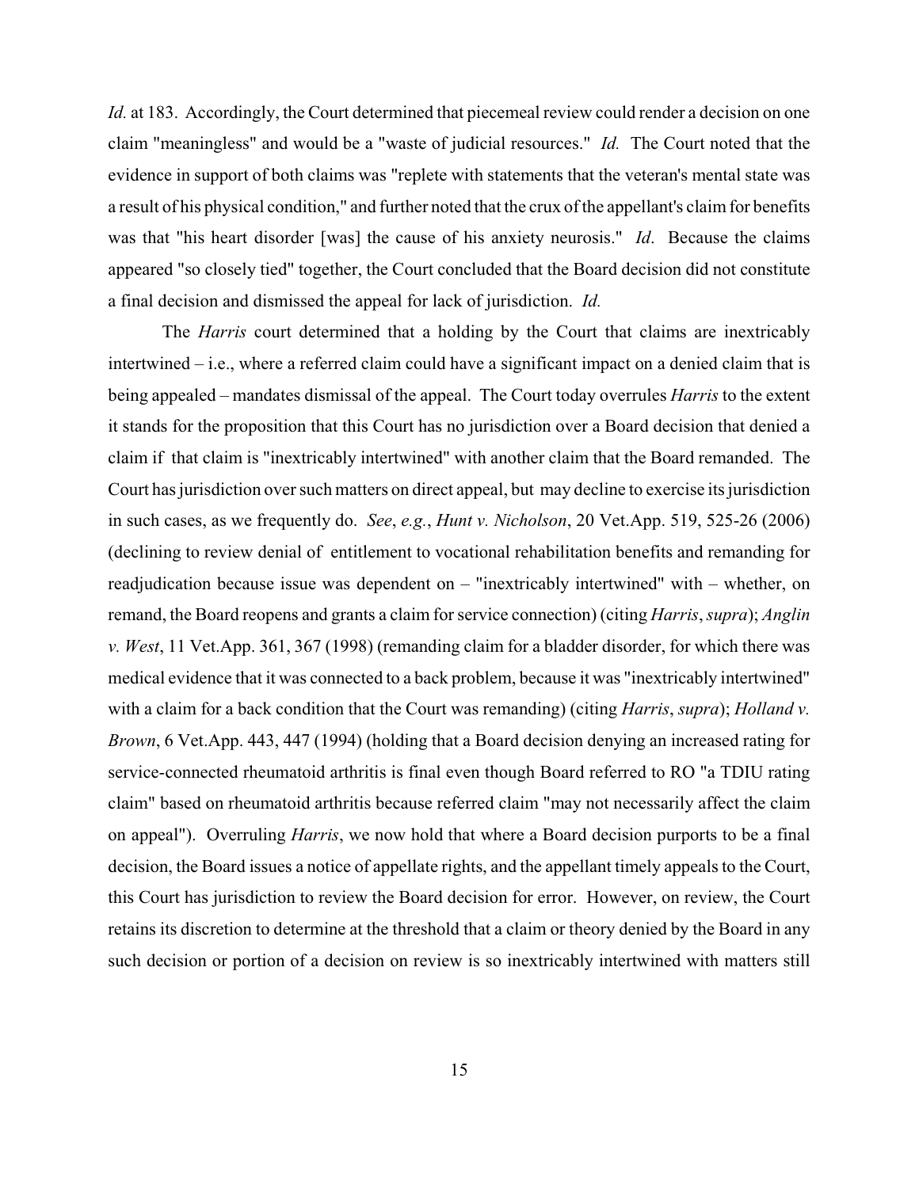*Id.* at 183. Accordingly, the Court determined that piecemeal review could render a decision on one claim "meaningless" and would be a "waste of judicial resources." *Id.* The Court noted that the evidence in support of both claims was "replete with statements that the veteran's mental state was a result of his physical condition," and further noted that the crux of the appellant's claim for benefits was that "his heart disorder [was] the cause of his anxiety neurosis." *Id*. Because the claims appeared "so closely tied" together, the Court concluded that the Board decision did not constitute a final decision and dismissed the appeal for lack of jurisdiction. *Id.*

The *Harris* court determined that a holding by the Court that claims are inextricably intertwined – i.e., where a referred claim could have a significant impact on a denied claim that is being appealed – mandates dismissal of the appeal. The Court today overrules *Harris* to the extent it stands for the proposition that this Court has no jurisdiction over a Board decision that denied a claim if that claim is "inextricably intertwined" with another claim that the Board remanded. The Court has jurisdiction over such matters on direct appeal, but may decline to exercise its jurisdiction in such cases, as we frequently do. *See*, *e.g.*, *Hunt v. Nicholson*, 20 Vet.App. 519, 525-26 (2006) (declining to review denial of entitlement to vocational rehabilitation benefits and remanding for readjudication because issue was dependent on – "inextricably intertwined" with – whether, on remand, the Board reopens and grants a claim for service connection) (citing *Harris*, *supra*); *Anglin v. West*, 11 Vet.App. 361, 367 (1998) (remanding claim for a bladder disorder, for which there was medical evidence that it was connected to a back problem, because it was "inextricably intertwined" with a claim for a back condition that the Court was remanding) (citing *Harris*, *supra*); *Holland v. Brown*, 6 Vet.App. 443, 447 (1994) (holding that a Board decision denying an increased rating for service-connected rheumatoid arthritis is final even though Board referred to RO "a TDIU rating claim" based on rheumatoid arthritis because referred claim "may not necessarily affect the claim on appeal"). Overruling *Harris*, we now hold that where a Board decision purports to be a final decision, the Board issues a notice of appellate rights, and the appellant timely appeals to the Court, this Court has jurisdiction to review the Board decision for error. However, on review, the Court retains its discretion to determine at the threshold that a claim or theory denied by the Board in any such decision or portion of a decision on review is so inextricably intertwined with matters still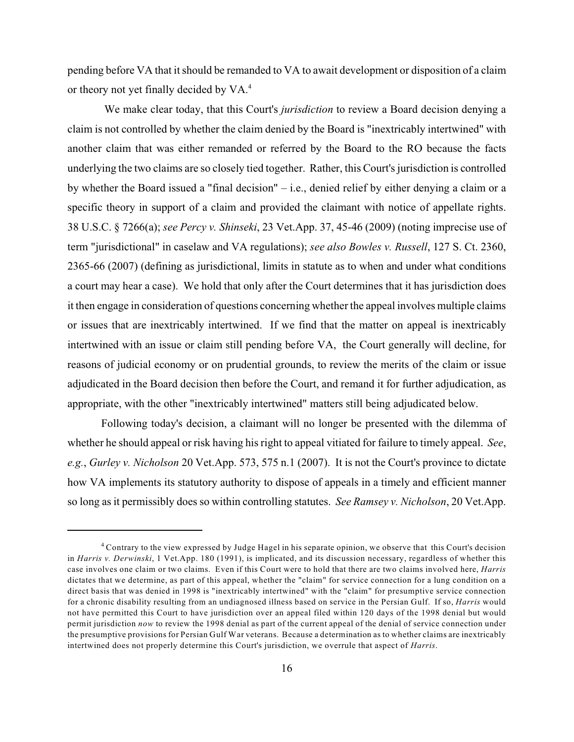pending before VA that it should be remanded to VA to await development or disposition of a claim or theory not yet finally decided by VA.[4]

We make clear today, that this Court's *jurisdiction* to review a Board decision denying a claim is not controlled by whether the claim denied by the Board is "inextricably intertwined" with another claim that was either remanded or referred by the Board to the RO because the facts underlying the two claims are so closely tied together. Rather, this Court's jurisdiction is controlled by whether the Board issued a "final decision" – i.e., denied relief by either denying a claim or a specific theory in support of a claim and provided the claimant with notice of appellate rights. 38 U.S.C. § 7266(a); *see Percy v. Shinseki*, 23 Vet.App. 37, 45-46 (2009) (noting imprecise use of term "jurisdictional" in caselaw and VA regulations); *see also Bowles v. Russell*, 127 S. Ct. 2360, 2365-66 (2007) (defining as jurisdictional, limits in statute as to when and under what conditions a court may hear a case). We hold that only after the Court determines that it has jurisdiction does it then engage in consideration of questions concerning whether the appeal involves multiple claims or issues that are inextricably intertwined. If we find that the matter on appeal is inextricably intertwined with an issue or claim still pending before VA, the Court generally will decline, for reasons of judicial economy or on prudential grounds, to review the merits of the claim or issue adjudicated in the Board decision then before the Court, and remand it for further adjudication, as appropriate, with the other "inextricably intertwined" matters still being adjudicated below.

Following today's decision, a claimant will no longer be presented with the dilemma of whether he should appeal or risk having his right to appeal vitiated for failure to timely appeal. *See*, *e.g.*, *Gurley v. Nicholson* 20 Vet.App. 573, 575 n.1 (2007). It is not the Court's province to dictate how VA implements its statutory authority to dispose of appeals in a timely and efficient manner so long as it permissibly does so within controlling statutes. *See Ramsey v. Nicholson*, 20 Vet.App.

---

[4] Contrary to the view expressed by Judge Hagel in his separate opinion, we observe that this Court's decision in *Harris v. Derwinski*, 1 Vet.App. 180 (1991), is implicated, and its discussion necessary, regardless of whether this case involves one claim or two claims. Even if this Court were to hold that there are two claims involved here, *Harris* dictates that we determine, as part of this appeal, whether the "claim" for service connection for a lung condition on a direct basis that was denied in 1998 is "inextricably intertwined" with the "claim" for presumptive service connection for a chronic disability resulting from an undiagnosed illness based on service in the Persian Gulf. If so, *Harris* would not have permitted this Court to have jurisdiction over an appeal filed within 120 days of the 1998 denial but would permit jurisdiction *now* to review the 1998 denial as part of the current appeal of the denial of service connection under the presumptive provisions for Persian Gulf War veterans. Because a determination as to whether claims are inextricably intertwined does not properly determine this Court's jurisdiction, we overrule that aspect of *Harris*.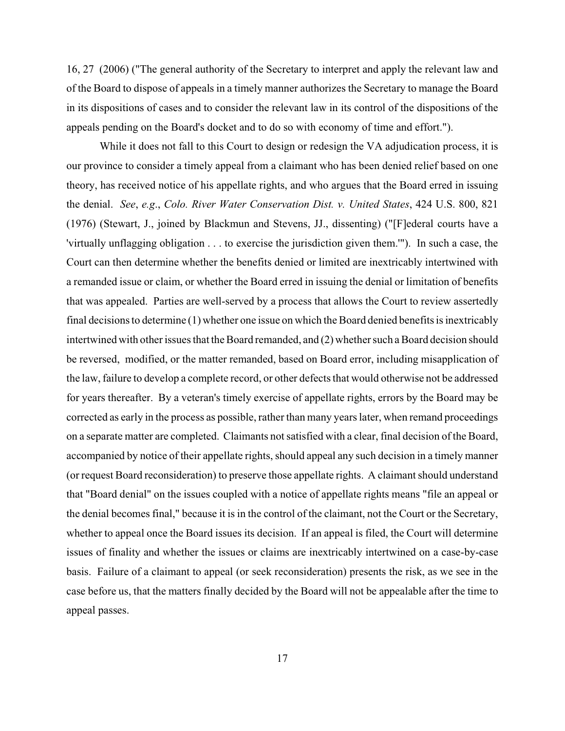16, 27 (2006) ("The general authority of the Secretary to interpret and apply the relevant law and of the Board to dispose of appeals in a timely manner authorizes the Secretary to manage the Board in its dispositions of cases and to consider the relevant law in its control of the dispositions of the appeals pending on the Board's docket and to do so with economy of time and effort.").

While it does not fall to this Court to design or redesign the VA adjudication process, it is our province to consider a timely appeal from a claimant who has been denied relief based on one theory, has received notice of his appellate rights, and who argues that the Board erred in issuing the denial. *See*, *e.g.*, *Colo. River Water Conservation Dist. v. United States*, 424 U.S. 800, 821 (1976) (Stewart, J., joined by Blackmun and Stevens, JJ., dissenting) ("[F]ederal courts have a 'virtually unflagging obligation . . . to exercise the jurisdiction given them.'"). In such a case, the Court can then determine whether the benefits denied or limited are inextricably intertwined with a remanded issue or claim, or whether the Board erred in issuing the denial or limitation of benefits that was appealed. Parties are well-served by a process that allows the Court to review assertedly final decisions to determine (1) whether one issue on which the Board denied benefits is inextricably intertwined with other issues that the Board remanded, and (2) whether such a Board decision should be reversed, modified, or the matter remanded, based on Board error, including misapplication of the law, failure to develop a complete record, or other defects that would otherwise not be addressed for years thereafter. By a veteran's timely exercise of appellate rights, errors by the Board may be corrected as early in the process as possible, rather than many years later, when remand proceedings on a separate matter are completed. Claimants not satisfied with a clear, final decision of the Board, accompanied by notice of their appellate rights, should appeal any such decision in a timely manner (or request Board reconsideration) to preserve those appellate rights. A claimant should understand that "Board denial" on the issues coupled with a notice of appellate rights means "file an appeal or the denial becomes final," because it is in the control of the claimant, not the Court or the Secretary, whether to appeal once the Board issues its decision. If an appeal is filed, the Court will determine issues of finality and whether the issues or claims are inextricably intertwined on a case-by-case basis. Failure of a claimant to appeal (or seek reconsideration) presents the risk, as we see in the case before us, that the matters finally decided by the Board will not be appealable after the time to appeal passes.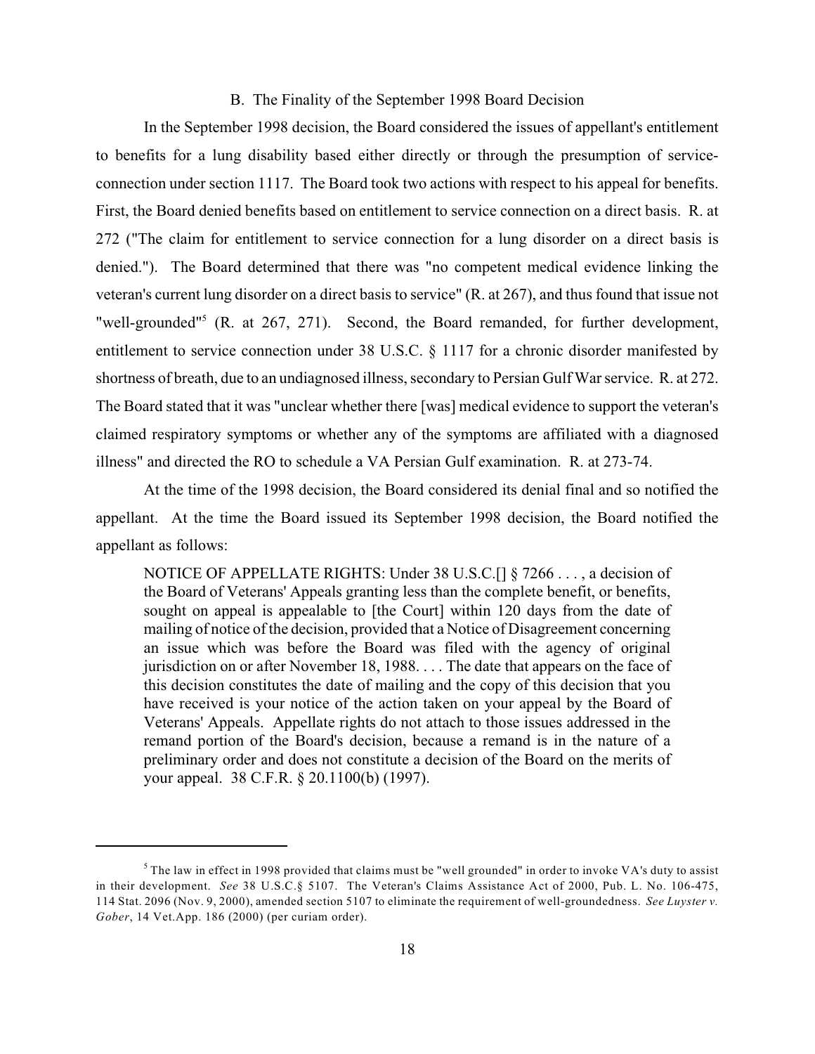### B. The Finality of the September 1998 Board Decision

In the September 1998 decision, the Board considered the issues of appellant's entitlement to benefits for a lung disability based either directly or through the presumption of service-connection under section 1117. The Board took two actions with respect to his appeal for benefits. First, the Board denied benefits based on entitlement to service connection on a direct basis. R. at 272 ("The claim for entitlement to service connection for a lung disorder on a direct basis is denied."). The Board determined that there was "no competent medical evidence linking the veteran's current lung disorder on a direct basis to service" (R. at 267), and thus found that issue not "well-grounded"[5] (R. at 267, 271). Second, the Board remanded, for further development, entitlement to service connection under 38 U.S.C. § 1117 for a chronic disorder manifested by shortness of breath, due to an undiagnosed illness, secondary to Persian Gulf War service. R. at 272. The Board stated that it was "unclear whether there [was] medical evidence to support the veteran's claimed respiratory symptoms or whether any of the symptoms are affiliated with a diagnosed illness" and directed the RO to schedule a VA Persian Gulf examination. R. at 273-74.

At the time of the 1998 decision, the Board considered its denial final and so notified the appellant. At the time the Board issued its September 1998 decision, the Board notified the appellant as follows:

> NOTICE OF APPELLATE RIGHTS: Under 38 U.S.C.[] § 7266 . . . , a decision of the Board of Veterans' Appeals granting less than the complete benefit, or benefits, sought on appeal is appealable to [the Court] within 120 days from the date of mailing of notice of the decision, provided that a Notice of Disagreement concerning an issue which was before the Board was filed with the agency of original jurisdiction on or after November 18, 1988. . . . The date that appears on the face of this decision constitutes the date of mailing and the copy of this decision that you have received is your notice of the action taken on your appeal by the Board of Veterans' Appeals. Appellate rights do not attach to those issues addressed in the remand portion of the Board's decision, because a remand is in the nature of a preliminary order and does not constitute a decision of the Board on the merits of your appeal. 38 C.F.R. § 20.1100(b) (1997).

---

[5] The law in effect in 1998 provided that claims must be "well grounded" in order to invoke VA's duty to assist in their development. *See* 38 U.S.C.§ 5107. The Veteran's Claims Assistance Act of 2000, Pub. L. No. 106-475, 114 Stat. 2096 (Nov. 9, 2000), amended section 5107 to eliminate the requirement of well-groundedness. *See Luyster v. Gober*, 14 Vet.App. 186 (2000) (per curiam order).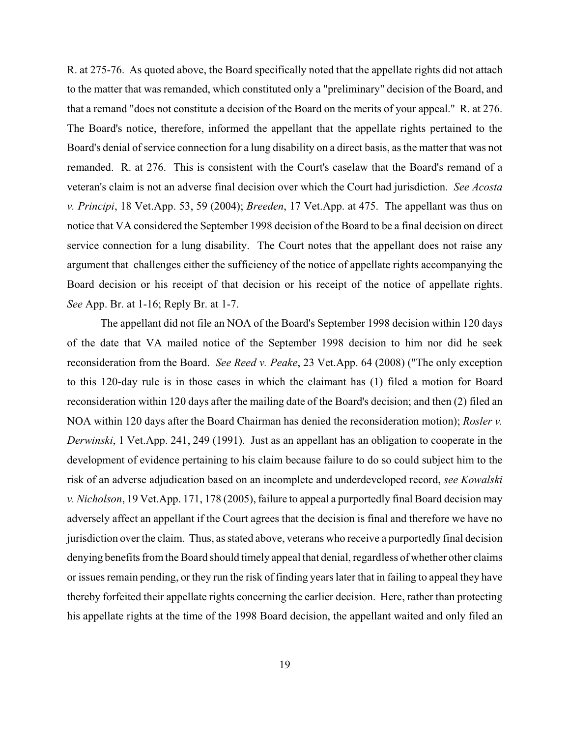R. at 275-76. As quoted above, the Board specifically noted that the appellate rights did not attach to the matter that was remanded, which constituted only a "preliminary" decision of the Board, and that a remand "does not constitute a decision of the Board on the merits of your appeal." R. at 276. The Board's notice, therefore, informed the appellant that the appellate rights pertained to the Board's denial of service connection for a lung disability on a direct basis, as the matter that was not remanded. R. at 276. This is consistent with the Court's caselaw that the Board's remand of a veteran's claim is not an adverse final decision over which the Court had jurisdiction. *See Acosta v. Principi*, 18 Vet.App. 53, 59 (2004); *Breeden*, 17 Vet.App. at 475. The appellant was thus on notice that VA considered the September 1998 decision of the Board to be a final decision on direct service connection for a lung disability. The Court notes that the appellant does not raise any argument that challenges either the sufficiency of the notice of appellate rights accompanying the Board decision or his receipt of that decision or his receipt of the notice of appellate rights. *See* App. Br. at 1-16; Reply Br. at 1-7.

The appellant did not file an NOA of the Board's September 1998 decision within 120 days of the date that VA mailed notice of the September 1998 decision to him nor did he seek reconsideration from the Board. *See Reed v. Peake*, 23 Vet.App. 64 (2008) ("The only exception to this 120-day rule is in those cases in which the claimant has (1) filed a motion for Board reconsideration within 120 days after the mailing date of the Board's decision; and then (2) filed an NOA within 120 days after the Board Chairman has denied the reconsideration motion); *Rosler v. Derwinski*, 1 Vet.App. 241, 249 (1991). Just as an appellant has an obligation to cooperate in the development of evidence pertaining to his claim because failure to do so could subject him to the risk of an adverse adjudication based on an incomplete and underdeveloped record, *see Kowalski v. Nicholson*, 19 Vet.App. 171, 178 (2005), failure to appeal a purportedly final Board decision may adversely affect an appellant if the Court agrees that the decision is final and therefore we have no jurisdiction over the claim. Thus, as stated above, veterans who receive a purportedly final decision denying benefits from the Board should timely appeal that denial, regardless of whether other claims or issues remain pending, or they run the risk of finding years later that in failing to appeal they have thereby forfeited their appellate rights concerning the earlier decision. Here, rather than protecting his appellate rights at the time of the 1998 Board decision, the appellant waited and only filed an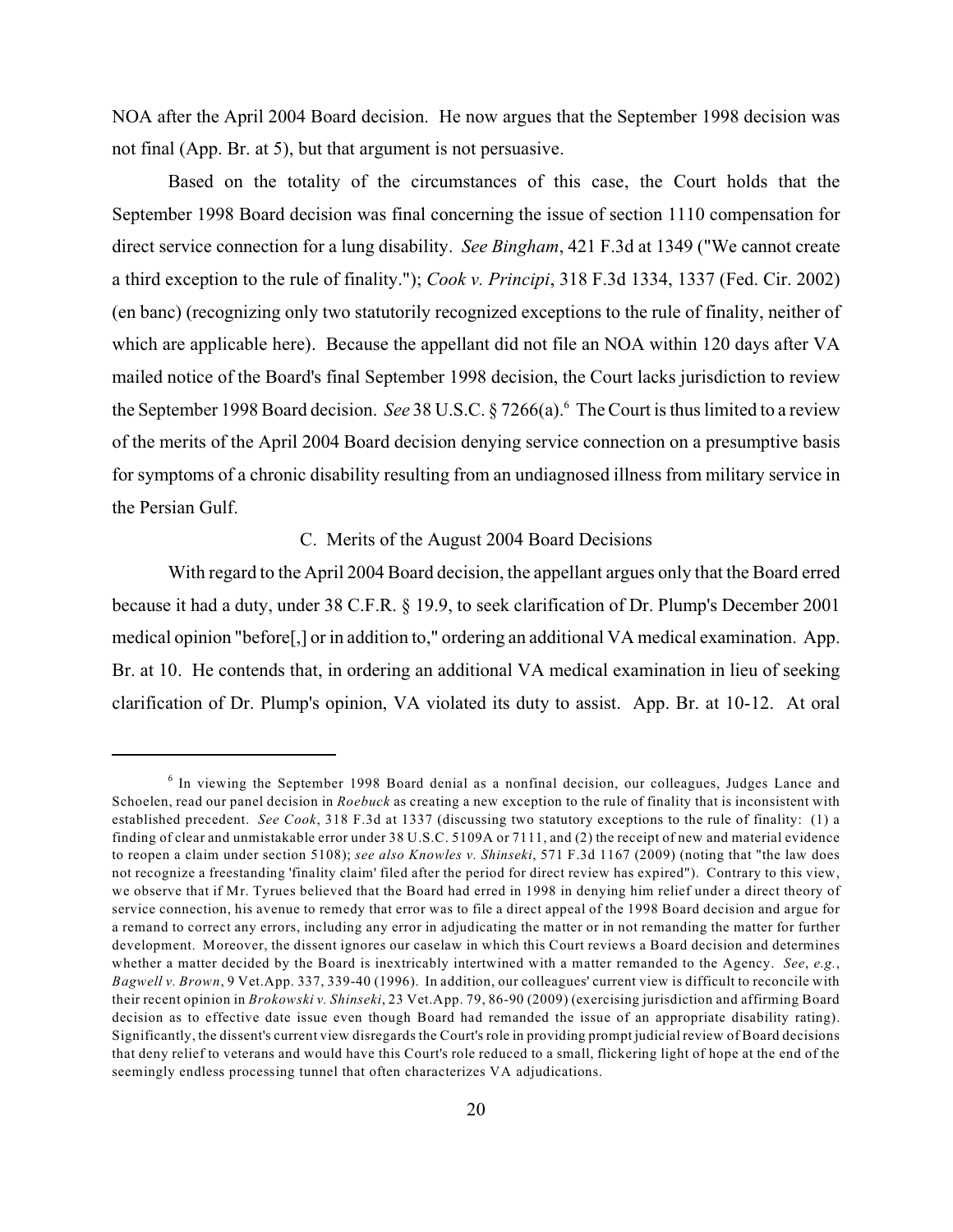NOA after the April 2004 Board decision. He now argues that the September 1998 decision was not final (App. Br. at 5), but that argument is not persuasive.

Based on the totality of the circumstances of this case, the Court holds that the September 1998 Board decision was final concerning the issue of section 1110 compensation for direct service connection for a lung disability. *See Bingham*, 421 F.3d at 1349 ("We cannot create a third exception to the rule of finality."); *Cook v. Principi*, 318 F.3d 1334, 1337 (Fed. Cir. 2002) (en banc) (recognizing only two statutorily recognized exceptions to the rule of finality, neither of which are applicable here). Because the appellant did not file an NOA within 120 days after VA mailed notice of the Board's final September 1998 decision, the Court lacks jurisdiction to review the September 1998 Board decision. *See* 38 U.S.C. § 7266(a).[6] The Court is thus limited to a review of the merits of the April 2004 Board decision denying service connection on a presumptive basis for symptoms of a chronic disability resulting from an undiagnosed illness from military service in the Persian Gulf.

### C. Merits of the August 2004 Board Decisions

With regard to the April 2004 Board decision, the appellant argues only that the Board erred because it had a duty, under 38 C.F.R. § 19.9, to seek clarification of Dr. Plump's December 2001 medical opinion "before[,] or in addition to," ordering an additional VA medical examination. App. Br. at 10. He contends that, in ordering an additional VA medical examination in lieu of seeking clarification of Dr. Plump's opinion, VA violated its duty to assist. App. Br. at 10-12. At oral

---

[6] In viewing the September 1998 Board denial as a nonfinal decision, our colleagues, Judges Lance and Schoelen, read our panel decision in *Roebuck* as creating a new exception to the rule of finality that is inconsistent with established precedent. *See Cook*, 318 F.3d at 1337 (discussing two statutory exceptions to the rule of finality: (1) a finding of clear and unmistakable error under 38 U.S.C. 5109A or 7111, and (2) the receipt of new and material evidence to reopen a claim under section 5108); *see also Knowles v. Shinseki*, 571 F.3d 1167 (2009) (noting that "the law does not recognize a freestanding 'finality claim' filed after the period for direct review has expired"). Contrary to this view, we observe that if Mr. Tyrues believed that the Board had erred in 1998 in denying him relief under a direct theory of service connection, his avenue to remedy that error was to file a direct appeal of the 1998 Board decision and argue for a remand to correct any errors, including any error in adjudicating the matter or in not remanding the matter for further development. Moreover, the dissent ignores our caselaw in which this Court reviews a Board decision and determines whether a matter decided by the Board is inextricably intertwined with a matter remanded to the Agency. *See*, *e.g.*, *Bagwell v. Brown*, 9 Vet.App. 337, 339-40 (1996). In addition, our colleagues' current view is difficult to reconcile with their recent opinion in *Brokowski v. Shinseki*, 23 Vet.App. 79, 86-90 (2009) (exercising jurisdiction and affirming Board decision as to effective date issue even though Board had remanded the issue of an appropriate disability rating). Significantly, the dissent's current view disregards the Court's role in providing prompt judicial review of Board decisions that deny relief to veterans and would have this Court's role reduced to a small, flickering light of hope at the end of the seemingly endless processing tunnel that often characterizes VA adjudications.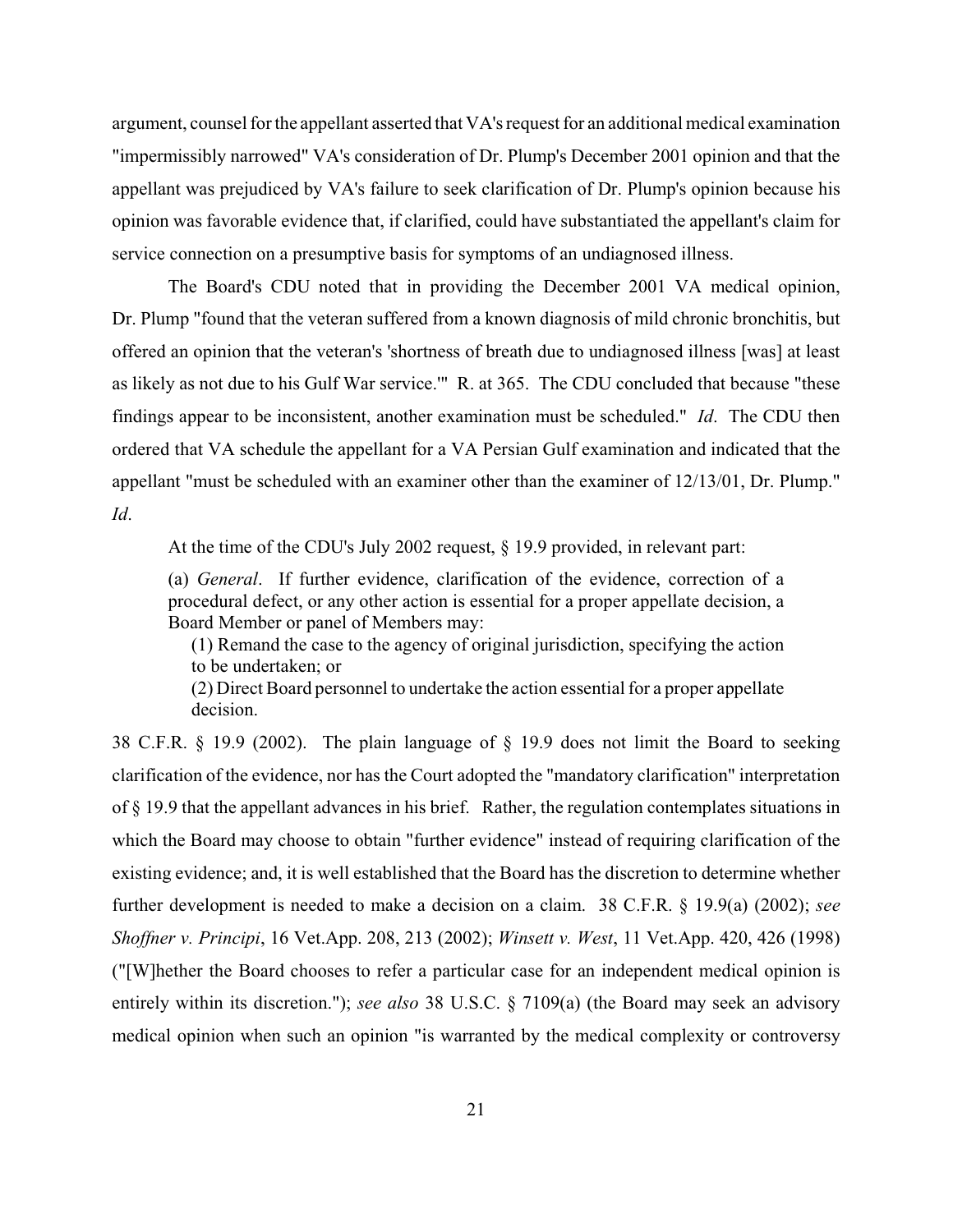argument, counsel for the appellant asserted that VA's request for an additional medical examination "impermissibly narrowed" VA's consideration of Dr. Plump's December 2001 opinion and that the appellant was prejudiced by VA's failure to seek clarification of Dr. Plump's opinion because his opinion was favorable evidence that, if clarified, could have substantiated the appellant's claim for service connection on a presumptive basis for symptoms of an undiagnosed illness.

The Board's CDU noted that in providing the December 2001 VA medical opinion, Dr. Plump "found that the veteran suffered from a known diagnosis of mild chronic bronchitis, but offered an opinion that the veteran's 'shortness of breath due to undiagnosed illness [was] at least as likely as not due to his Gulf War service.'" R. at 365. The CDU concluded that because "these findings appear to be inconsistent, another examination must be scheduled." *Id*. The CDU then ordered that VA schedule the appellant for a VA Persian Gulf examination and indicated that the appellant "must be scheduled with an examiner other than the examiner of 12/13/01, Dr. Plump." *Id*.

At the time of the CDU's July 2002 request, § 19.9 provided, in relevant part:

> (a) *General*. If further evidence, clarification of the evidence, correction of a procedural defect, or any other action is essential for a proper appellate decision, a Board Member or panel of Members may:
>
> (1) Remand the case to the agency of original jurisdiction, specifying the action to be undertaken; or
>
> (2) Direct Board personnel to undertake the action essential for a proper appellate decision.

38 C.F.R. § 19.9 (2002). The plain language of § 19.9 does not limit the Board to seeking clarification of the evidence, nor has the Court adopted the "mandatory clarification" interpretation of § 19.9 that the appellant advances in his brief. Rather, the regulation contemplates situations in which the Board may choose to obtain "further evidence" instead of requiring clarification of the existing evidence; and, it is well established that the Board has the discretion to determine whether further development is needed to make a decision on a claim. 38 C.F.R. § 19.9(a) (2002); *see Shoffner v. Principi*, 16 Vet.App. 208, 213 (2002); *Winsett v. West*, 11 Vet.App. 420, 426 (1998) ("[W]hether the Board chooses to refer a particular case for an independent medical opinion is entirely within its discretion."); *see also* 38 U.S.C. § 7109(a) (the Board may seek an advisory medical opinion when such an opinion "is warranted by the medical complexity or controversy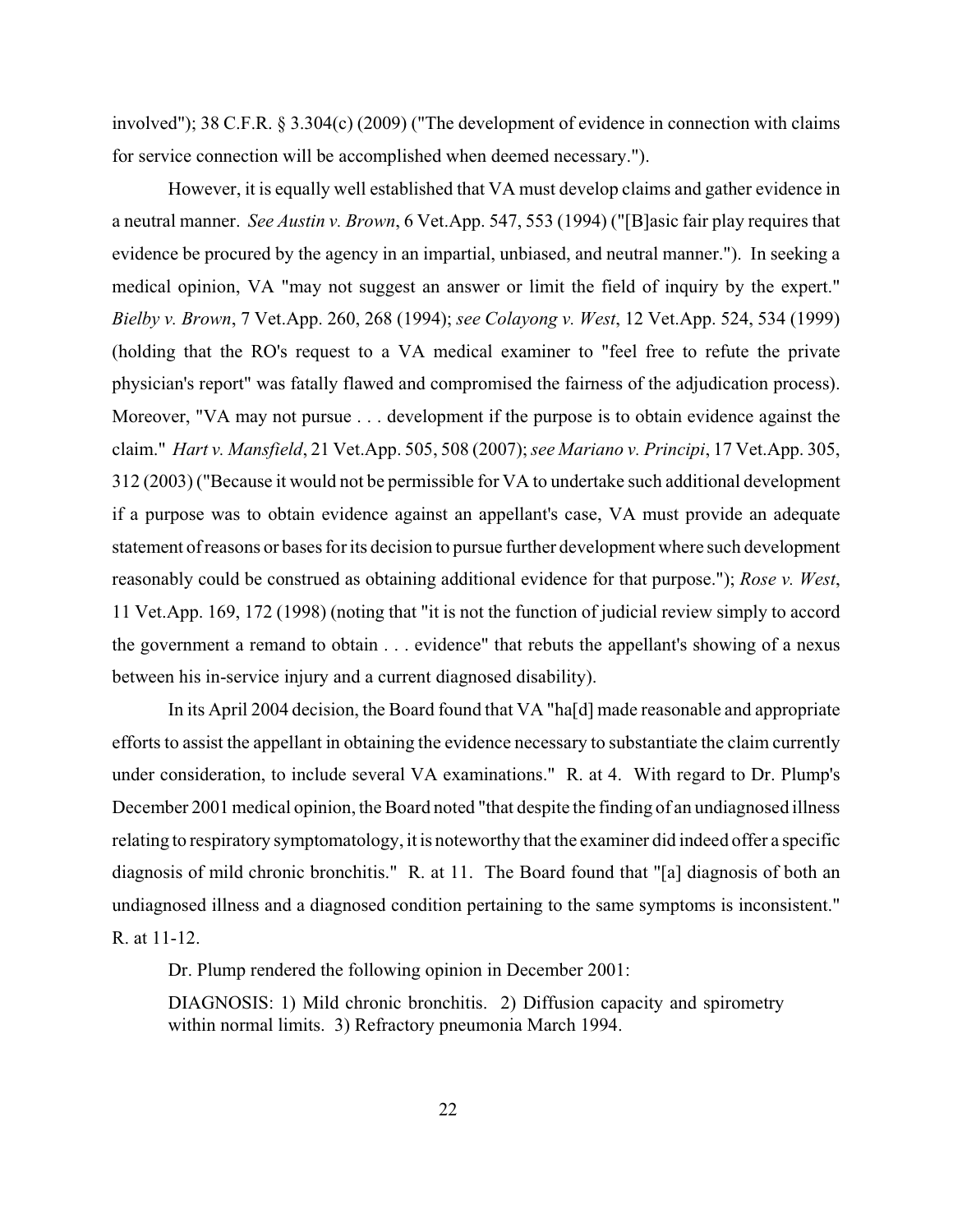involved"); 38 C.F.R. § 3.304(c) (2009) ("The development of evidence in connection with claims for service connection will be accomplished when deemed necessary.").

However, it is equally well established that VA must develop claims and gather evidence in a neutral manner. *See Austin v. Brown*, 6 Vet.App. 547, 553 (1994) ("[B]asic fair play requires that evidence be procured by the agency in an impartial, unbiased, and neutral manner."). In seeking a medical opinion, VA "may not suggest an answer or limit the field of inquiry by the expert." *Bielby v. Brown*, 7 Vet.App. 260, 268 (1994); *see Colayong v. West*, 12 Vet.App. 524, 534 (1999) (holding that the RO's request to a VA medical examiner to "feel free to refute the private physician's report" was fatally flawed and compromised the fairness of the adjudication process). Moreover, "VA may not pursue . . . development if the purpose is to obtain evidence against the claim." *Hart v. Mansfield*, 21 Vet.App. 505, 508 (2007); *see Mariano v. Principi*, 17 Vet.App. 305, 312 (2003) ("Because it would not be permissible for VA to undertake such additional development if a purpose was to obtain evidence against an appellant's case, VA must provide an adequate statement of reasons or bases for its decision to pursue further development where such development reasonably could be construed as obtaining additional evidence for that purpose."); *Rose v. West*, 11 Vet.App. 169, 172 (1998) (noting that "it is not the function of judicial review simply to accord the government a remand to obtain . . . evidence" that rebuts the appellant's showing of a nexus between his in-service injury and a current diagnosed disability).

In its April 2004 decision, the Board found that VA "ha[d] made reasonable and appropriate efforts to assist the appellant in obtaining the evidence necessary to substantiate the claim currently under consideration, to include several VA examinations." R. at 4. With regard to Dr. Plump's December 2001 medical opinion, the Board noted "that despite the finding of an undiagnosed illness relating to respiratory symptomatology, it is noteworthy that the examiner did indeed offer a specific diagnosis of mild chronic bronchitis." R. at 11. The Board found that "[a] diagnosis of both an undiagnosed illness and a diagnosed condition pertaining to the same symptoms is inconsistent." R. at 11-12.

Dr. Plump rendered the following opinion in December 2001:

> DIAGNOSIS: 1) Mild chronic bronchitis. 2) Diffusion capacity and spirometry within normal limits. 3) Refractory pneumonia March 1994.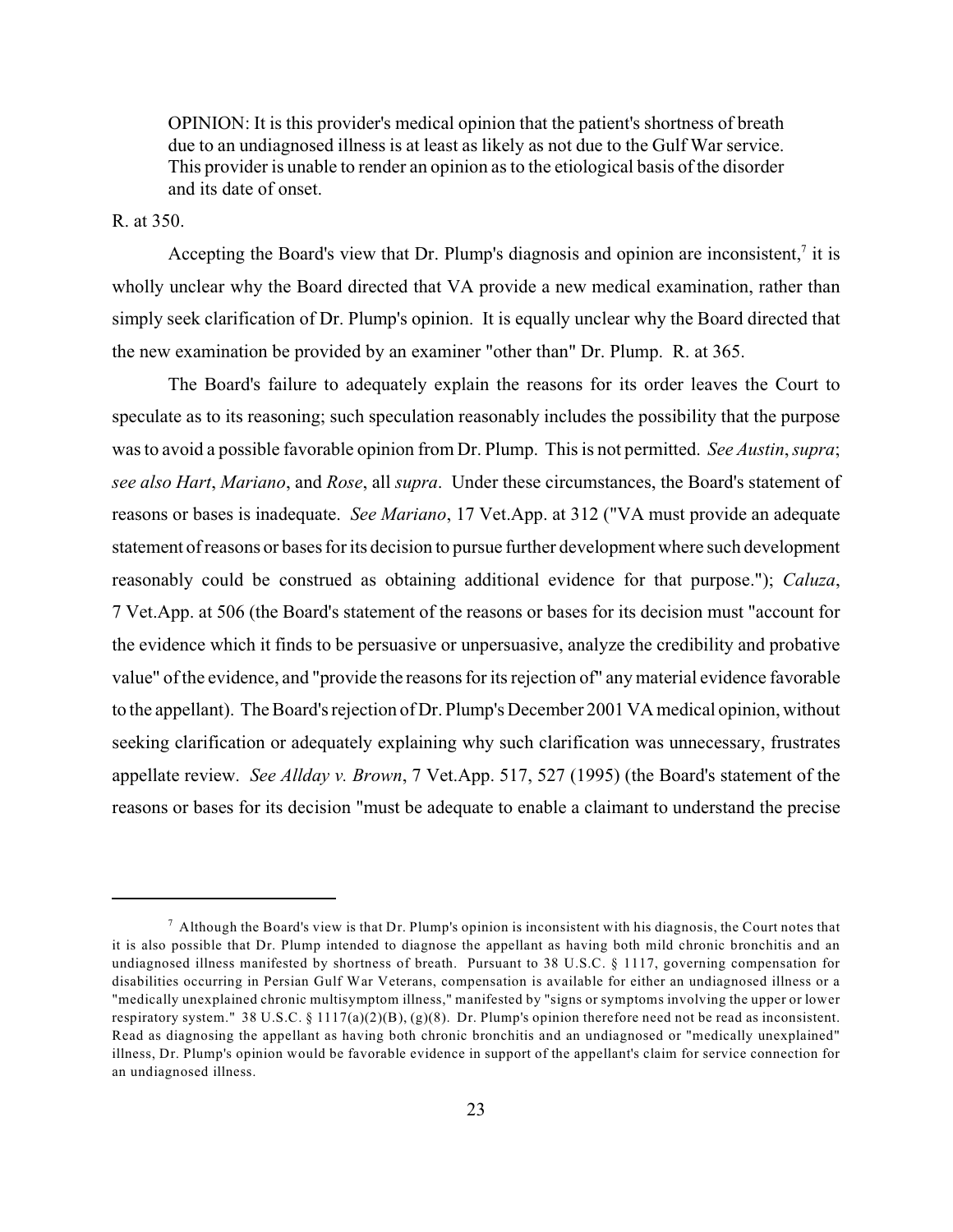> OPINION: It is this provider's medical opinion that the patient's shortness of breath due to an undiagnosed illness is at least as likely as not due to the Gulf War service. This provider is unable to render an opinion as to the etiological basis of the disorder and its date of onset.

R. at 350.

Accepting the Board's view that Dr. Plump's diagnosis and opinion are inconsistent,[7] it is wholly unclear why the Board directed that VA provide a new medical examination, rather than simply seek clarification of Dr. Plump's opinion. It is equally unclear why the Board directed that the new examination be provided by an examiner "other than" Dr. Plump. R. at 365.

The Board's failure to adequately explain the reasons for its order leaves the Court to speculate as to its reasoning; such speculation reasonably includes the possibility that the purpose was to avoid a possible favorable opinion from Dr. Plump. This is not permitted. *See Austin*, *supra*; *see also Hart*, *Mariano*, and *Rose*, all *supra*. Under these circumstances, the Board's statement of reasons or bases is inadequate. *See Mariano*, 17 Vet.App. at 312 ("VA must provide an adequate statement of reasons or bases for its decision to pursue further development where such development reasonably could be construed as obtaining additional evidence for that purpose."); *Caluza*, 7 Vet.App. at 506 (the Board's statement of the reasons or bases for its decision must "account for the evidence which it finds to be persuasive or unpersuasive, analyze the credibility and probative value" of the evidence, and "provide the reasons for its rejection of" any material evidence favorable to the appellant). The Board's rejection of Dr. Plump's December 2001 VA medical opinion, without seeking clarification or adequately explaining why such clarification was unnecessary, frustrates appellate review. *See Allday v. Brown*, 7 Vet.App. 517, 527 (1995) (the Board's statement of the reasons or bases for its decision "must be adequate to enable a claimant to understand the precise

---

[7] Although the Board's view is that Dr. Plump's opinion is inconsistent with his diagnosis, the Court notes that it is also possible that Dr. Plump intended to diagnose the appellant as having both mild chronic bronchitis and an undiagnosed illness manifested by shortness of breath. Pursuant to 38 U.S.C. § 1117, governing compensation for disabilities occurring in Persian Gulf War Veterans, compensation is available for either an undiagnosed illness or a "medically unexplained chronic multisymptom illness," manifested by "signs or symptoms involving the upper or lower respiratory system." 38 U.S.C. § 1117(a)(2)(B), (g)(8). Dr. Plump's opinion therefore need not be read as inconsistent. Read as diagnosing the appellant as having both chronic bronchitis and an undiagnosed or "medically unexplained" illness, Dr. Plump's opinion would be favorable evidence in support of the appellant's claim for service connection for an undiagnosed illness.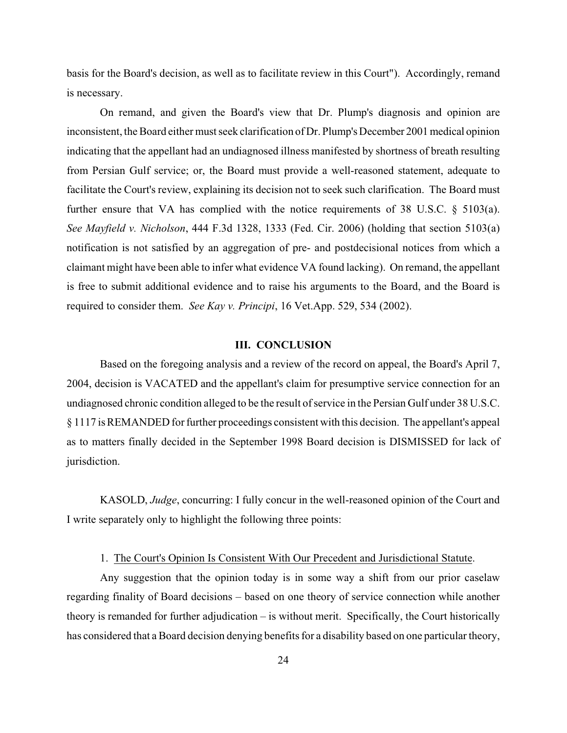basis for the Board's decision, as well as to facilitate review in this Court"). Accordingly, remand is necessary.

On remand, and given the Board's view that Dr. Plump's diagnosis and opinion are inconsistent, the Board either must seek clarification of Dr. Plump's December 2001 medical opinion indicating that the appellant had an undiagnosed illness manifested by shortness of breath resulting from Persian Gulf service; or, the Board must provide a well-reasoned statement, adequate to facilitate the Court's review, explaining its decision not to seek such clarification. The Board must further ensure that VA has complied with the notice requirements of 38 U.S.C. § 5103(a). *See Mayfield v. Nicholson*, 444 F.3d 1328, 1333 (Fed. Cir. 2006) (holding that section 5103(a) notification is not satisfied by an aggregation of pre- and postdecisional notices from which a claimant might have been able to infer what evidence VA found lacking). On remand, the appellant is free to submit additional evidence and to raise his arguments to the Board, and the Board is required to consider them. *See Kay v. Principi*, 16 Vet.App. 529, 534 (2002).

## III. CONCLUSION

Based on the foregoing analysis and a review of the record on appeal, the Board's April 7, 2004, decision is VACATED and the appellant's claim for presumptive service connection for an undiagnosed chronic condition alleged to be the result of service in the Persian Gulf under 38 U.S.C. § 1117 is REMANDED for further proceedings consistent with this decision. The appellant's appeal as to matters finally decided in the September 1998 Board decision is DISMISSED for lack of jurisdiction.

KASOLD, *Judge*, concurring: I fully concur in the well-reasoned opinion of the Court and I write separately only to highlight the following three points:

1. The Court's Opinion Is Consistent With Our Precedent and Jurisdictional Statute.

Any suggestion that the opinion today is in some way a shift from our prior caselaw regarding finality of Board decisions – based on one theory of service connection while another theory is remanded for further adjudication – is without merit. Specifically, the Court historically has considered that a Board decision denying benefits for a disability based on one particular theory,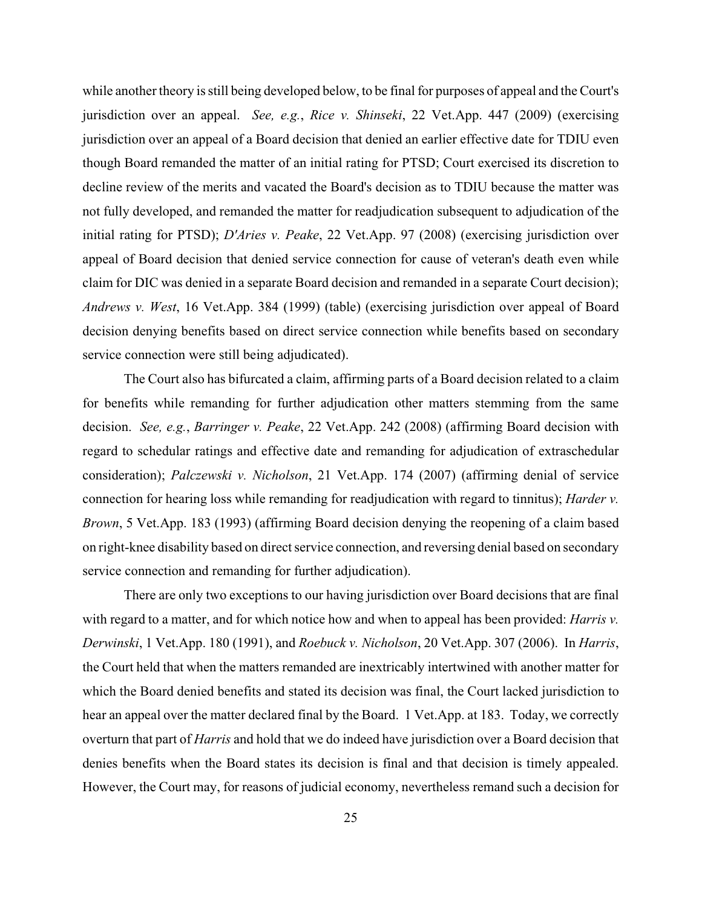while another theory is still being developed below, to be final for purposes of appeal and the Court's jurisdiction over an appeal. *See, e.g.*, *Rice v. Shinseki*, 22 Vet.App. 447 (2009) (exercising jurisdiction over an appeal of a Board decision that denied an earlier effective date for TDIU even though Board remanded the matter of an initial rating for PTSD; Court exercised its discretion to decline review of the merits and vacated the Board's decision as to TDIU because the matter was not fully developed, and remanded the matter for readjudication subsequent to adjudication of the initial rating for PTSD); *D'Aries v. Peake*, 22 Vet.App. 97 (2008) (exercising jurisdiction over appeal of Board decision that denied service connection for cause of veteran's death even while claim for DIC was denied in a separate Board decision and remanded in a separate Court decision); *Andrews v. West*, 16 Vet.App. 384 (1999) (table) (exercising jurisdiction over appeal of Board decision denying benefits based on direct service connection while benefits based on secondary service connection were still being adjudicated).

The Court also has bifurcated a claim, affirming parts of a Board decision related to a claim for benefits while remanding for further adjudication other matters stemming from the same decision. *See, e.g.*, *Barringer v. Peake*, 22 Vet.App. 242 (2008) (affirming Board decision with regard to schedular ratings and effective date and remanding for adjudication of extraschedular consideration); *Palczewski v. Nicholson*, 21 Vet.App. 174 (2007) (affirming denial of service connection for hearing loss while remanding for readjudication with regard to tinnitus); *Harder v. Brown*, 5 Vet.App. 183 (1993) (affirming Board decision denying the reopening of a claim based on right-knee disability based on direct service connection, and reversing denial based on secondary service connection and remanding for further adjudication).

There are only two exceptions to our having jurisdiction over Board decisions that are final with regard to a matter, and for which notice how and when to appeal has been provided: *Harris v. Derwinski*, 1 Vet.App. 180 (1991), and *Roebuck v. Nicholson*, 20 Vet.App. 307 (2006). In *Harris*, the Court held that when the matters remanded are inextricably intertwined with another matter for which the Board denied benefits and stated its decision was final, the Court lacked jurisdiction to hear an appeal over the matter declared final by the Board. 1 Vet.App. at 183. Today, we correctly overturn that part of *Harris* and hold that we do indeed have jurisdiction over a Board decision that denies benefits when the Board states its decision is final and that decision is timely appealed. However, the Court may, for reasons of judicial economy, nevertheless remand such a decision for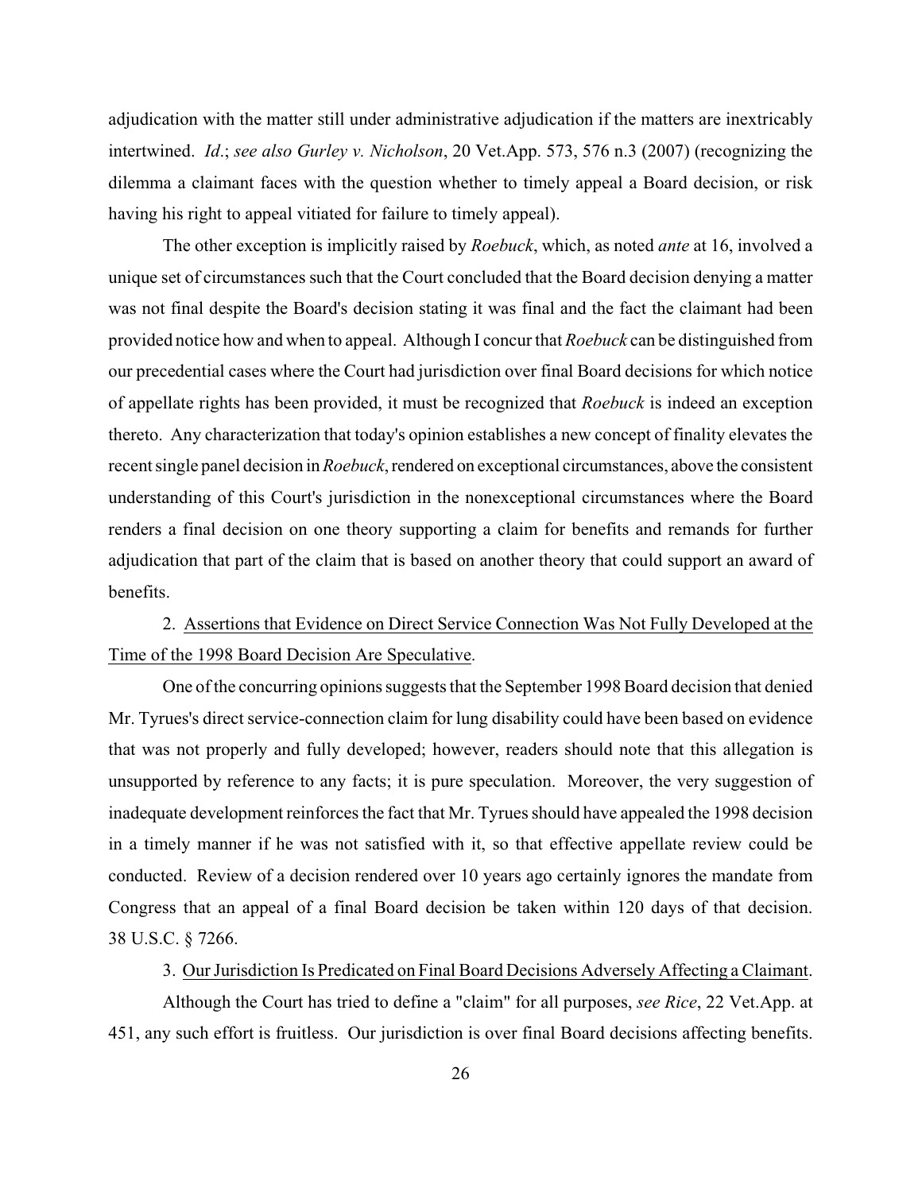adjudication with the matter still under administrative adjudication if the matters are inextricably intertwined. *Id*.; *see also Gurley v. Nicholson*, 20 Vet.App. 573, 576 n.3 (2007) (recognizing the dilemma a claimant faces with the question whether to timely appeal a Board decision, or risk having his right to appeal vitiated for failure to timely appeal).

The other exception is implicitly raised by *Roebuck*, which, as noted *ante* at 16, involved a unique set of circumstances such that the Court concluded that the Board decision denying a matter was not final despite the Board's decision stating it was final and the fact the claimant had been provided notice how and when to appeal. Although I concur that *Roebuck* can be distinguished from our precedential cases where the Court had jurisdiction over final Board decisions for which notice of appellate rights has been provided, it must be recognized that *Roebuck* is indeed an exception thereto. Any characterization that today's opinion establishes a new concept of finality elevates the recent single panel decision in *Roebuck*, rendered on exceptional circumstances, above the consistent understanding of this Court's jurisdiction in the nonexceptional circumstances where the Board renders a final decision on one theory supporting a claim for benefits and remands for further adjudication that part of the claim that is based on another theory that could support an award of benefits.

2. Assertions that Evidence on Direct Service Connection Was Not Fully Developed at the Time of the 1998 Board Decision Are Speculative.

One of the concurring opinions suggests that the September 1998 Board decision that denied Mr. Tyrues's direct service-connection claim for lung disability could have been based on evidence that was not properly and fully developed; however, readers should note that this allegation is unsupported by reference to any facts; it is pure speculation. Moreover, the very suggestion of inadequate development reinforces the fact that Mr. Tyrues should have appealed the 1998 decision in a timely manner if he was not satisfied with it, so that effective appellate review could be conducted. Review of a decision rendered over 10 years ago certainly ignores the mandate from Congress that an appeal of a final Board decision be taken within 120 days of that decision. 38 U.S.C. § 7266.

3. Our Jurisdiction Is Predicated on Final Board Decisions Adversely Affecting a Claimant.

Although the Court has tried to define a "claim" for all purposes, *see Rice*, 22 Vet.App. at 451, any such effort is fruitless. Our jurisdiction is over final Board decisions affecting benefits.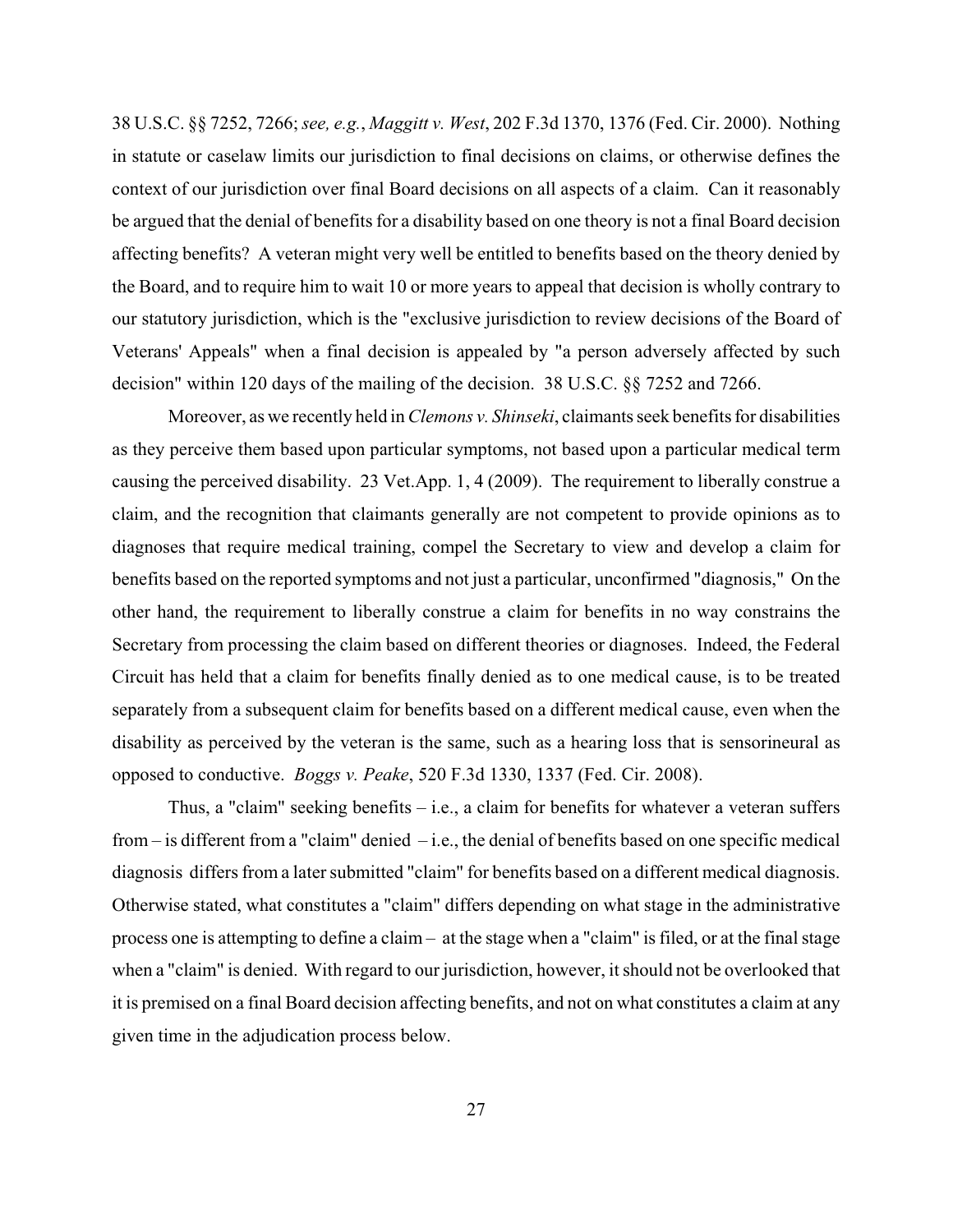38 U.S.C. §§ 7252, 7266; *see, e.g.*, *Maggitt v. West*, 202 F.3d 1370, 1376 (Fed. Cir. 2000). Nothing in statute or caselaw limits our jurisdiction to final decisions on claims, or otherwise defines the context of our jurisdiction over final Board decisions on all aspects of a claim. Can it reasonably be argued that the denial of benefits for a disability based on one theory is not a final Board decision affecting benefits? A veteran might very well be entitled to benefits based on the theory denied by the Board, and to require him to wait 10 or more years to appeal that decision is wholly contrary to our statutory jurisdiction, which is the "exclusive jurisdiction to review decisions of the Board of Veterans' Appeals" when a final decision is appealed by "a person adversely affected by such decision" within 120 days of the mailing of the decision. 38 U.S.C. §§ 7252 and 7266.

Moreover, as we recently held in *Clemons v. Shinseki*, claimants seek benefits for disabilities as they perceive them based upon particular symptoms, not based upon a particular medical term causing the perceived disability. 23 Vet.App. 1, 4 (2009). The requirement to liberally construe a claim, and the recognition that claimants generally are not competent to provide opinions as to diagnoses that require medical training, compel the Secretary to view and develop a claim for benefits based on the reported symptoms and not just a particular, unconfirmed "diagnosis," On the other hand, the requirement to liberally construe a claim for benefits in no way constrains the Secretary from processing the claim based on different theories or diagnoses. Indeed, the Federal Circuit has held that a claim for benefits finally denied as to one medical cause, is to be treated separately from a subsequent claim for benefits based on a different medical cause, even when the disability as perceived by the veteran is the same, such as a hearing loss that is sensorineural as opposed to conductive. *Boggs v. Peake*, 520 F.3d 1330, 1337 (Fed. Cir. 2008).

Thus, a "claim" seeking benefits – i.e., a claim for benefits for whatever a veteran suffers from – is different from a "claim" denied – i.e., the denial of benefits based on one specific medical diagnosis differs from a later submitted "claim" for benefits based on a different medical diagnosis. Otherwise stated, what constitutes a "claim" differs depending on what stage in the administrative process one is attempting to define a claim – at the stage when a "claim" is filed, or at the final stage when a "claim" is denied. With regard to our jurisdiction, however, it should not be overlooked that it is premised on a final Board decision affecting benefits, and not on what constitutes a claim at any given time in the adjudication process below.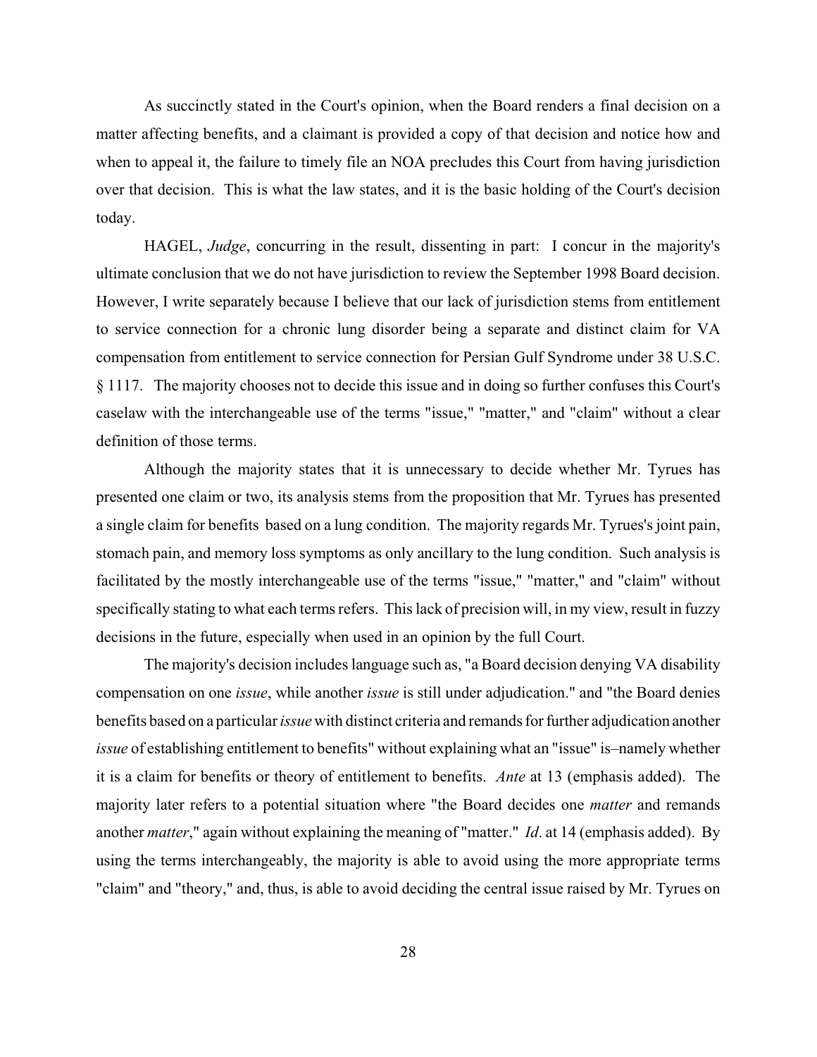As succinctly stated in the Court's opinion, when the Board renders a final decision on a matter affecting benefits, and a claimant is provided a copy of that decision and notice how and when to appeal it, the failure to timely file an NOA precludes this Court from having jurisdiction over that decision. This is what the law states, and it is the basic holding of the Court's decision today.

HAGEL, *Judge*, concurring in the result, dissenting in part: I concur in the majority's ultimate conclusion that we do not have jurisdiction to review the September 1998 Board decision. However, I write separately because I believe that our lack of jurisdiction stems from entitlement to service connection for a chronic lung disorder being a separate and distinct claim for VA compensation from entitlement to service connection for Persian Gulf Syndrome under 38 U.S.C. § 1117. The majority chooses not to decide this issue and in doing so further confuses this Court's caselaw with the interchangeable use of the terms "issue," "matter," and "claim" without a clear definition of those terms.

Although the majority states that it is unnecessary to decide whether Mr. Tyrues has presented one claim or two, its analysis stems from the proposition that Mr. Tyrues has presented a single claim for benefits based on a lung condition. The majority regards Mr. Tyrues's joint pain, stomach pain, and memory loss symptoms as only ancillary to the lung condition. Such analysis is facilitated by the mostly interchangeable use of the terms "issue," "matter," and "claim" without specifically stating to what each terms refers. This lack of precision will, in my view, result in fuzzy decisions in the future, especially when used in an opinion by the full Court.

The majority's decision includes language such as, "a Board decision denying VA disability compensation on one *issue*, while another *issue* is still under adjudication." and "the Board denies benefits based on a particular *issue* with distinct criteria and remands for further adjudication another *issue* of establishing entitlement to benefits" without explaining what an "issue" is–namely whether it is a claim for benefits or theory of entitlement to benefits. *Ante* at 13 (emphasis added). The majority later refers to a potential situation where "the Board decides one *matter* and remands another *matter*," again without explaining the meaning of "matter." *Id*. at 14 (emphasis added). By using the terms interchangeably, the majority is able to avoid using the more appropriate terms "claim" and "theory," and, thus, is able to avoid deciding the central issue raised by Mr. Tyrues on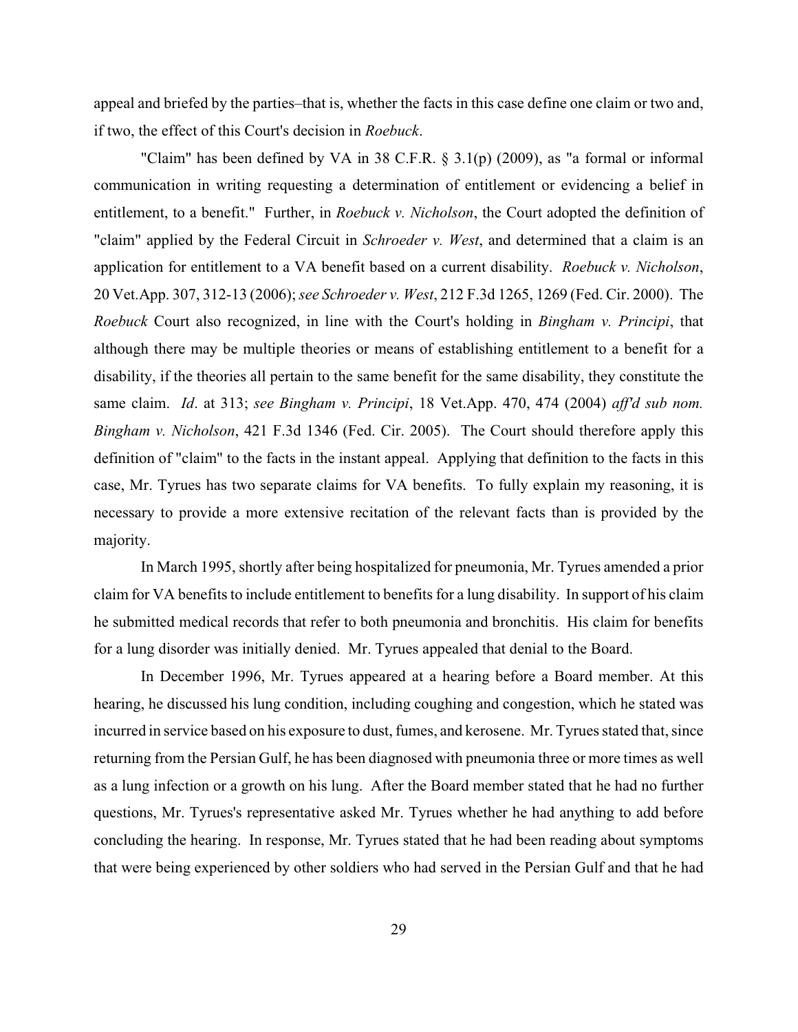appeal and briefed by the parties–that is, whether the facts in this case define one claim or two and, if two, the effect of this Court's decision in *Roebuck*.

"Claim" has been defined by VA in 38 C.F.R. § 3.1(p) (2009), as "a formal or informal communication in writing requesting a determination of entitlement or evidencing a belief in entitlement, to a benefit." Further, in *Roebuck v. Nicholson*, the Court adopted the definition of "claim" applied by the Federal Circuit in *Schroeder v. West*, and determined that a claim is an application for entitlement to a VA benefit based on a current disability. *Roebuck v. Nicholson*, 20 Vet.App. 307, 312-13 (2006); *see Schroeder v. West*, 212 F.3d 1265, 1269 (Fed. Cir. 2000). The *Roebuck* Court also recognized, in line with the Court's holding in *Bingham v. Principi*, that although there may be multiple theories or means of establishing entitlement to a benefit for a disability, if the theories all pertain to the same benefit for the same disability, they constitute the same claim. *Id*. at 313; *see Bingham v. Principi*, 18 Vet.App. 470, 474 (2004) *aff'd sub nom. Bingham v. Nicholson*, 421 F.3d 1346 (Fed. Cir. 2005). The Court should therefore apply this definition of "claim" to the facts in the instant appeal. Applying that definition to the facts in this case, Mr. Tyrues has two separate claims for VA benefits. To fully explain my reasoning, it is necessary to provide a more extensive recitation of the relevant facts than is provided by the majority.

In March 1995, shortly after being hospitalized for pneumonia, Mr. Tyrues amended a prior claim for VA benefits to include entitlement to benefits for a lung disability. In support of his claim he submitted medical records that refer to both pneumonia and bronchitis. His claim for benefits for a lung disorder was initially denied. Mr. Tyrues appealed that denial to the Board.

In December 1996, Mr. Tyrues appeared at a hearing before a Board member. At this hearing, he discussed his lung condition, including coughing and congestion, which he stated was incurred in service based on his exposure to dust, fumes, and kerosene. Mr. Tyrues stated that, since returning from the Persian Gulf, he has been diagnosed with pneumonia three or more times as well as a lung infection or a growth on his lung. After the Board member stated that he had no further questions, Mr. Tyrues's representative asked Mr. Tyrues whether he had anything to add before concluding the hearing. In response, Mr. Tyrues stated that he had been reading about symptoms that were being experienced by other soldiers who had served in the Persian Gulf and that he had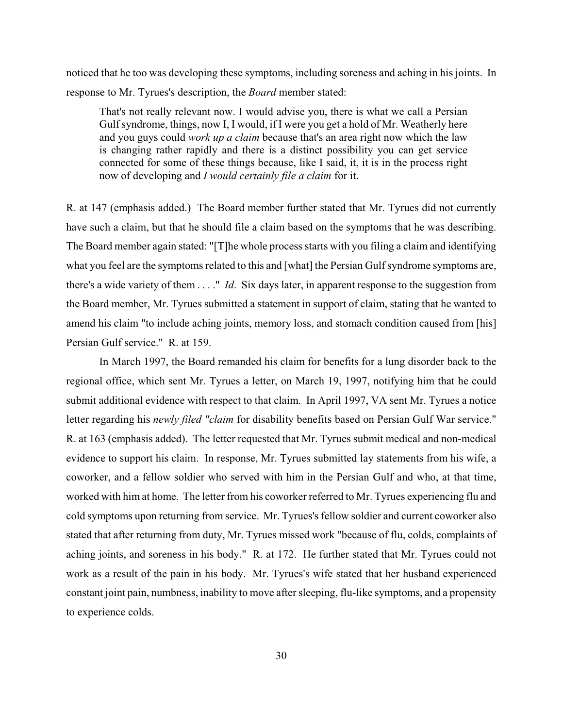noticed that he too was developing these symptoms, including soreness and aching in his joints. In response to Mr. Tyrues's description, the *Board* member stated:

> That's not really relevant now. I would advise you, there is what we call a Persian Gulf syndrome, things, now I, I would, if I were you get a hold of Mr. Weatherly here and you guys could *work up a claim* because that's an area right now which the law is changing rather rapidly and there is a distinct possibility you can get service connected for some of these things because, like I said, it, it is in the process right now of developing and *I would certainly file a claim* for it.

R. at 147 (emphasis added.) The Board member further stated that Mr. Tyrues did not currently have such a claim, but that he should file a claim based on the symptoms that he was describing. The Board member again stated: "[T]he whole process starts with you filing a claim and identifying what you feel are the symptoms related to this and [what] the Persian Gulf syndrome symptoms are, there's a wide variety of them . . . ." *Id*. Six days later, in apparent response to the suggestion from the Board member, Mr. Tyrues submitted a statement in support of claim, stating that he wanted to amend his claim "to include aching joints, memory loss, and stomach condition caused from [his] Persian Gulf service." R. at 159.

In March 1997, the Board remanded his claim for benefits for a lung disorder back to the regional office, which sent Mr. Tyrues a letter, on March 19, 1997, notifying him that he could submit additional evidence with respect to that claim. In April 1997, VA sent Mr. Tyrues a notice letter regarding his *newly filed "claim* for disability benefits based on Persian Gulf War service." R. at 163 (emphasis added). The letter requested that Mr. Tyrues submit medical and non-medical evidence to support his claim. In response, Mr. Tyrues submitted lay statements from his wife, a coworker, and a fellow soldier who served with him in the Persian Gulf and who, at that time, worked with him at home. The letter from his coworker referred to Mr. Tyrues experiencing flu and cold symptoms upon returning from service. Mr. Tyrues's fellow soldier and current coworker also stated that after returning from duty, Mr. Tyrues missed work "because of flu, colds, complaints of aching joints, and soreness in his body." R. at 172. He further stated that Mr. Tyrues could not work as a result of the pain in his body. Mr. Tyrues's wife stated that her husband experienced constant joint pain, numbness, inability to move after sleeping, flu-like symptoms, and a propensity to experience colds.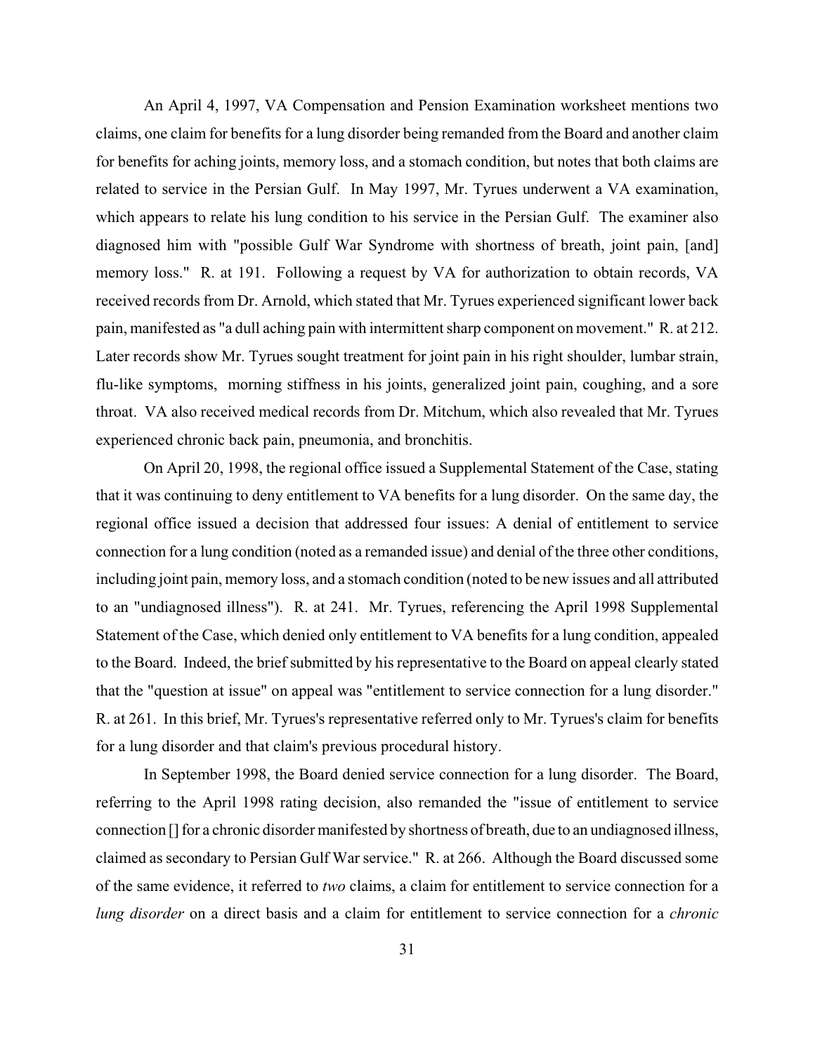An April 4, 1997, VA Compensation and Pension Examination worksheet mentions two claims, one claim for benefits for a lung disorder being remanded from the Board and another claim for benefits for aching joints, memory loss, and a stomach condition, but notes that both claims are related to service in the Persian Gulf. In May 1997, Mr. Tyrues underwent a VA examination, which appears to relate his lung condition to his service in the Persian Gulf. The examiner also diagnosed him with "possible Gulf War Syndrome with shortness of breath, joint pain, [and] memory loss." R. at 191. Following a request by VA for authorization to obtain records, VA received records from Dr. Arnold, which stated that Mr. Tyrues experienced significant lower back pain, manifested as "a dull aching pain with intermittent sharp component on movement." R. at 212. Later records show Mr. Tyrues sought treatment for joint pain in his right shoulder, lumbar strain, flu-like symptoms, morning stiffness in his joints, generalized joint pain, coughing, and a sore throat. VA also received medical records from Dr. Mitchum, which also revealed that Mr. Tyrues experienced chronic back pain, pneumonia, and bronchitis.

On April 20, 1998, the regional office issued a Supplemental Statement of the Case, stating that it was continuing to deny entitlement to VA benefits for a lung disorder. On the same day, the regional office issued a decision that addressed four issues: A denial of entitlement to service connection for a lung condition (noted as a remanded issue) and denial of the three other conditions, including joint pain, memory loss, and a stomach condition (noted to be new issues and all attributed to an "undiagnosed illness"). R. at 241. Mr. Tyrues, referencing the April 1998 Supplemental Statement of the Case, which denied only entitlement to VA benefits for a lung condition, appealed to the Board. Indeed, the brief submitted by his representative to the Board on appeal clearly stated that the "question at issue" on appeal was "entitlement to service connection for a lung disorder." R. at 261. In this brief, Mr. Tyrues's representative referred only to Mr. Tyrues's claim for benefits for a lung disorder and that claim's previous procedural history.

In September 1998, the Board denied service connection for a lung disorder. The Board, referring to the April 1998 rating decision, also remanded the "issue of entitlement to service connection [] for a chronic disorder manifested by shortness of breath, due to an undiagnosed illness, claimed as secondary to Persian Gulf War service." R. at 266. Although the Board discussed some of the same evidence, it referred to *two* claims, a claim for entitlement to service connection for a *lung disorder* on a direct basis and a claim for entitlement to service connection for a *chronic*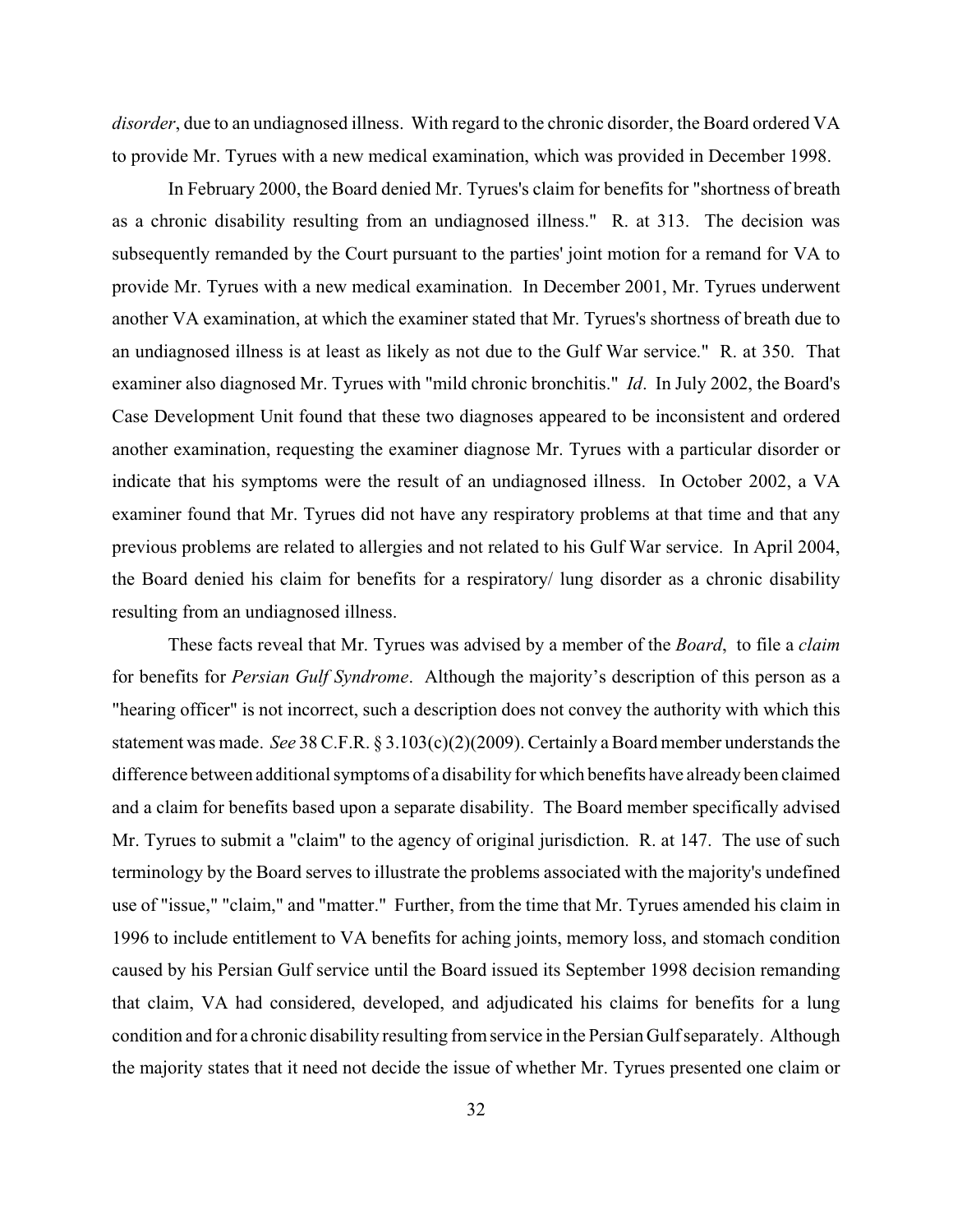*disorder*, due to an undiagnosed illness. With regard to the chronic disorder, the Board ordered VA to provide Mr. Tyrues with a new medical examination, which was provided in December 1998.

In February 2000, the Board denied Mr. Tyrues's claim for benefits for "shortness of breath as a chronic disability resulting from an undiagnosed illness." R. at 313. The decision was subsequently remanded by the Court pursuant to the parties' joint motion for a remand for VA to provide Mr. Tyrues with a new medical examination. In December 2001, Mr. Tyrues underwent another VA examination, at which the examiner stated that Mr. Tyrues's shortness of breath due to an undiagnosed illness is at least as likely as not due to the Gulf War service." R. at 350. That examiner also diagnosed Mr. Tyrues with "mild chronic bronchitis." *Id*. In July 2002, the Board's Case Development Unit found that these two diagnoses appeared to be inconsistent and ordered another examination, requesting the examiner diagnose Mr. Tyrues with a particular disorder or indicate that his symptoms were the result of an undiagnosed illness. In October 2002, a VA examiner found that Mr. Tyrues did not have any respiratory problems at that time and that any previous problems are related to allergies and not related to his Gulf War service. In April 2004, the Board denied his claim for benefits for a respiratory/ lung disorder as a chronic disability resulting from an undiagnosed illness.

These facts reveal that Mr. Tyrues was advised by a member of the *Board*, to file a *claim* for benefits for *Persian Gulf Syndrome*. Although the majority's description of this person as a "hearing officer" is not incorrect, such a description does not convey the authority with which this statement was made. *See* 38 C.F.R. § 3.103(c)(2)(2009). Certainly a Board member understands the difference between additional symptoms of a disability for which benefits have already been claimed and a claim for benefits based upon a separate disability. The Board member specifically advised Mr. Tyrues to submit a "claim" to the agency of original jurisdiction. R. at 147. The use of such terminology by the Board serves to illustrate the problems associated with the majority's undefined use of "issue," "claim," and "matter." Further, from the time that Mr. Tyrues amended his claim in 1996 to include entitlement to VA benefits for aching joints, memory loss, and stomach condition caused by his Persian Gulf service until the Board issued its September 1998 decision remanding that claim, VA had considered, developed, and adjudicated his claims for benefits for a lung condition and for a chronic disability resulting from service in the Persian Gulf separately. Although the majority states that it need not decide the issue of whether Mr. Tyrues presented one claim or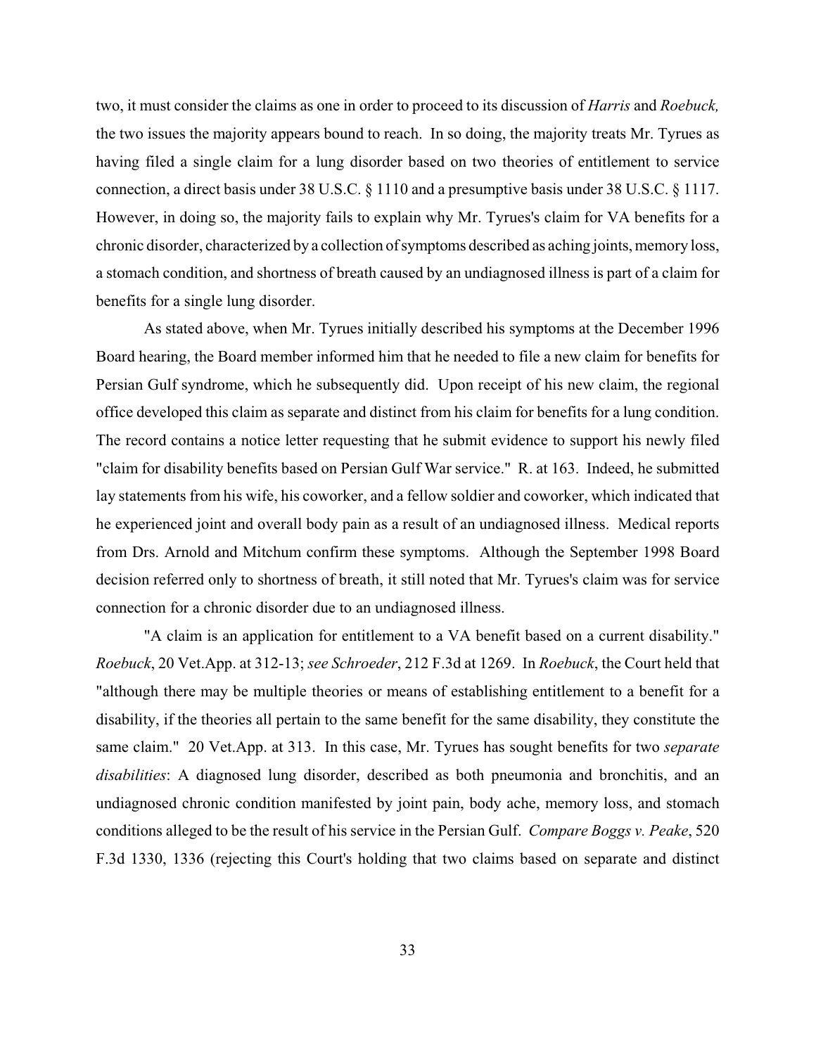two, it must consider the claims as one in order to proceed to its discussion of *Harris* and *Roebuck,* the two issues the majority appears bound to reach. In so doing, the majority treats Mr. Tyrues as having filed a single claim for a lung disorder based on two theories of entitlement to service connection, a direct basis under 38 U.S.C. § 1110 and a presumptive basis under 38 U.S.C. § 1117. However, in doing so, the majority fails to explain why Mr. Tyrues's claim for VA benefits for a chronic disorder, characterized by a collection of symptoms described as aching joints, memory loss, a stomach condition, and shortness of breath caused by an undiagnosed illness is part of a claim for benefits for a single lung disorder.

As stated above, when Mr. Tyrues initially described his symptoms at the December 1996 Board hearing, the Board member informed him that he needed to file a new claim for benefits for Persian Gulf syndrome, which he subsequently did. Upon receipt of his new claim, the regional office developed this claim as separate and distinct from his claim for benefits for a lung condition. The record contains a notice letter requesting that he submit evidence to support his newly filed "claim for disability benefits based on Persian Gulf War service." R. at 163. Indeed, he submitted lay statements from his wife, his coworker, and a fellow soldier and coworker, which indicated that he experienced joint and overall body pain as a result of an undiagnosed illness. Medical reports from Drs. Arnold and Mitchum confirm these symptoms. Although the September 1998 Board decision referred only to shortness of breath, it still noted that Mr. Tyrues's claim was for service connection for a chronic disorder due to an undiagnosed illness.

"A claim is an application for entitlement to a VA benefit based on a current disability." *Roebuck*, 20 Vet.App. at 312-13; *see Schroeder*, 212 F.3d at 1269. In *Roebuck*, the Court held that "although there may be multiple theories or means of establishing entitlement to a benefit for a disability, if the theories all pertain to the same benefit for the same disability, they constitute the same claim." 20 Vet.App. at 313. In this case, Mr. Tyrues has sought benefits for two *separate disabilities*: A diagnosed lung disorder, described as both pneumonia and bronchitis, and an undiagnosed chronic condition manifested by joint pain, body ache, memory loss, and stomach conditions alleged to be the result of his service in the Persian Gulf. *Compare Boggs v. Peake*, 520 F.3d 1330, 1336 (rejecting this Court's holding that two claims based on separate and distinct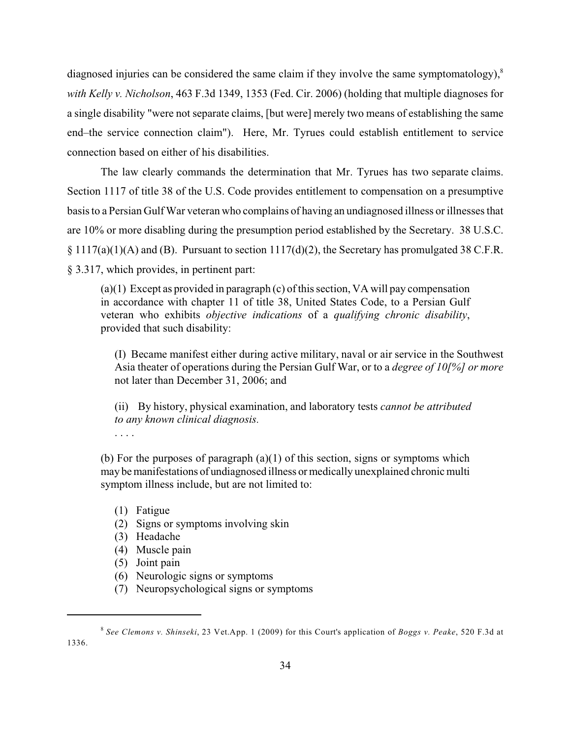diagnosed injuries can be considered the same claim if they involve the same symptomatology),[8] *with Kelly v. Nicholson*, 463 F.3d 1349, 1353 (Fed. Cir. 2006) (holding that multiple diagnoses for a single disability "were not separate claims, [but were] merely two means of establishing the same end–the service connection claim"). Here, Mr. Tyrues could establish entitlement to service connection based on either of his disabilities.

The law clearly commands the determination that Mr. Tyrues has two separate claims. Section 1117 of title 38 of the U.S. Code provides entitlement to compensation on a presumptive basis to a Persian Gulf War veteran who complains of having an undiagnosed illness or illnesses that are 10% or more disabling during the presumption period established by the Secretary. 38 U.S.C. § 1117(a)(1)(A) and (B). Pursuant to section 1117(d)(2), the Secretary has promulgated 38 C.F.R. § 3.317, which provides, in pertinent part:

> (a)(1) Except as provided in paragraph (c) of this section, VA will pay compensation in accordance with chapter 11 of title 38, United States Code, to a Persian Gulf veteran who exhibits *objective indications* of a *qualifying chronic disability*, provided that such disability:
>
> (I) Became manifest either during active military, naval or air service in the Southwest Asia theater of operations during the Persian Gulf War, or to a *degree of 10[%] or more* not later than December 31, 2006; and
>
> (ii) By history, physical examination, and laboratory tests *cannot be attributed to any known clinical diagnosis.*
>
> . . . .
>
> (b) For the purposes of paragraph (a)(1) of this section, signs or symptoms which may be manifestations of undiagnosed illness or medically unexplained chronic multi symptom illness include, but are not limited to:
>
> (1) Fatigue
> (2) Signs or symptoms involving skin
> (3) Headache
> (4) Muscle pain
> (5) Joint pain
> (6) Neurologic signs or symptoms
> (7) Neuropsychological signs or symptoms

---

[8] *See Clemons v. Shinseki*, 23 Vet.App. 1 (2009) for this Court's application of *Boggs v. Peake*, 520 F.3d at 1336.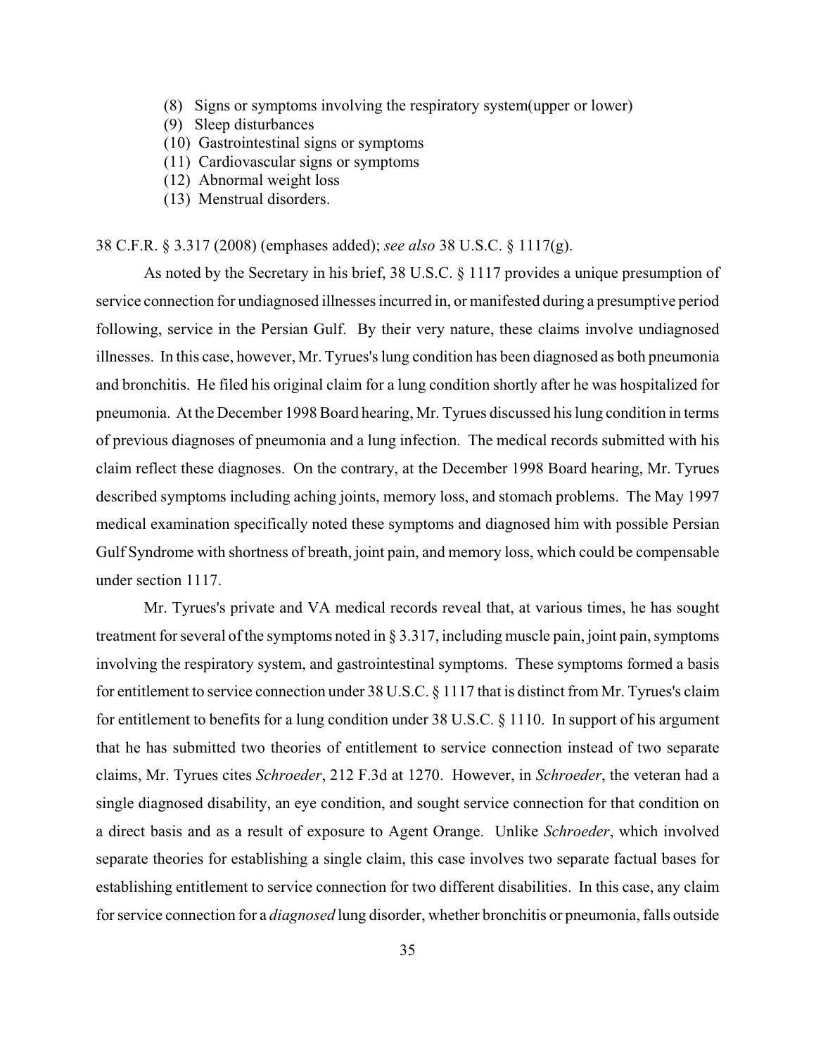(8) Signs or symptoms involving the respiratory system(upper or lower)
(9) Sleep disturbances
(10) Gastrointestinal signs or symptoms
(11) Cardiovascular signs or symptoms
(12) Abnormal weight loss
(13) Menstrual disorders.

38 C.F.R. § 3.317 (2008) (emphases added); *see also* 38 U.S.C. § 1117(g).

As noted by the Secretary in his brief, 38 U.S.C. § 1117 provides a unique presumption of service connection for undiagnosed illnesses incurred in, or manifested during a presumptive period following, service in the Persian Gulf. By their very nature, these claims involve undiagnosed illnesses. In this case, however, Mr. Tyrues's lung condition has been diagnosed as both pneumonia and bronchitis. He filed his original claim for a lung condition shortly after he was hospitalized for pneumonia. At the December 1998 Board hearing, Mr. Tyrues discussed his lung condition in terms of previous diagnoses of pneumonia and a lung infection. The medical records submitted with his claim reflect these diagnoses. On the contrary, at the December 1998 Board hearing, Mr. Tyrues described symptoms including aching joints, memory loss, and stomach problems. The May 1997 medical examination specifically noted these symptoms and diagnosed him with possible Persian Gulf Syndrome with shortness of breath, joint pain, and memory loss, which could be compensable under section 1117.

Mr. Tyrues's private and VA medical records reveal that, at various times, he has sought treatment for several of the symptoms noted in § 3.317, including muscle pain, joint pain, symptoms involving the respiratory system, and gastrointestinal symptoms. These symptoms formed a basis for entitlement to service connection under 38 U.S.C. § 1117 that is distinct from Mr. Tyrues's claim for entitlement to benefits for a lung condition under 38 U.S.C. § 1110. In support of his argument that he has submitted two theories of entitlement to service connection instead of two separate claims, Mr. Tyrues cites *Schroeder*, 212 F.3d at 1270. However, in *Schroeder*, the veteran had a single diagnosed disability, an eye condition, and sought service connection for that condition on a direct basis and as a result of exposure to Agent Orange. Unlike *Schroeder*, which involved separate theories for establishing a single claim, this case involves two separate factual bases for establishing entitlement to service connection for two different disabilities. In this case, any claim for service connection for a *diagnosed* lung disorder, whether bronchitis or pneumonia, falls outside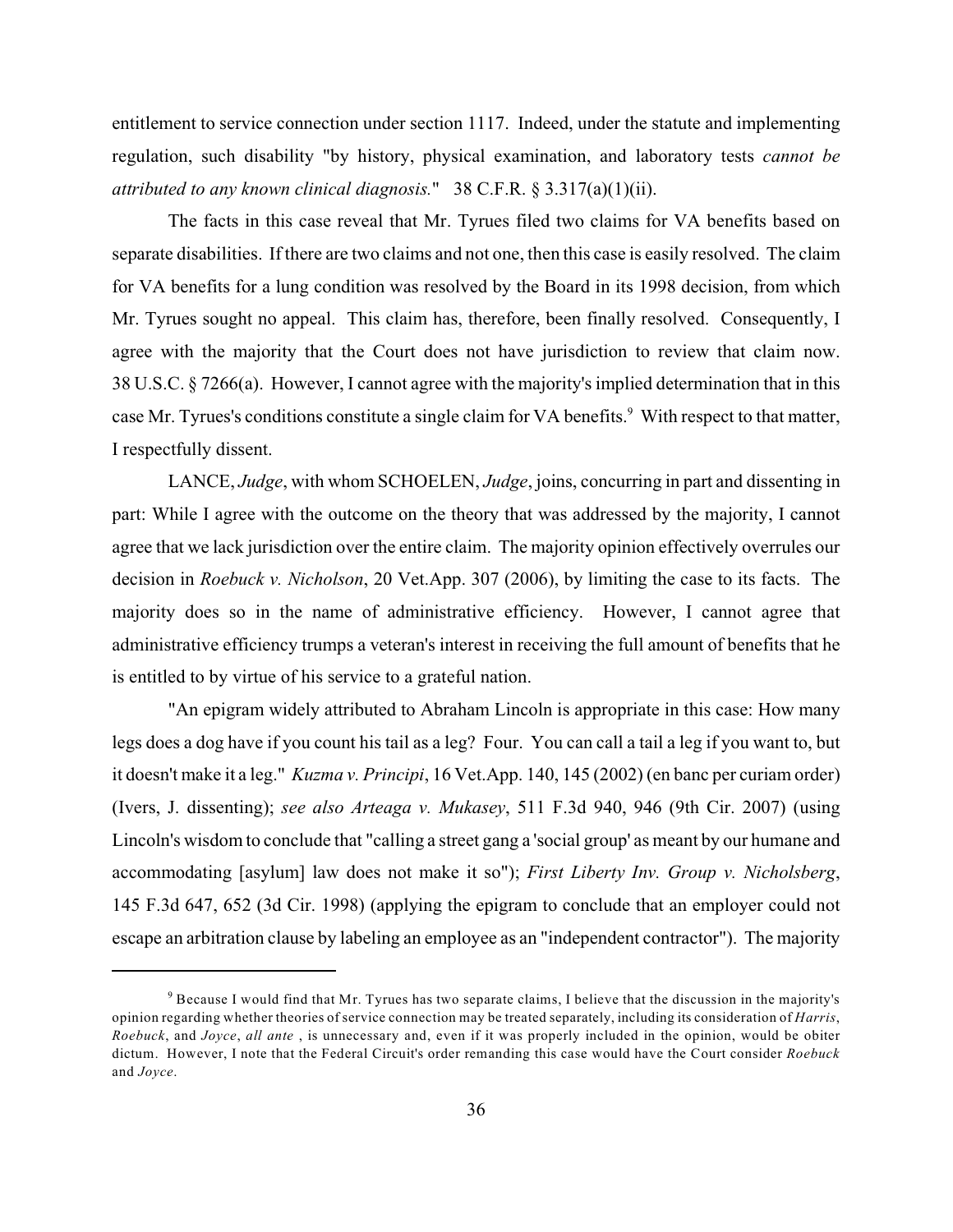entitlement to service connection under section 1117. Indeed, under the statute and implementing regulation, such disability "by history, physical examination, and laboratory tests *cannot be attributed to any known clinical diagnosis.*" 38 C.F.R. § 3.317(a)(1)(ii).

The facts in this case reveal that Mr. Tyrues filed two claims for VA benefits based on separate disabilities. If there are two claims and not one, then this case is easily resolved. The claim for VA benefits for a lung condition was resolved by the Board in its 1998 decision, from which Mr. Tyrues sought no appeal. This claim has, therefore, been finally resolved. Consequently, I agree with the majority that the Court does not have jurisdiction to review that claim now. 38 U.S.C. § 7266(a). However, I cannot agree with the majority's implied determination that in this case Mr. Tyrues's conditions constitute a single claim for VA benefits.[9] With respect to that matter, I respectfully dissent.

LANCE, *Judge*, with whom SCHOELEN, *Judge*, joins, concurring in part and dissenting in part: While I agree with the outcome on the theory that was addressed by the majority, I cannot agree that we lack jurisdiction over the entire claim. The majority opinion effectively overrules our decision in *Roebuck v. Nicholson*, 20 Vet.App. 307 (2006), by limiting the case to its facts. The majority does so in the name of administrative efficiency. However, I cannot agree that administrative efficiency trumps a veteran's interest in receiving the full amount of benefits that he is entitled to by virtue of his service to a grateful nation.

"An epigram widely attributed to Abraham Lincoln is appropriate in this case: How many legs does a dog have if you count his tail as a leg? Four. You can call a tail a leg if you want to, but it doesn't make it a leg." *Kuzma v. Principi*, 16 Vet.App. 140, 145 (2002) (en banc per curiam order) (Ivers, J. dissenting); *see also Arteaga v. Mukasey*, 511 F.3d 940, 946 (9th Cir. 2007) (using Lincoln's wisdom to conclude that "calling a street gang a 'social group' as meant by our humane and accommodating [asylum] law does not make it so"); *First Liberty Inv. Group v. Nicholsberg*, 145 F.3d 647, 652 (3d Cir. 1998) (applying the epigram to conclude that an employer could not escape an arbitration clause by labeling an employee as an "independent contractor"). The majority

[9] Because I would find that Mr. Tyrues has two separate claims, I believe that the discussion in the majority's opinion regarding whether theories of service connection may be treated separately, including its consideration of *Harris*, *Roebuck*, and *Joyce*, *all ante* , is unnecessary and, even if it was properly included in the opinion, would be obiter dictum. However, I note that the Federal Circuit's order remanding this case would have the Court consider *Roebuck* and *Joyce*.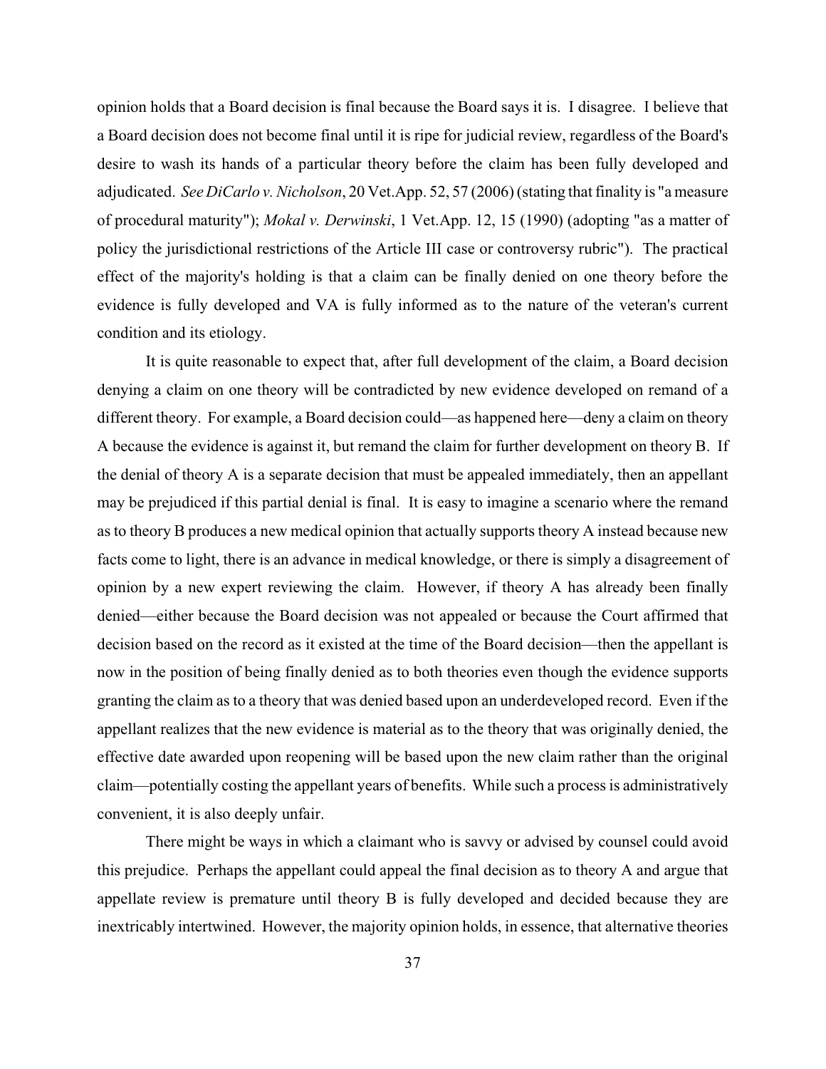opinion holds that a Board decision is final because the Board says it is. I disagree. I believe that a Board decision does not become final until it is ripe for judicial review, regardless of the Board's desire to wash its hands of a particular theory before the claim has been fully developed and adjudicated. *See DiCarlo v. Nicholson*, 20 Vet.App. 52, 57 (2006) (stating that finality is "a measure of procedural maturity"); *Mokal v. Derwinski*, 1 Vet.App. 12, 15 (1990) (adopting "as a matter of policy the jurisdictional restrictions of the Article III case or controversy rubric"). The practical effect of the majority's holding is that a claim can be finally denied on one theory before the evidence is fully developed and VA is fully informed as to the nature of the veteran's current condition and its etiology.

It is quite reasonable to expect that, after full development of the claim, a Board decision denying a claim on one theory will be contradicted by new evidence developed on remand of a different theory. For example, a Board decision could—as happened here—deny a claim on theory A because the evidence is against it, but remand the claim for further development on theory B. If the denial of theory A is a separate decision that must be appealed immediately, then an appellant may be prejudiced if this partial denial is final. It is easy to imagine a scenario where the remand as to theory B produces a new medical opinion that actually supports theory A instead because new facts come to light, there is an advance in medical knowledge, or there is simply a disagreement of opinion by a new expert reviewing the claim. However, if theory A has already been finally denied—either because the Board decision was not appealed or because the Court affirmed that decision based on the record as it existed at the time of the Board decision—then the appellant is now in the position of being finally denied as to both theories even though the evidence supports granting the claim as to a theory that was denied based upon an underdeveloped record. Even if the appellant realizes that the new evidence is material as to the theory that was originally denied, the effective date awarded upon reopening will be based upon the new claim rather than the original claim—potentially costing the appellant years of benefits. While such a process is administratively convenient, it is also deeply unfair.

There might be ways in which a claimant who is savvy or advised by counsel could avoid this prejudice. Perhaps the appellant could appeal the final decision as to theory A and argue that appellate review is premature until theory B is fully developed and decided because they are inextricably intertwined. However, the majority opinion holds, in essence, that alternative theories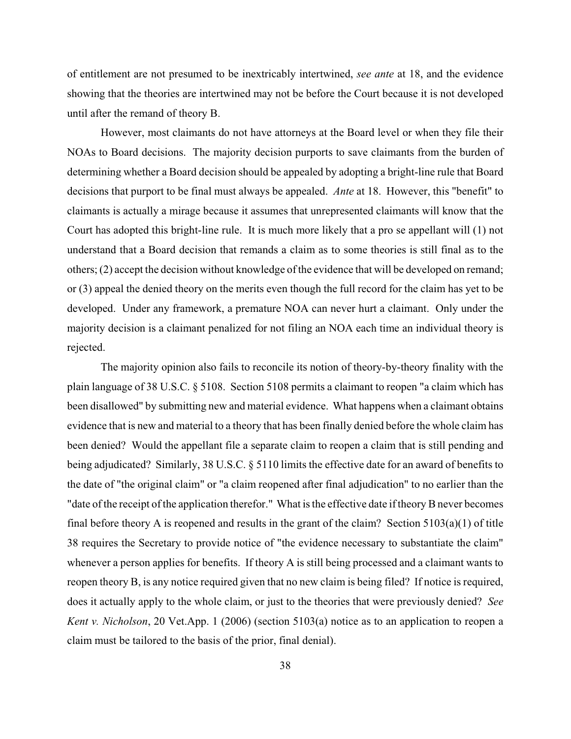of entitlement are not presumed to be inextricably intertwined, *see ante* at 18, and the evidence showing that the theories are intertwined may not be before the Court because it is not developed until after the remand of theory B.

However, most claimants do not have attorneys at the Board level or when they file their NOAs to Board decisions. The majority decision purports to save claimants from the burden of determining whether a Board decision should be appealed by adopting a bright-line rule that Board decisions that purport to be final must always be appealed. *Ante* at 18. However, this "benefit" to claimants is actually a mirage because it assumes that unrepresented claimants will know that the Court has adopted this bright-line rule. It is much more likely that a pro se appellant will (1) not understand that a Board decision that remands a claim as to some theories is still final as to the others; (2) accept the decision without knowledge of the evidence that will be developed on remand; or (3) appeal the denied theory on the merits even though the full record for the claim has yet to be developed. Under any framework, a premature NOA can never hurt a claimant. Only under the majority decision is a claimant penalized for not filing an NOA each time an individual theory is rejected.

The majority opinion also fails to reconcile its notion of theory-by-theory finality with the plain language of 38 U.S.C. § 5108. Section 5108 permits a claimant to reopen "a claim which has been disallowed" by submitting new and material evidence. What happens when a claimant obtains evidence that is new and material to a theory that has been finally denied before the whole claim has been denied? Would the appellant file a separate claim to reopen a claim that is still pending and being adjudicated? Similarly, 38 U.S.C. § 5110 limits the effective date for an award of benefits to the date of "the original claim" or "a claim reopened after final adjudication" to no earlier than the "date of the receipt of the application therefor." What is the effective date if theory B never becomes final before theory A is reopened and results in the grant of the claim? Section 5103(a)(1) of title 38 requires the Secretary to provide notice of "the evidence necessary to substantiate the claim" whenever a person applies for benefits. If theory A is still being processed and a claimant wants to reopen theory B, is any notice required given that no new claim is being filed? If notice is required, does it actually apply to the whole claim, or just to the theories that were previously denied? *See Kent v. Nicholson*, 20 Vet.App. 1 (2006) (section 5103(a) notice as to an application to reopen a claim must be tailored to the basis of the prior, final denial).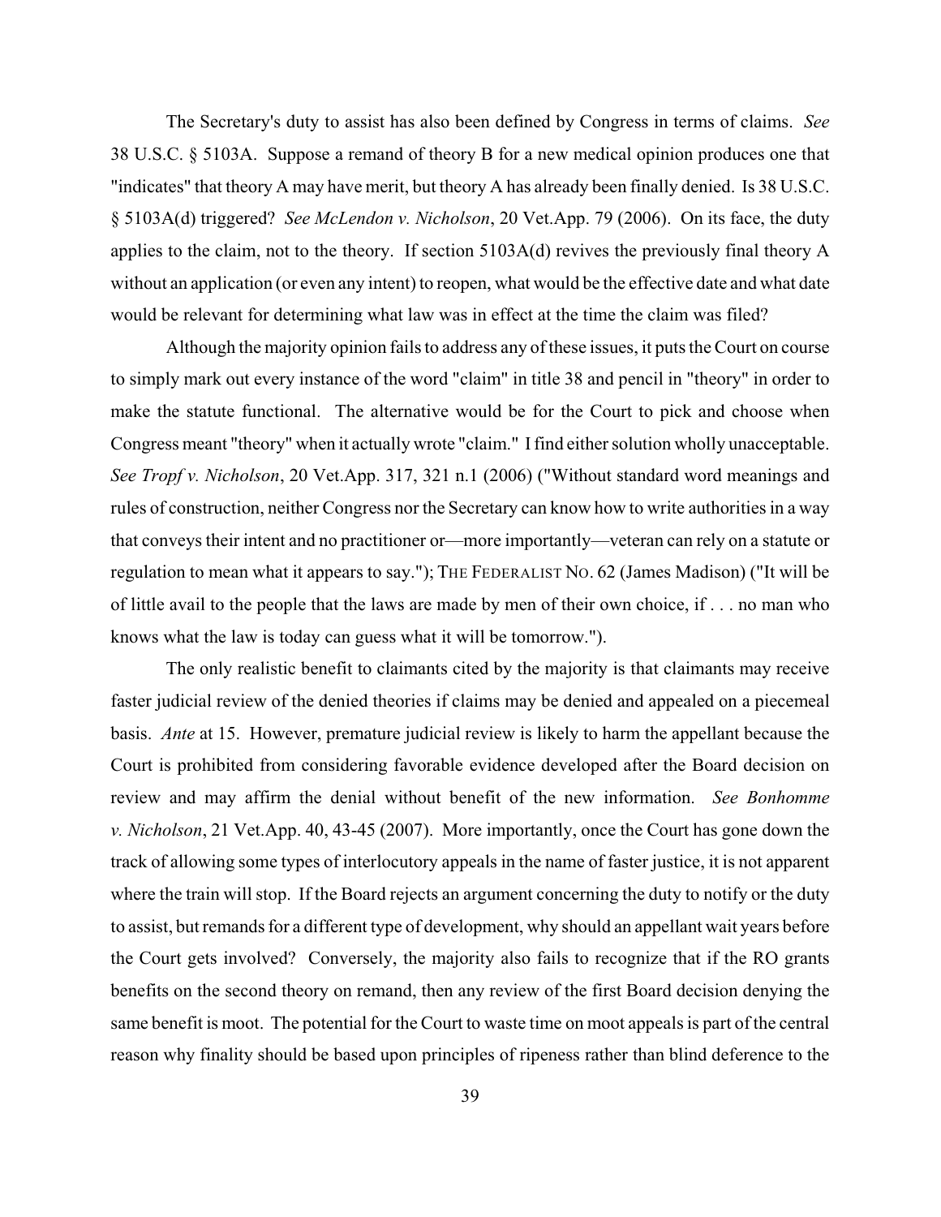The Secretary's duty to assist has also been defined by Congress in terms of claims. *See* 38 U.S.C. § 5103A. Suppose a remand of theory B for a new medical opinion produces one that "indicates" that theory A may have merit, but theory A has already been finally denied. Is 38 U.S.C. § 5103A(d) triggered? *See McLendon v. Nicholson*, 20 Vet.App. 79 (2006). On its face, the duty applies to the claim, not to the theory. If section 5103A(d) revives the previously final theory A without an application (or even any intent) to reopen, what would be the effective date and what date would be relevant for determining what law was in effect at the time the claim was filed?

Although the majority opinion fails to address any of these issues, it puts the Court on course to simply mark out every instance of the word "claim" in title 38 and pencil in "theory" in order to make the statute functional. The alternative would be for the Court to pick and choose when Congress meant "theory" when it actually wrote "claim." I find either solution wholly unacceptable. *See Tropf v. Nicholson*, 20 Vet.App. 317, 321 n.1 (2006) ("Without standard word meanings and rules of construction, neither Congress nor the Secretary can know how to write authorities in a way that conveys their intent and no practitioner or—more importantly—veteran can rely on a statute or regulation to mean what it appears to say."); THE FEDERALIST NO. 62 (James Madison) ("It will be of little avail to the people that the laws are made by men of their own choice, if . . . no man who knows what the law is today can guess what it will be tomorrow.").

The only realistic benefit to claimants cited by the majority is that claimants may receive faster judicial review of the denied theories if claims may be denied and appealed on a piecemeal basis. *Ante* at 15. However, premature judicial review is likely to harm the appellant because the Court is prohibited from considering favorable evidence developed after the Board decision on review and may affirm the denial without benefit of the new information. *See Bonhomme v. Nicholson*, 21 Vet.App. 40, 43-45 (2007). More importantly, once the Court has gone down the track of allowing some types of interlocutory appeals in the name of faster justice, it is not apparent where the train will stop. If the Board rejects an argument concerning the duty to notify or the duty to assist, but remands for a different type of development, why should an appellant wait years before the Court gets involved? Conversely, the majority also fails to recognize that if the RO grants benefits on the second theory on remand, then any review of the first Board decision denying the same benefit is moot. The potential for the Court to waste time on moot appeals is part of the central reason why finality should be based upon principles of ripeness rather than blind deference to the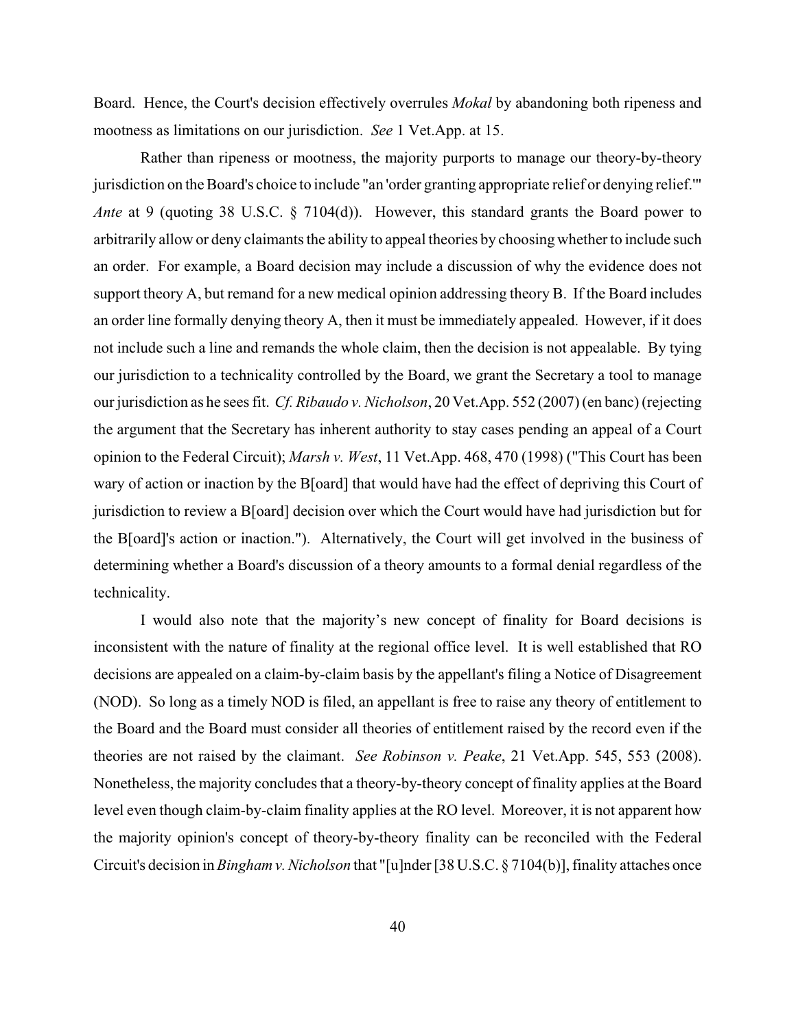Board. Hence, the Court's decision effectively overrules *Mokal* by abandoning both ripeness and mootness as limitations on our jurisdiction. *See* 1 Vet.App. at 15.

Rather than ripeness or mootness, the majority purports to manage our theory-by-theory jurisdiction on the Board's choice to include "an 'order granting appropriate relief or denying relief.'" *Ante* at 9 (quoting 38 U.S.C. § 7104(d)). However, this standard grants the Board power to arbitrarily allow or deny claimants the ability to appeal theories by choosing whether to include such an order. For example, a Board decision may include a discussion of why the evidence does not support theory A, but remand for a new medical opinion addressing theory B. If the Board includes an order line formally denying theory A, then it must be immediately appealed. However, if it does not include such a line and remands the whole claim, then the decision is not appealable. By tying our jurisdiction to a technicality controlled by the Board, we grant the Secretary a tool to manage our jurisdiction as he sees fit. *Cf. Ribaudo v. Nicholson*, 20 Vet.App. 552 (2007) (en banc) (rejecting the argument that the Secretary has inherent authority to stay cases pending an appeal of a Court opinion to the Federal Circuit); *Marsh v. West*, 11 Vet.App. 468, 470 (1998) ("This Court has been wary of action or inaction by the B[oard] that would have had the effect of depriving this Court of jurisdiction to review a B[oard] decision over which the Court would have had jurisdiction but for the B[oard]'s action or inaction."). Alternatively, the Court will get involved in the business of determining whether a Board's discussion of a theory amounts to a formal denial regardless of the technicality.

I would also note that the majority's new concept of finality for Board decisions is inconsistent with the nature of finality at the regional office level. It is well established that RO decisions are appealed on a claim-by-claim basis by the appellant's filing a Notice of Disagreement (NOD). So long as a timely NOD is filed, an appellant is free to raise any theory of entitlement to the Board and the Board must consider all theories of entitlement raised by the record even if the theories are not raised by the claimant. *See Robinson v. Peake*, 21 Vet.App. 545, 553 (2008). Nonetheless, the majority concludes that a theory-by-theory concept of finality applies at the Board level even though claim-by-claim finality applies at the RO level. Moreover, it is not apparent how the majority opinion's concept of theory-by-theory finality can be reconciled with the Federal Circuit's decision in *Bingham v. Nicholson* that "[u]nder [38 U.S.C. § 7104(b)], finality attaches once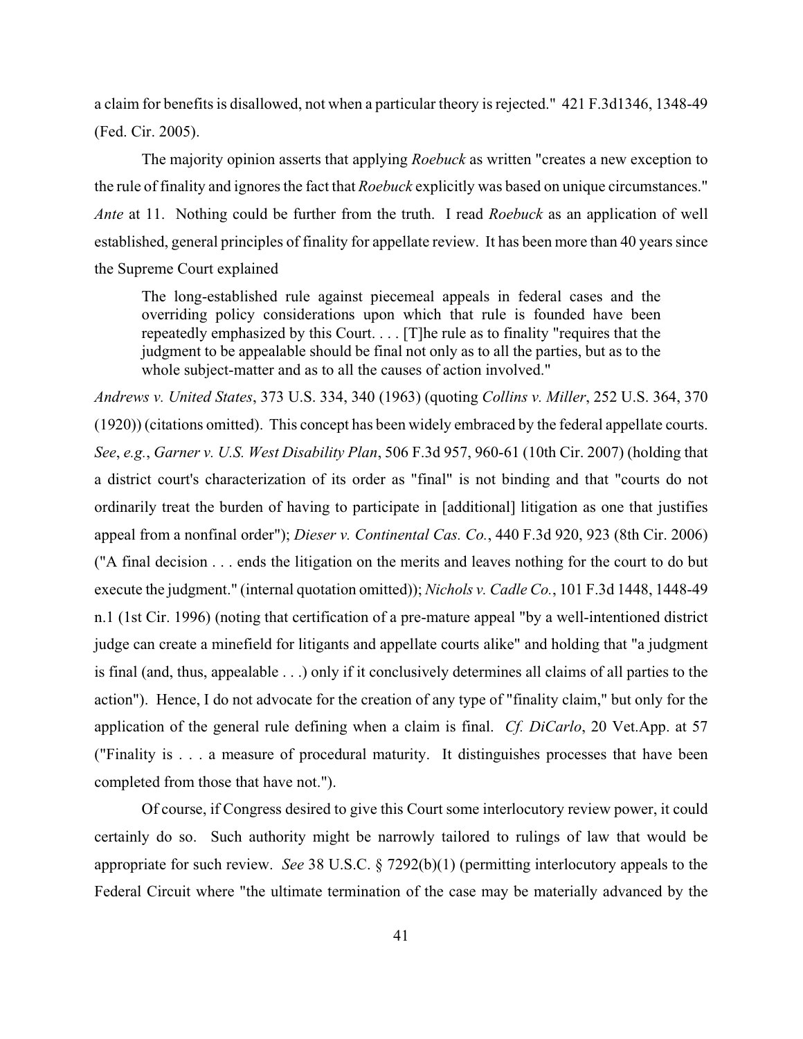a claim for benefits is disallowed, not when a particular theory is rejected." 421 F.3d1346, 1348-49 (Fed. Cir. 2005).

The majority opinion asserts that applying *Roebuck* as written "creates a new exception to the rule of finality and ignores the fact that *Roebuck* explicitly was based on unique circumstances." *Ante* at 11. Nothing could be further from the truth. I read *Roebuck* as an application of well established, general principles of finality for appellate review. It has been more than 40 years since the Supreme Court explained

> The long-established rule against piecemeal appeals in federal cases and the overriding policy considerations upon which that rule is founded have been repeatedly emphasized by this Court. . . . [T]he rule as to finality "requires that the judgment to be appealable should be final not only as to all the parties, but as to the whole subject-matter and as to all the causes of action involved."

*Andrews v. United States*, 373 U.S. 334, 340 (1963) (quoting *Collins v. Miller*, 252 U.S. 364, 370 (1920)) (citations omitted). This concept has been widely embraced by the federal appellate courts. *See*, *e.g.*, *Garner v. U.S. West Disability Plan*, 506 F.3d 957, 960-61 (10th Cir. 2007) (holding that a district court's characterization of its order as "final" is not binding and that "courts do not ordinarily treat the burden of having to participate in [additional] litigation as one that justifies appeal from a nonfinal order"); *Dieser v. Continental Cas. Co.*, 440 F.3d 920, 923 (8th Cir. 2006) ("A final decision . . . ends the litigation on the merits and leaves nothing for the court to do but execute the judgment." (internal quotation omitted)); *Nichols v. Cadle Co.*, 101 F.3d 1448, 1448-49 n.1 (1st Cir. 1996) (noting that certification of a pre-mature appeal "by a well-intentioned district judge can create a minefield for litigants and appellate courts alike" and holding that "a judgment is final (and, thus, appealable . . .) only if it conclusively determines all claims of all parties to the action"). Hence, I do not advocate for the creation of any type of "finality claim," but only for the application of the general rule defining when a claim is final. *Cf. DiCarlo*, 20 Vet.App. at 57 ("Finality is . . . a measure of procedural maturity. It distinguishes processes that have been completed from those that have not.").

Of course, if Congress desired to give this Court some interlocutory review power, it could certainly do so. Such authority might be narrowly tailored to rulings of law that would be appropriate for such review. *See* 38 U.S.C. § 7292(b)(1) (permitting interlocutory appeals to the Federal Circuit where "the ultimate termination of the case may be materially advanced by the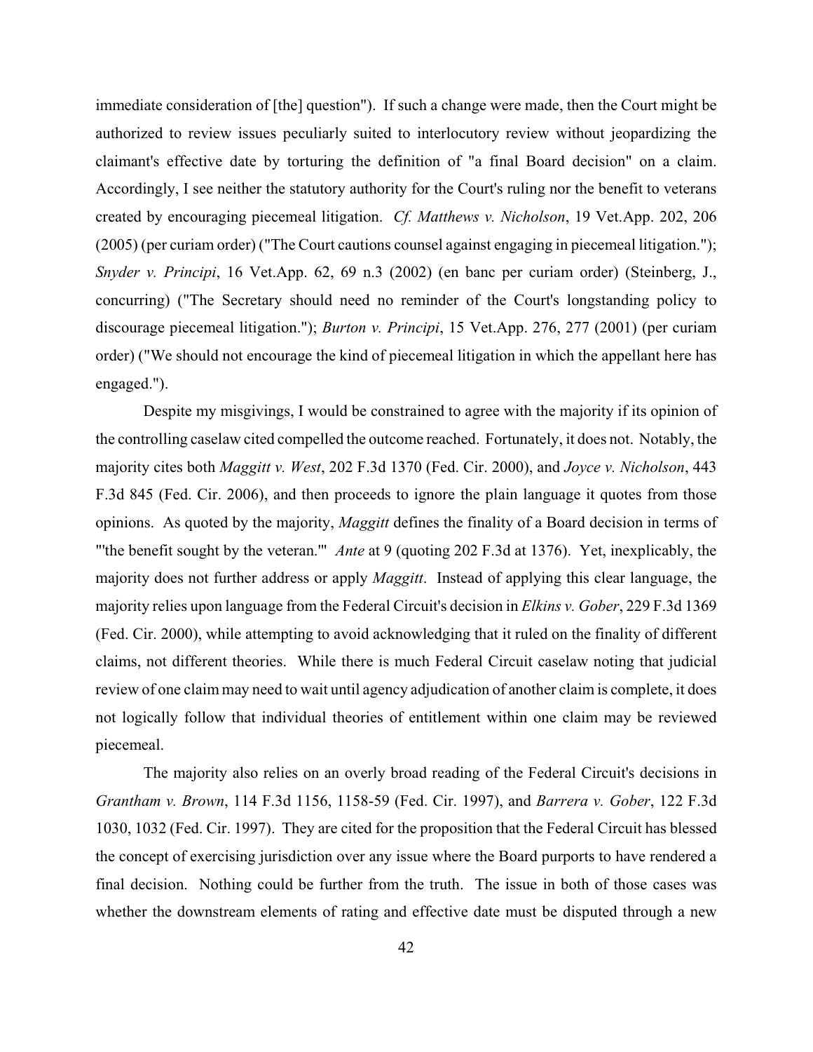immediate consideration of [the] question"). If such a change were made, then the Court might be authorized to review issues peculiarly suited to interlocutory review without jeopardizing the claimant's effective date by torturing the definition of "a final Board decision" on a claim. Accordingly, I see neither the statutory authority for the Court's ruling nor the benefit to veterans created by encouraging piecemeal litigation. *Cf. Matthews v. Nicholson*, 19 Vet.App. 202, 206 (2005) (per curiam order) ("The Court cautions counsel against engaging in piecemeal litigation."); *Snyder v. Principi*, 16 Vet.App. 62, 69 n.3 (2002) (en banc per curiam order) (Steinberg, J., concurring) ("The Secretary should need no reminder of the Court's longstanding policy to discourage piecemeal litigation."); *Burton v. Principi*, 15 Vet.App. 276, 277 (2001) (per curiam order) ("We should not encourage the kind of piecemeal litigation in which the appellant here has engaged.").

Despite my misgivings, I would be constrained to agree with the majority if its opinion of the controlling caselaw cited compelled the outcome reached. Fortunately, it does not. Notably, the majority cites both *Maggitt v. West*, 202 F.3d 1370 (Fed. Cir. 2000), and *Joyce v. Nicholson*, 443 F.3d 845 (Fed. Cir. 2006), and then proceeds to ignore the plain language it quotes from those opinions. As quoted by the majority, *Maggitt* defines the finality of a Board decision in terms of "'the benefit sought by the veteran.'" *Ante* at 9 (quoting 202 F.3d at 1376). Yet, inexplicably, the majority does not further address or apply *Maggitt*. Instead of applying this clear language, the majority relies upon language from the Federal Circuit's decision in *Elkins v. Gober*, 229 F.3d 1369 (Fed. Cir. 2000), while attempting to avoid acknowledging that it ruled on the finality of different claims, not different theories. While there is much Federal Circuit caselaw noting that judicial review of one claim may need to wait until agency adjudication of another claim is complete, it does not logically follow that individual theories of entitlement within one claim may be reviewed piecemeal.

The majority also relies on an overly broad reading of the Federal Circuit's decisions in *Grantham v. Brown*, 114 F.3d 1156, 1158-59 (Fed. Cir. 1997), and *Barrera v. Gober*, 122 F.3d 1030, 1032 (Fed. Cir. 1997). They are cited for the proposition that the Federal Circuit has blessed the concept of exercising jurisdiction over any issue where the Board purports to have rendered a final decision. Nothing could be further from the truth. The issue in both of those cases was whether the downstream elements of rating and effective date must be disputed through a new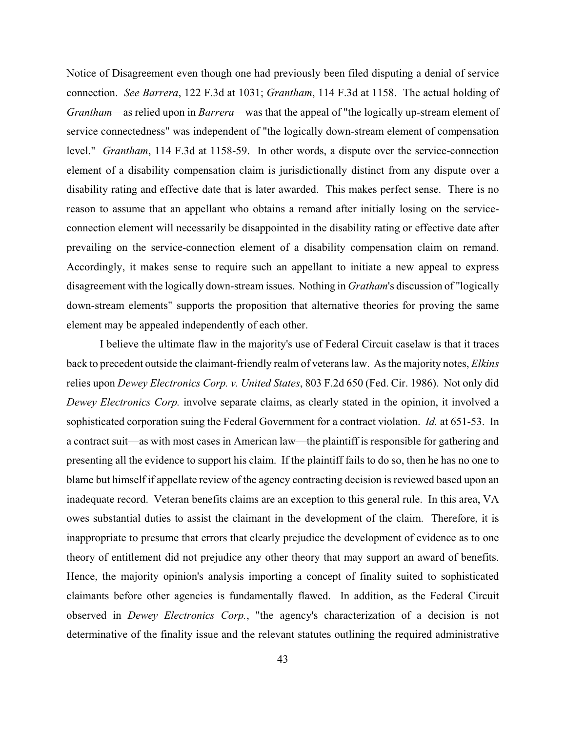Notice of Disagreement even though one had previously been filed disputing a denial of service connection. *See Barrera*, 122 F.3d at 1031; *Grantham*, 114 F.3d at 1158. The actual holding of *Grantham*—as relied upon in *Barrera*—was that the appeal of "the logically up-stream element of service connectedness" was independent of "the logically down-stream element of compensation level." *Grantham*, 114 F.3d at 1158-59. In other words, a dispute over the service-connection element of a disability compensation claim is jurisdictionally distinct from any dispute over a disability rating and effective date that is later awarded. This makes perfect sense. There is no reason to assume that an appellant who obtains a remand after initially losing on the service-connection element will necessarily be disappointed in the disability rating or effective date after prevailing on the service-connection element of a disability compensation claim on remand. Accordingly, it makes sense to require such an appellant to initiate a new appeal to express disagreement with the logically down-stream issues. Nothing in *Gratham*'s discussion of "logically down-stream elements" supports the proposition that alternative theories for proving the same element may be appealed independently of each other.

I believe the ultimate flaw in the majority's use of Federal Circuit caselaw is that it traces back to precedent outside the claimant-friendly realm of veterans law. As the majority notes, *Elkins* relies upon *Dewey Electronics Corp. v. United States*, 803 F.2d 650 (Fed. Cir. 1986). Not only did *Dewey Electronics Corp.* involve separate claims, as clearly stated in the opinion, it involved a sophisticated corporation suing the Federal Government for a contract violation. *Id.* at 651-53. In a contract suit—as with most cases in American law—the plaintiff is responsible for gathering and presenting all the evidence to support his claim. If the plaintiff fails to do so, then he has no one to blame but himself if appellate review of the agency contracting decision is reviewed based upon an inadequate record. Veteran benefits claims are an exception to this general rule. In this area, VA owes substantial duties to assist the claimant in the development of the claim. Therefore, it is inappropriate to presume that errors that clearly prejudice the development of evidence as to one theory of entitlement did not prejudice any other theory that may support an award of benefits. Hence, the majority opinion's analysis importing a concept of finality suited to sophisticated claimants before other agencies is fundamentally flawed. In addition, as the Federal Circuit observed in *Dewey Electronics Corp.*, "the agency's characterization of a decision is not determinative of the finality issue and the relevant statutes outlining the required administrative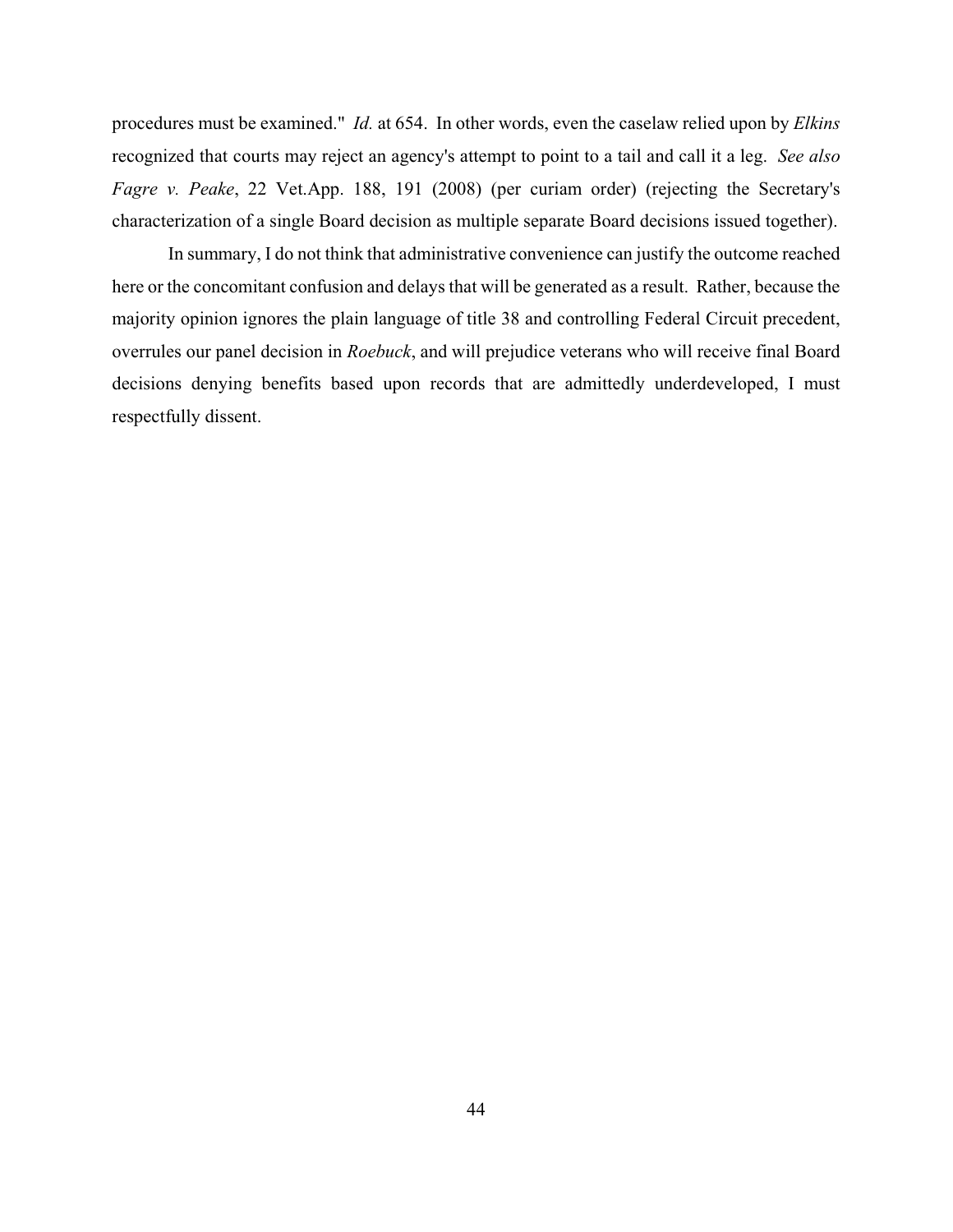procedures must be examined." *Id.* at 654. In other words, even the caselaw relied upon by *Elkins* recognized that courts may reject an agency's attempt to point to a tail and call it a leg. *See also Fagre v. Peake*, 22 Vet.App. 188, 191 (2008) (per curiam order) (rejecting the Secretary's characterization of a single Board decision as multiple separate Board decisions issued together).

In summary, I do not think that administrative convenience can justify the outcome reached here or the concomitant confusion and delays that will be generated as a result. Rather, because the majority opinion ignores the plain language of title 38 and controlling Federal Circuit precedent, overrules our panel decision in *Roebuck*, and will prejudice veterans who will receive final Board decisions denying benefits based upon records that are admittedly underdeveloped, I must respectfully dissent.